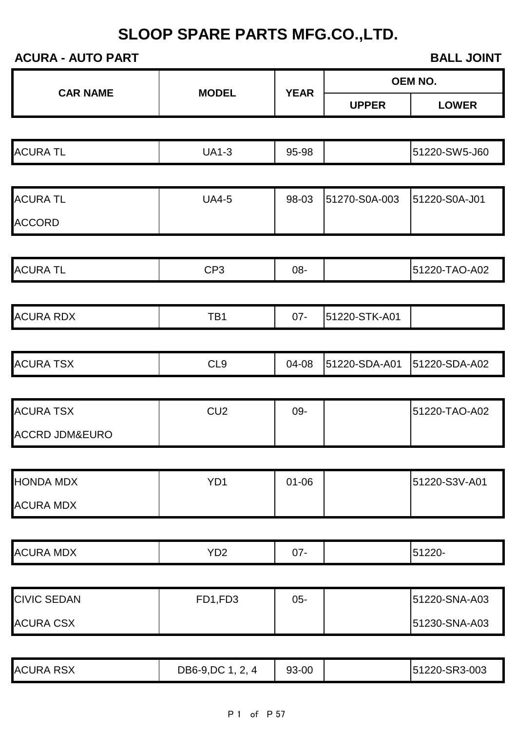# SLOOP SPARE PARTS MFG.CO.,LTD.

**ACURA - AUTO PART** **BALL JOINT**

| CAR NAME | MODEL | YEAR | OEM NO. | |
|---|---|---|---|---|
| | | | UPPER | LOWER |
| ACURA TL | UA1-3 | 95-98 | | 51220-SW5-J60 |
| ACURA TL<br>ACCORD | UA4-5 | 98-03 | 51270-S0A-003 | 51220-S0A-J01 |
| ACURA TL | CP3 | 08- | | 51220-TAO-A02 |
| ACURA RDX | TB1 | 07- | 51220-STK-A01 | |
| ACURA TSX | CL9 | 04-08 | 51220-SDA-A01 | 51220-SDA-A02 |
| ACURA TSX<br>ACCRD JDM&EURO | CU2 | 09- | | 51220-TAO-A02 |
| HONDA MDX<br>ACURA MDX | YD1 | 01-06 | | 51220-S3V-A01 |
| ACURA MDX | YD2 | 07- | | 51220- |
| CIVIC SEDAN<br>ACURA CSX | FD1,FD3 | 05- | | 51220-SNA-A03<br>51230-SNA-A03 |
| ACURA RSX | DB6-9,DC 1, 2, 4 | 93-00 | | 51220-SR3-003 |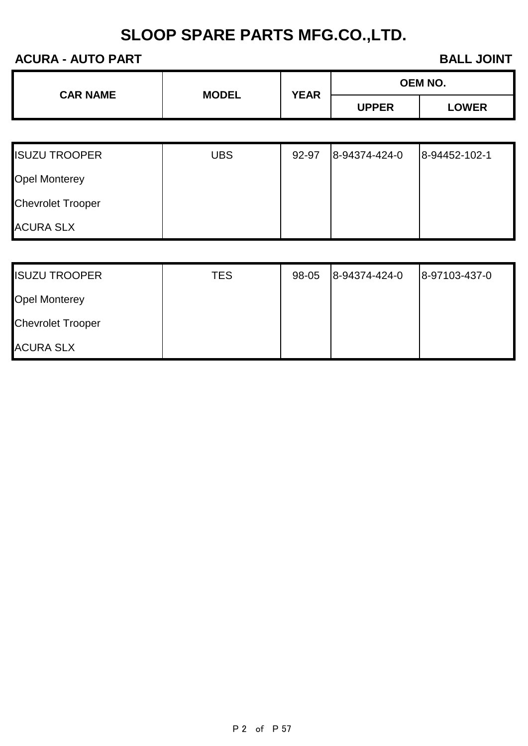# SLOOP SPARE PARTS MFG.CO.,LTD.

**ACURA - AUTO PART** **BALL JOINT**

| CAR NAME | MODEL | YEAR | OEM NO. | |
|---|---|---|---|---|
| | | | UPPER | LOWER |
| ISUZU TROOPER | UBS | 92-97 | 8-94374-424-0 | 8-94452-102-1 |
| Opel Monterey | | | | |
| Chevrolet Trooper | | | | |
| ACURA SLX | | | | |
| ISUZU TROOPER | TES | 98-05 | 8-94374-424-0 | 8-97103-437-0 |
| Opel Monterey | | | | |
| Chevrolet Trooper | | | | |
| ACURA SLX | | | | |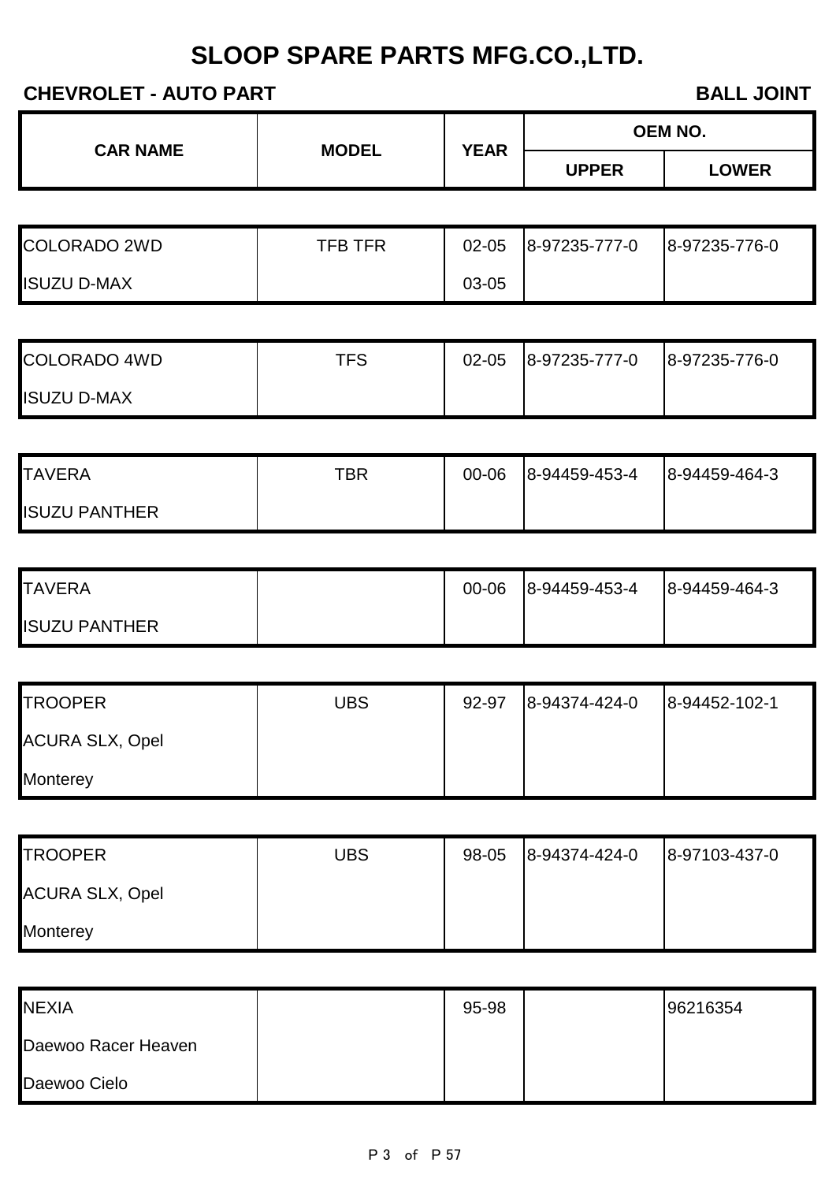# SLOOP SPARE PARTS MFG.CO.,LTD.

**CHEVROLET - AUTO PART** **BALL JOINT**

| CAR NAME | MODEL | YEAR | OEM NO. | |
|---|---|---|---|---|
| | | | UPPER | LOWER |
| COLORADO 2WD | TFB TFR | 02-05 | 8-97235-777-0 | 8-97235-776-0 |
| ISUZU D-MAX | | 03-05 | | |
| COLORADO 4WD | TFS | 02-05 | 8-97235-777-0 | 8-97235-776-0 |
| ISUZU D-MAX | | | | |
| TAVERA | TBR | 00-06 | 8-94459-453-4 | 8-94459-464-3 |
| ISUZU PANTHER | | | | |
| TAVERA | | 00-06 | 8-94459-453-4 | 8-94459-464-3 |
| ISUZU PANTHER | | | | |
| TROOPER | UBS | 92-97 | 8-94374-424-0 | 8-94452-102-1 |
| ACURA SLX, Opel | | | | |
| Monterey | | | | |
| TROOPER | UBS | 98-05 | 8-94374-424-0 | 8-97103-437-0 |
| ACURA SLX, Opel | | | | |
| Monterey | | | | |
| NEXIA | | 95-98 | | 96216354 |
| Daewoo Racer Heaven | | | | |
| Daewoo Cielo | | | | |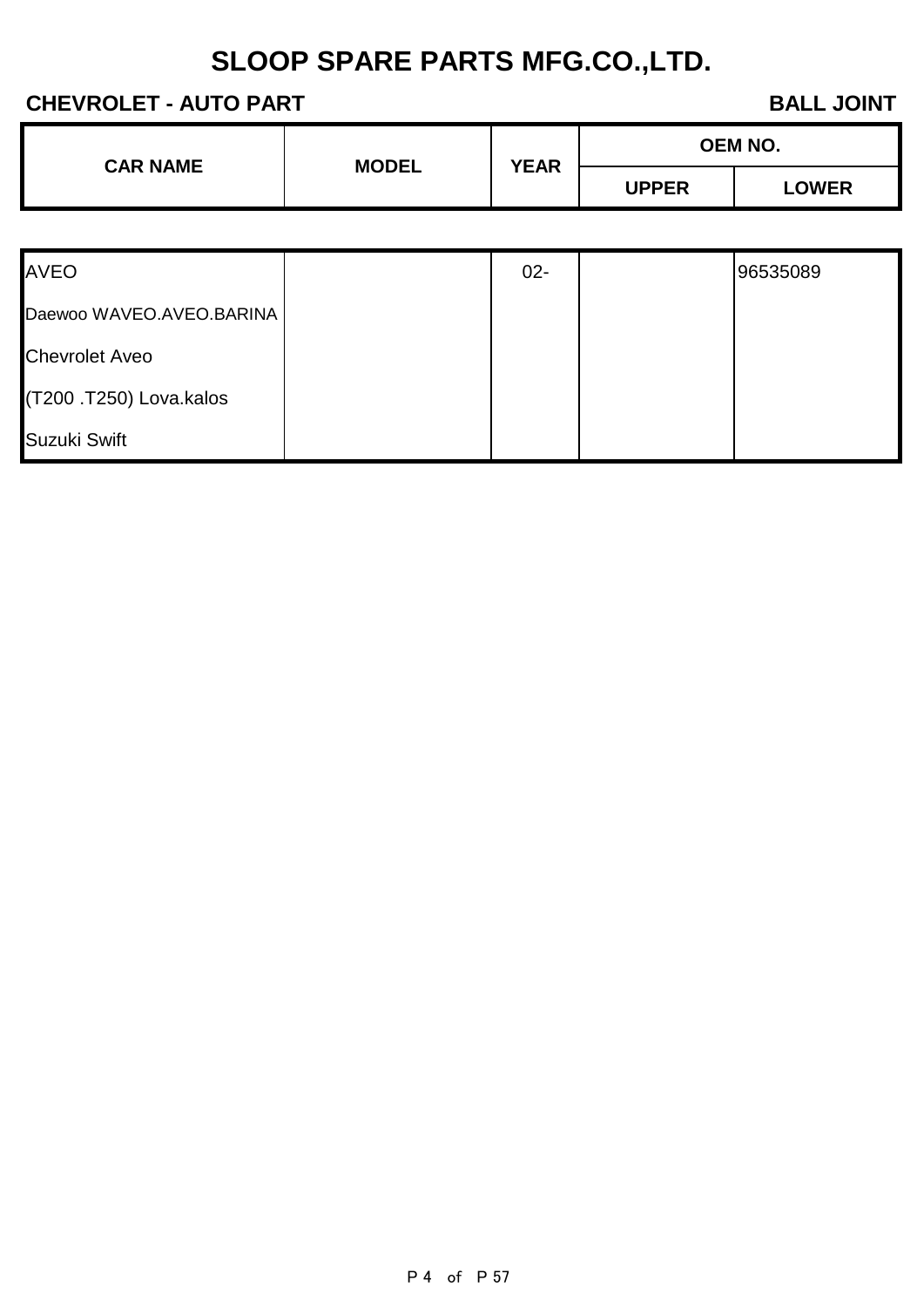# SLOOP SPARE PARTS MFG.CO.,LTD.

**CHEVROLET - AUTO PART**

**BALL JOINT**

| CAR NAME | MODEL | YEAR | OEM NO. | |
|---|---|---|---|---|
| | | | UPPER | LOWER |
| AVEO | | 02- | | 96535089 |
| Daewoo WAVEO.AVEO.BARINA | | | | |
| Chevrolet Aveo | | | | |
| (T200 .T250) Lova.kalos | | | | |
| Suzuki Swift | | | | |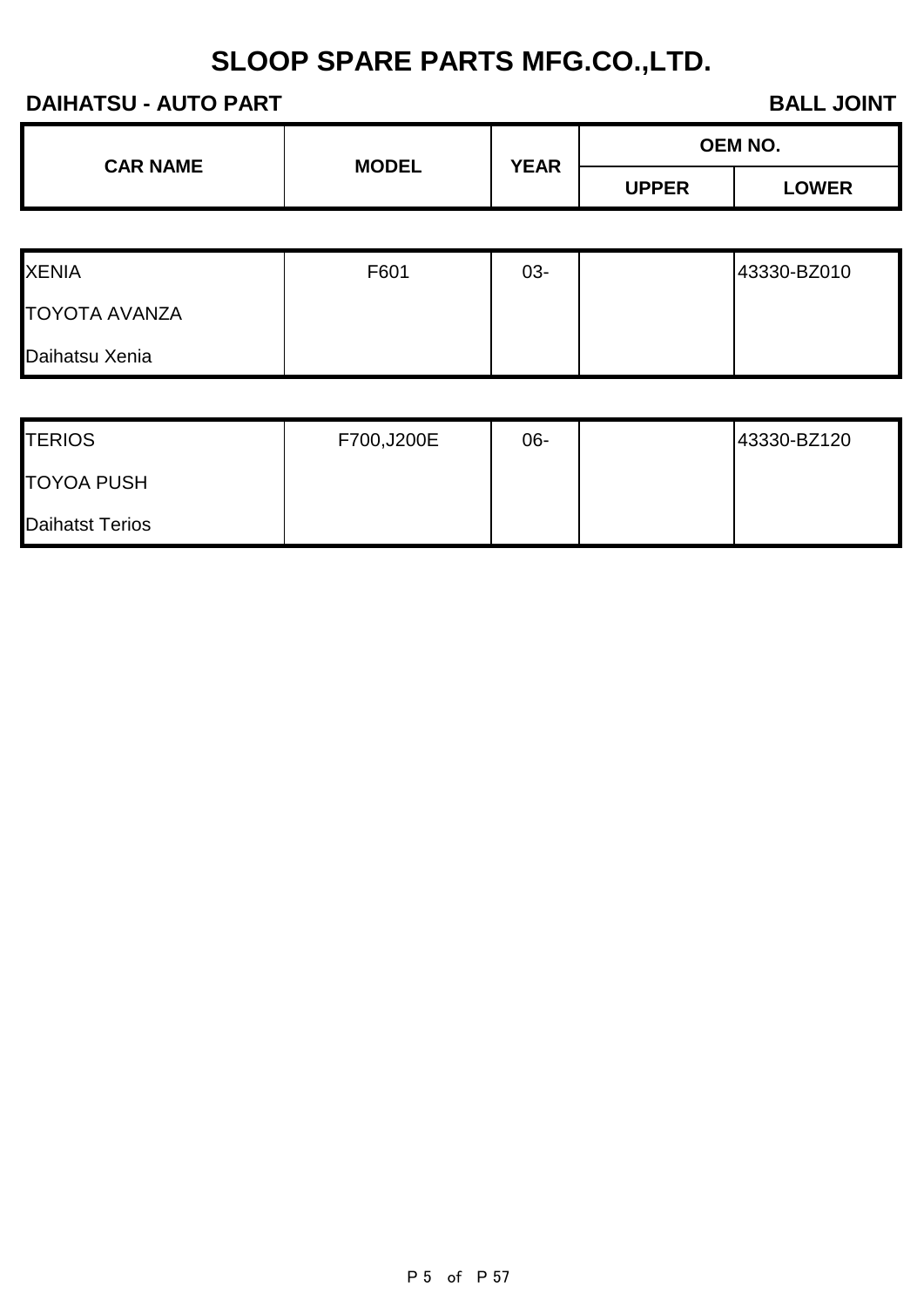# SLOOP SPARE PARTS MFG.CO.,LTD.

**DAIHATSU - AUTO PART** **BALL JOINT**

| CAR NAME | MODEL | YEAR | OEM NO. | |
|---|---|---|---|---|
| | | | UPPER | LOWER |
| XENIA | F601 | 03- | | 43330-BZ010 |
| TOYOTA AVANZA | | | | |
| Daihatsu Xenia | | | | |
| TERIOS | F700,J200E | 06- | | 43330-BZ120 |
| TOYOA PUSH | | | | |
| Daihatst Terios | | | | |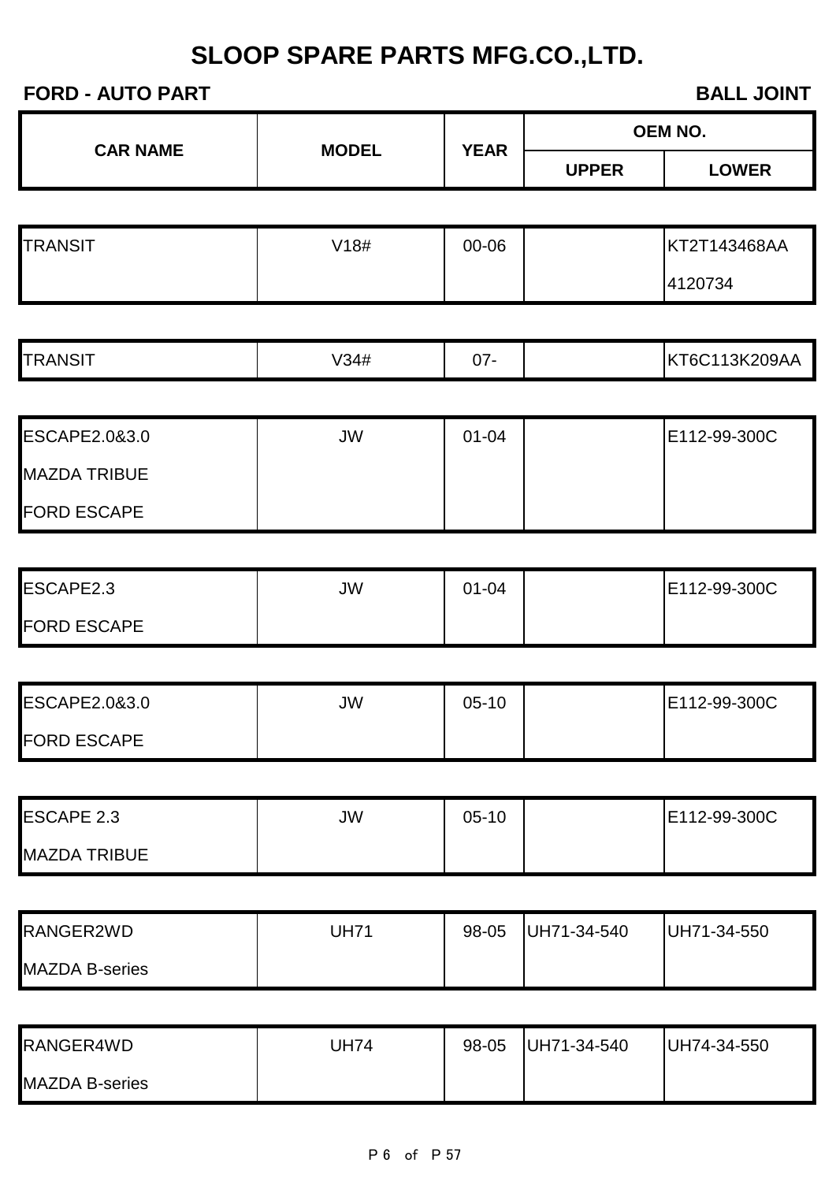# SLOOP SPARE PARTS MFG.CO.,LTD.

**FORD - AUTO PART** **BALL JOINT**

| CAR NAME | MODEL | YEAR | OEM NO. | |
|---|---|---|---|---|
| | | | UPPER | LOWER |
| TRANSIT | V18# | 00-06 | | KT2T143468AA |
| | | | | 4120734 |
| TRANSIT | V34# | 07- | | KT6C113K209AA |
| ESCAPE2.0&3.0 | JW | 01-04 | | E112-99-300C |
| MAZDA TRIBUE | | | | |
| FORD ESCAPE | | | | |
| ESCAPE2.3 | JW | 01-04 | | E112-99-300C |
| FORD ESCAPE | | | | |
| ESCAPE2.0&3.0 | JW | 05-10 | | E112-99-300C |
| FORD ESCAPE | | | | |
| ESCAPE 2.3 | JW | 05-10 | | E112-99-300C |
| MAZDA TRIBUE | | | | |
| RANGER2WD | UH71 | 98-05 | UH71-34-540 | UH71-34-550 |
| MAZDA B-series | | | | |
| RANGER4WD | UH74 | 98-05 | UH71-34-540 | UH74-34-550 |
| MAZDA B-series | | | | |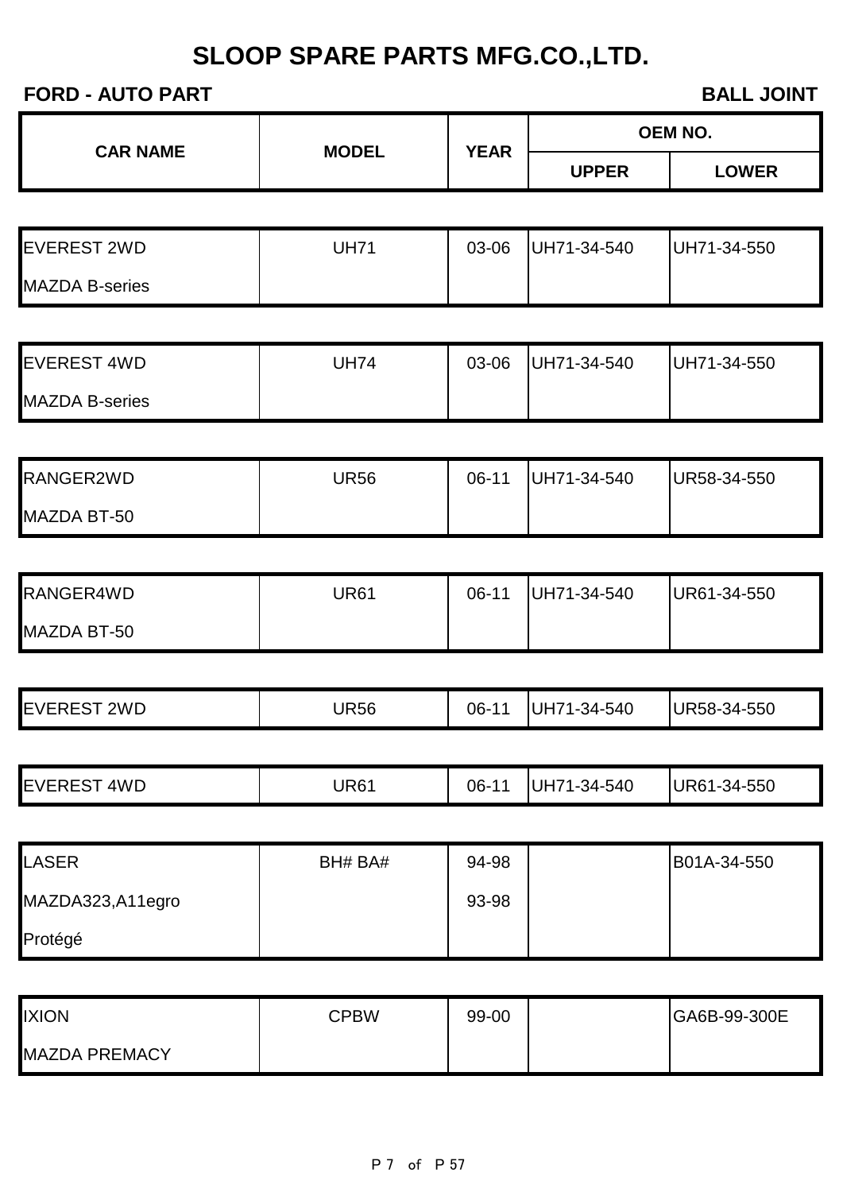# SLOOP SPARE PARTS MFG.CO.,LTD.

**FORD - AUTO PART** **BALL JOINT**

| CAR NAME | MODEL | YEAR | OEM NO. | |
|---|---|---|---|---|
| | | | UPPER | LOWER |
| EVEREST 2WD<br>MAZDA B-series | UH71 | 03-06 | UH71-34-540 | UH71-34-550 |
| EVEREST 4WD<br>MAZDA B-series | UH74 | 03-06 | UH71-34-540 | UH71-34-550 |
| RANGER2WD<br>MAZDA BT-50 | UR56 | 06-11 | UH71-34-540 | UR58-34-550 |
| RANGER4WD<br>MAZDA BT-50 | UR61 | 06-11 | UH71-34-540 | UR61-34-550 |
| EVEREST 2WD | UR56 | 06-11 | UH71-34-540 | UR58-34-550 |
| EVEREST 4WD | UR61 | 06-11 | UH71-34-540 | UR61-34-550 |
| LASER<br>MAZDA323,A11egro<br>Protégé | BH# BA# | 94-98<br>93-98 | | B01A-34-550 |
| IXION<br>MAZDA PREMACY | CPBW | 99-00 | | GA6B-99-300E |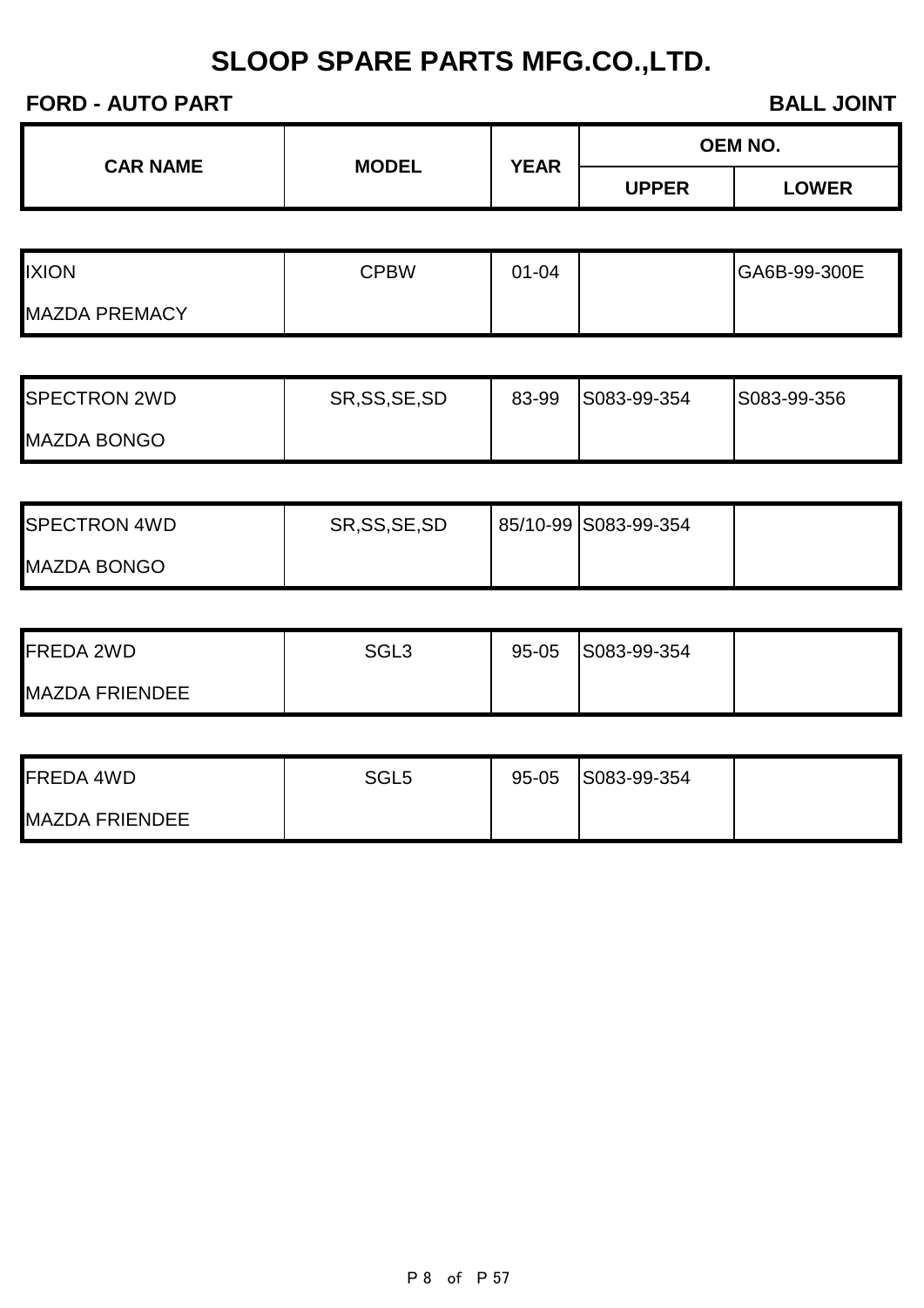# SLOOP SPARE PARTS MFG.CO.,LTD.

**FORD - AUTO PART** **BALL JOINT**

| CAR NAME | MODEL | YEAR | OEM NO. | |
|---|---|---|---|---|
| | | | UPPER | LOWER |
| IXION<br>MAZDA PREMACY | CPBW | 01-04 | | GA6B-99-300E |
| SPECTRON 2WD<br>MAZDA BONGO | SR,SS,SE,SD | 83-99 | S083-99-354 | S083-99-356 |
| SPECTRON 4WD<br>MAZDA BONGO | SR,SS,SE,SD | 85/10-99 | S083-99-354 | |
| FREDA 2WD<br>MAZDA FRIENDEE | SGL3 | 95-05 | S083-99-354 | |
| FREDA 4WD<br>MAZDA FRIENDEE | SGL5 | 95-05 | S083-99-354 | |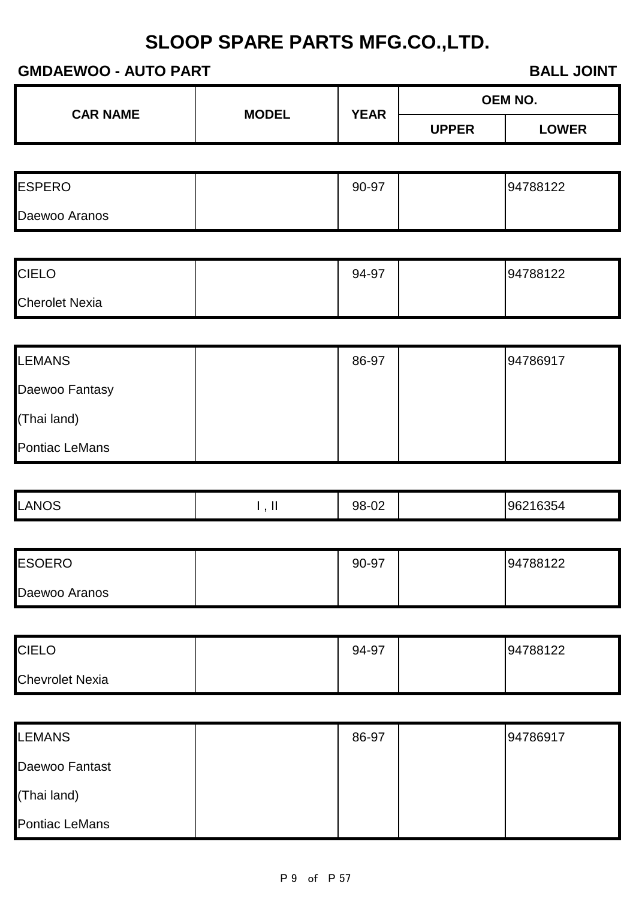# SLOOP SPARE PARTS MFG.CO.,LTD.

**GMDAEWOO - AUTO PART** **BALL JOINT**

| CAR NAME | MODEL | YEAR | OEM NO. | |
|---|---|---|---|---|
| | | | UPPER | LOWER |
| ESPERO<br>Daewoo Aranos | | 90-97 | | 94788122 |
| CIELO<br>Cherolet Nexia | | 94-97 | | 94788122 |
| LEMANS<br>Daewoo Fantasy<br>(Thai land)<br>Pontiac LeMans | | 86-97 | | 94786917 |
| LANOS | I , II | 98-02 | | 96216354 |
| ESOERO<br>Daewoo Aranos | | 90-97 | | 94788122 |
| CIELO<br>Chevrolet Nexia | | 94-97 | | 94788122 |
| LEMANS<br>Daewoo Fantast<br>(Thai land)<br>Pontiac LeMans | | 86-97 | | 94786917 |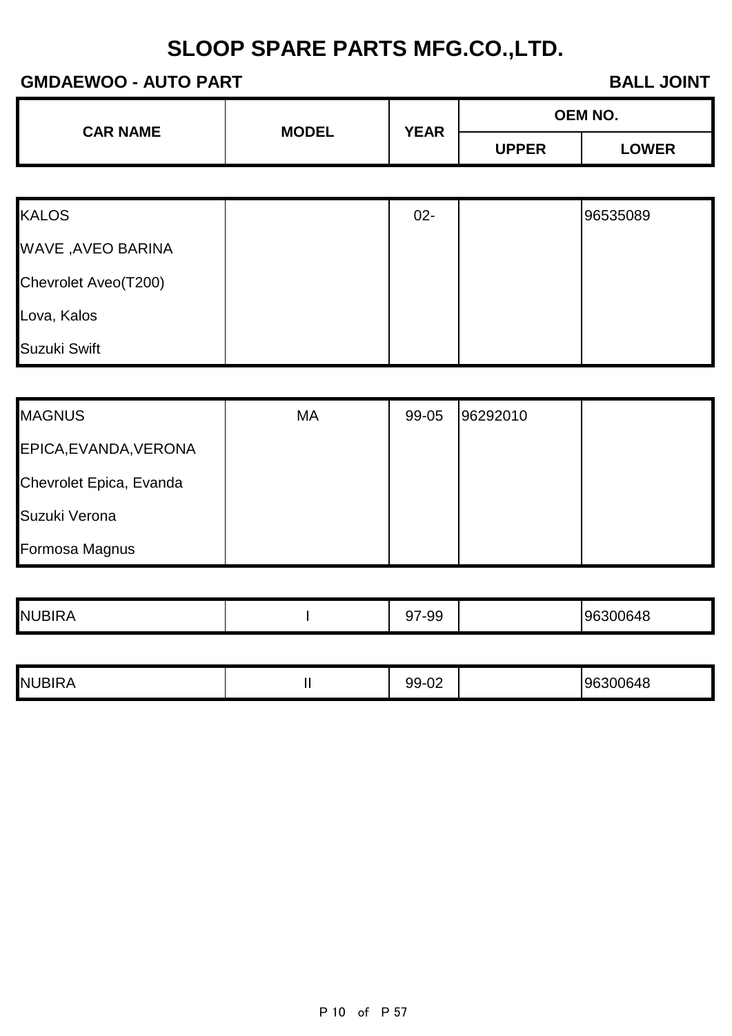# SLOOP SPARE PARTS MFG.CO.,LTD.

**GMDAEWOO - AUTO PART** **BALL JOINT**

| CAR NAME | MODEL | YEAR | OEM NO. | |
|---|---|---|---|---|
| | | | UPPER | LOWER |
| KALOS | | 02- | | 96535089 |
| WAVE ,AVEO BARINA | | | | |
| Chevrolet Aveo(T200) | | | | |
| Lova, Kalos | | | | |
| Suzuki Swift | | | | |
| MAGNUS | MA | 99-05 | 96292010 | |
| EPICA,EVANDA,VERONA | | | | |
| Chevrolet Epica, Evanda | | | | |
| Suzuki Verona | | | | |
| Formosa Magnus | | | | |
| NUBIRA | I | 97-99 | | 96300648 |
| NUBIRA | II | 99-02 | | 96300648 |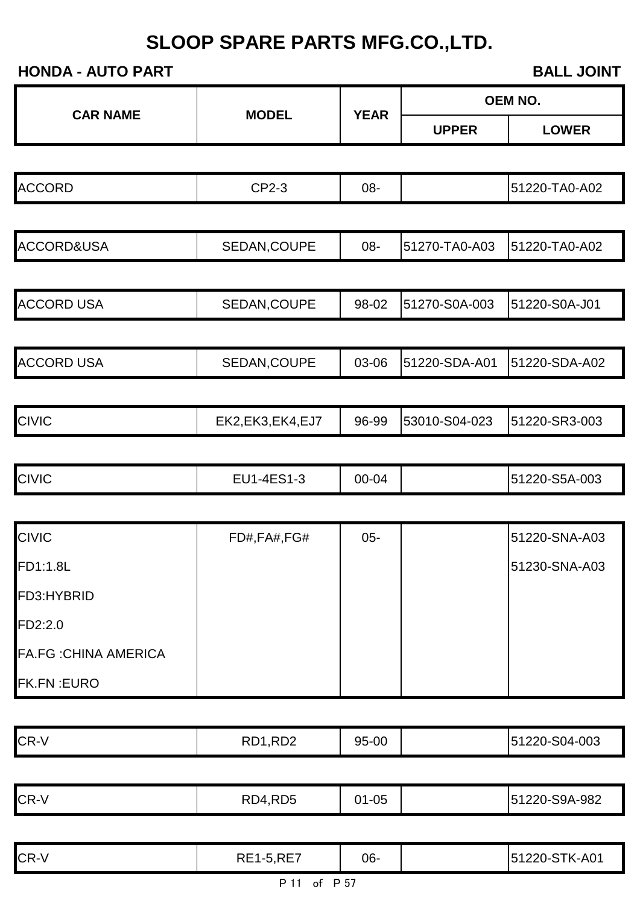# SLOOP SPARE PARTS MFG.CO.,LTD.

**HONDA - AUTO PART** **BALL JOINT**

| CAR NAME | MODEL | YEAR | OEM NO. | |
|---|---|---|---|---|
| | | | UPPER | LOWER |
| ACCORD | CP2-3 | 08- | | 51220-TA0-A02 |
| ACCORD&USA | SEDAN,COUPE | 08- | 51270-TA0-A03 | 51220-TA0-A02 |
| ACCORD USA | SEDAN,COUPE | 98-02 | 51270-S0A-003 | 51220-S0A-J01 |
| ACCORD USA | SEDAN,COUPE | 03-06 | 51220-SDA-A01 | 51220-SDA-A02 |
| CIVIC | EK2,EK3,EK4,EJ7 | 96-99 | 53010-S04-023 | 51220-SR3-003 |
| CIVIC | EU1-4ES1-3 | 00-04 | | 51220-S5A-003 |
| CIVIC | FD#,FA#,FG# | 05- | | 51220-SNA-A03 |
| FD1:1.8L | | | | 51230-SNA-A03 |
| FD3:HYBRID | | | | |
| FD2:2.0 | | | | |
| FA.FG :CHINA AMERICA | | | | |
| FK.FN :EURO | | | | |
| CR-V | RD1,RD2 | 95-00 | | 51220-S04-003 |
| CR-V | RD4,RD5 | 01-05 | | 51220-S9A-982 |
| CR-V | RE1-5,RE7 | 06- | | 51220-STK-A01 |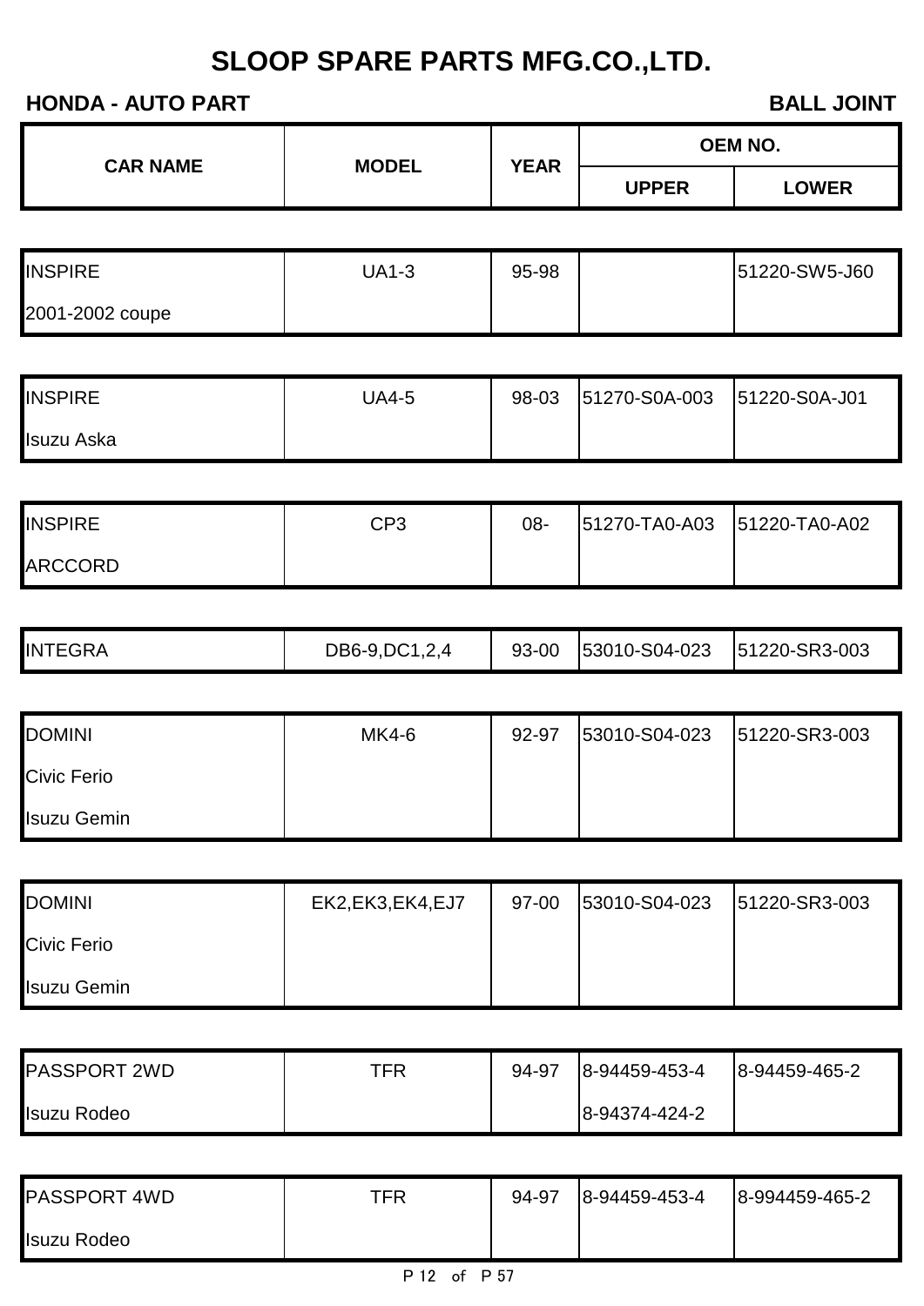# SLOOP SPARE PARTS MFG.CO.,LTD.

**HONDA - AUTO PART** **BALL JOINT**

| CAR NAME | MODEL | YEAR | OEM NO. | |
|---|---|---|---|---|
| | | | UPPER | LOWER |
| INSPIRE<br>2001-2002 coupe | UA1-3 | 95-98 | | 51220-SW5-J60 |
| INSPIRE<br>Isuzu Aska | UA4-5 | 98-03 | 51270-S0A-003 | 51220-S0A-J01 |
| INSPIRE<br>ARCCORD | CP3 | 08- | 51270-TA0-A03 | 51220-TA0-A02 |
| INTEGRA | DB6-9,DC1,2,4 | 93-00 | 53010-S04-023 | 51220-SR3-003 |
| DOMINI<br>Civic Ferio<br>Isuzu Gemin | MK4-6 | 92-97 | 53010-S04-023 | 51220-SR3-003 |
| DOMINI<br>Civic Ferio<br>Isuzu Gemin | EK2,EK3,EK4,EJ7 | 97-00 | 53010-S04-023 | 51220-SR3-003 |
| PASSPORT 2WD<br>Isuzu Rodeo | TFR | 94-97 | 8-94459-453-4<br>8-94374-424-2 | 8-94459-465-2 |
| PASSPORT 4WD<br>Isuzu Rodeo | TFR | 94-97 | 8-94459-453-4 | 8-994459-465-2 |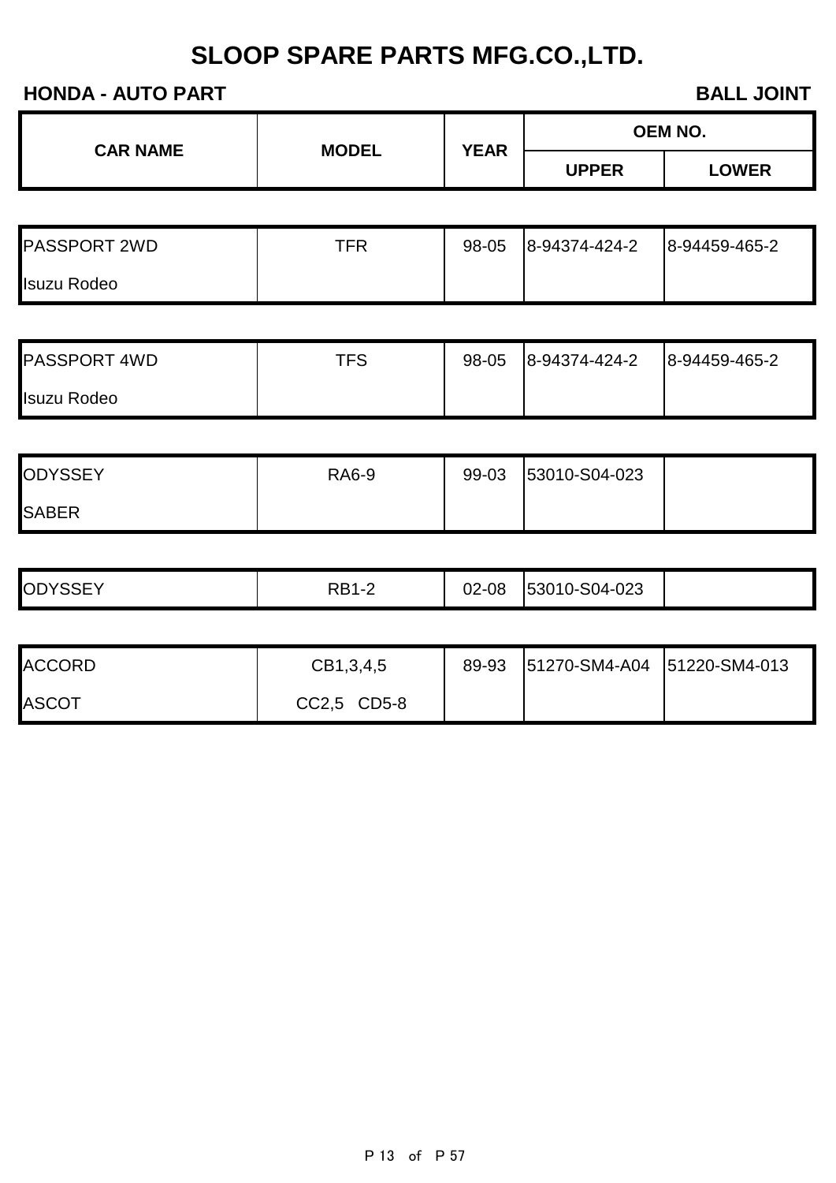# SLOOP SPARE PARTS MFG.CO.,LTD.

**HONDA - AUTO PART** **BALL JOINT**

| CAR NAME | MODEL | YEAR | OEM NO. | |
|---|---|---|---|---|
| | | | UPPER | LOWER |
| PASSPORT 2WD<br>Isuzu Rodeo | TFR | 98-05 | 8-94374-424-2 | 8-94459-465-2 |
| PASSPORT 4WD<br>Isuzu Rodeo | TFS | 98-05 | 8-94374-424-2 | 8-94459-465-2 |
| ODYSSEY<br>SABER | RA6-9 | 99-03 | 53010-S04-023 | |
| ODYSSEY | RB1-2 | 02-08 | 53010-S04-023 | |
| ACCORD<br>ASCOT | CB1,3,4,5<br>CC2,5 CD5-8 | 89-93 | 51270-SM4-A04 | 51220-SM4-013 |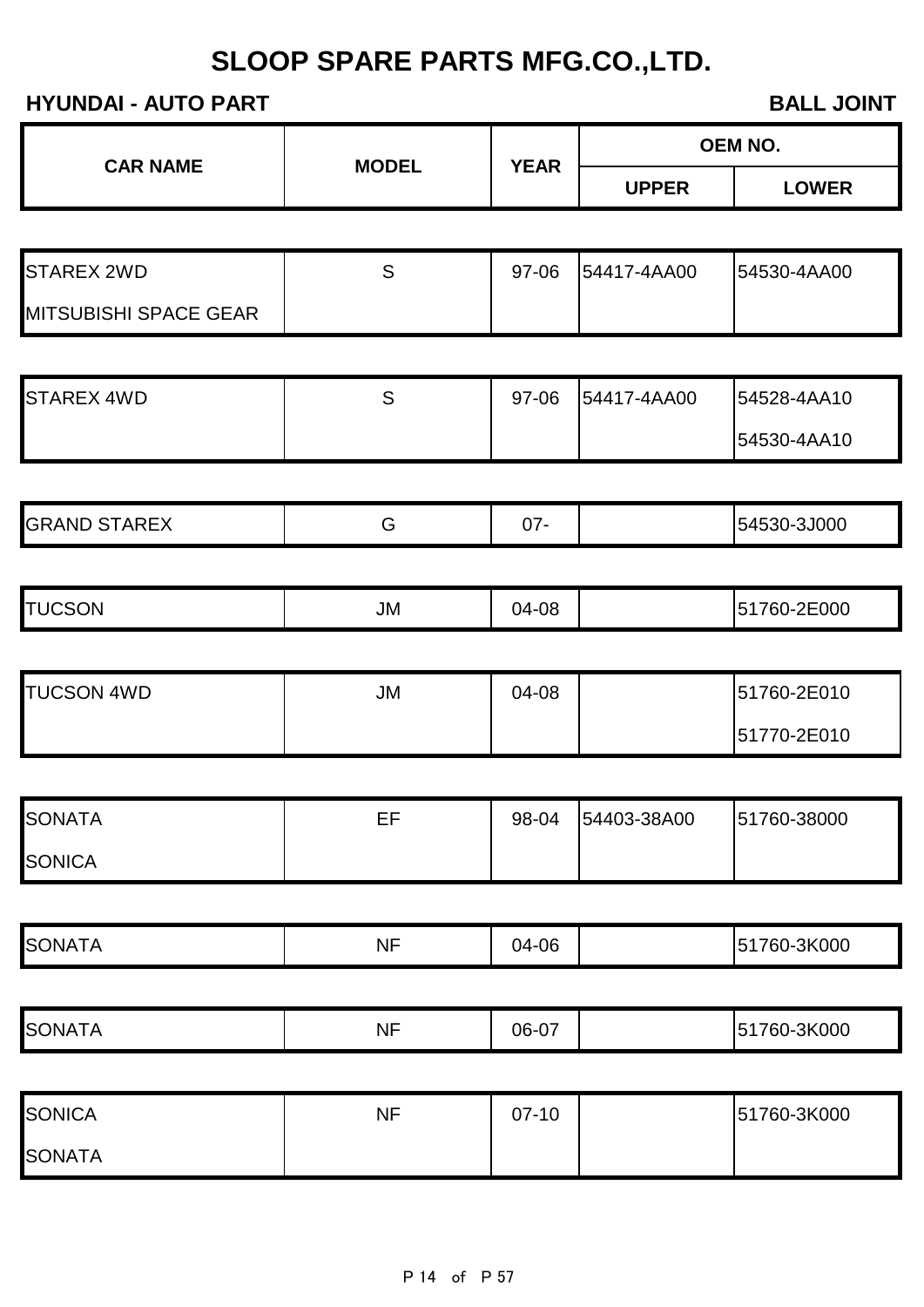# SLOOP SPARE PARTS MFG.CO.,LTD.

**HYUNDAI - AUTO PART** **BALL JOINT**

| CAR NAME | MODEL | YEAR | OEM NO. | |
|---|---|---|---|---|
| | | | UPPER | LOWER |
| STAREX 2WD | S | 97-06 | 54417-4AA00 | 54530-4AA00 |
| MITSUBISHI SPACE GEAR | | | | |
| STAREX 4WD | S | 97-06 | 54417-4AA00 | 54528-4AA10 |
| | | | | 54530-4AA10 |
| GRAND STAREX | G | 07- | | 54530-3J000 |
| TUCSON | JM | 04-08 | | 51760-2E000 |
| TUCSON 4WD | JM | 04-08 | | 51760-2E010 |
| | | | | 51770-2E010 |
| SONATA | EF | 98-04 | 54403-38A00 | 51760-38000 |
| SONICA | | | | |
| SONATA | NF | 04-06 | | 51760-3K000 |
| SONATA | NF | 06-07 | | 51760-3K000 |
| SONICA | NF | 07-10 | | 51760-3K000 |
| SONATA | | | | |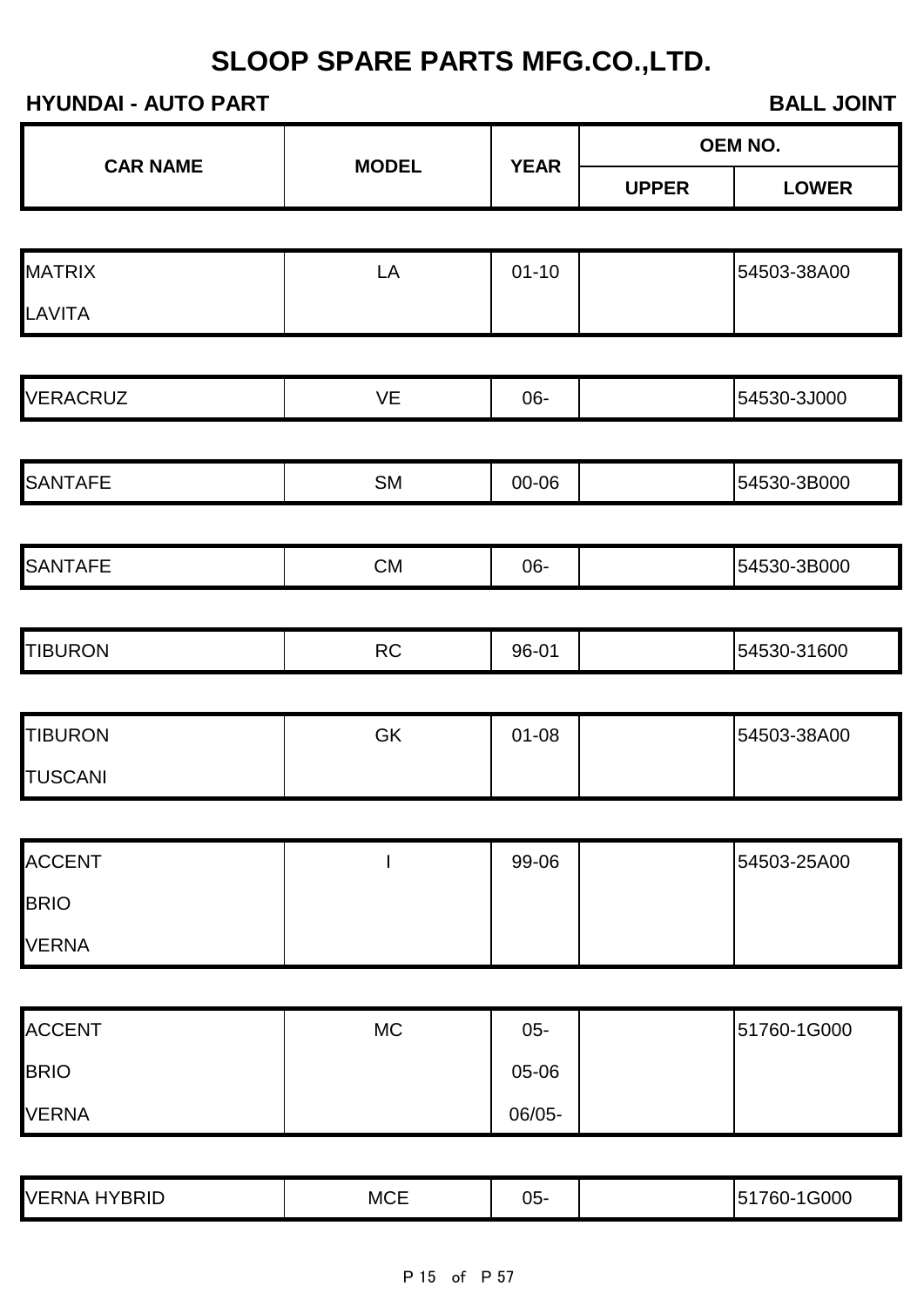# SLOOP SPARE PARTS MFG.CO.,LTD.

**HYUNDAI - AUTO PART** **BALL JOINT**

| CAR NAME | MODEL | YEAR | OEM NO. | |
|---|---|---|---|---|
| | | | UPPER | LOWER |
| MATRIX | LA | 01-10 | | 54503-38A00 |
| LAVITA | | | | |
| VERACRUZ | VE | 06- | | 54530-3J000 |
| SANTAFE | SM | 00-06 | | 54530-3B000 |
| SANTAFE | CM | 06- | | 54530-3B000 |
| TIBURON | RC | 96-01 | | 54530-31600 |
| TIBURON | GK | 01-08 | | 54503-38A00 |
| TUSCANI | | | | |
| ACCENT | I | 99-06 | | 54503-25A00 |
| BRIO | | | | |
| VERNA | | | | |
| ACCENT | MC | 05- | | 51760-1G000 |
| BRIO | | 05-06 | | |
| VERNA | | 06/05- | | |
| VERNA HYBRID | MCE | 05- | | 51760-1G000 |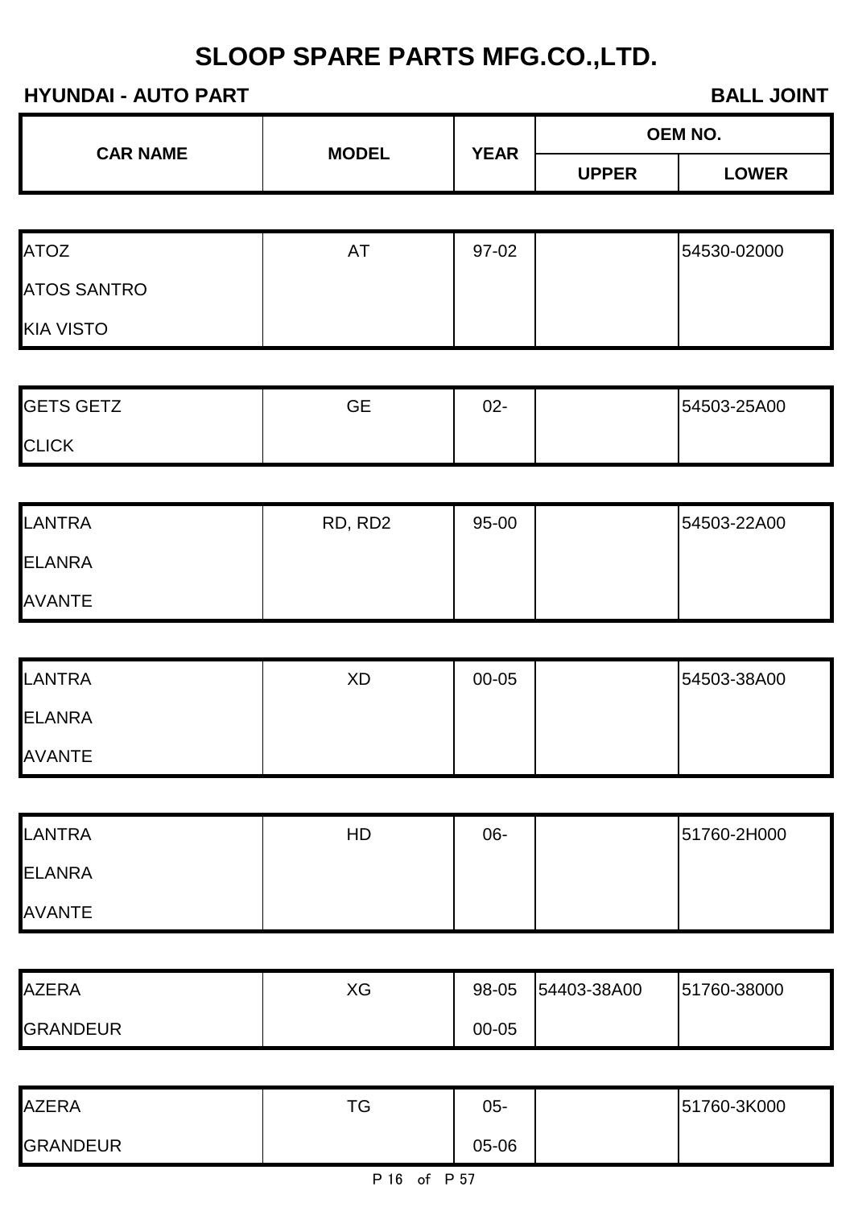# SLOOP SPARE PARTS MFG.CO.,LTD.

**HYUNDAI - AUTO PART** **BALL JOINT**

| CAR NAME | MODEL | YEAR | OEM NO. | |
|---|---|---|---|---|
| | | | UPPER | LOWER |
| ATOZ | AT | 97-02 | | 54530-02000 |
| ATOS SANTRO | | | | |
| KIA VISTO | | | | |
| GETS GETZ | GE | 02- | | 54503-25A00 |
| CLICK | | | | |
| LANTRA | RD, RD2 | 95-00 | | 54503-22A00 |
| ELANRA | | | | |
| AVANTE | | | | |
| LANTRA | XD | 00-05 | | 54503-38A00 |
| ELANRA | | | | |
| AVANTE | | | | |
| LANTRA | HD | 06- | | 51760-2H000 |
| ELANRA | | | | |
| AVANTE | | | | |
| AZERA | XG | 98-05 | 54403-38A00 | 51760-38000 |
| GRANDEUR | | 00-05 | | |
| AZERA | TG | 05- | | 51760-3K000 |
| GRANDEUR | | 05-06 | | |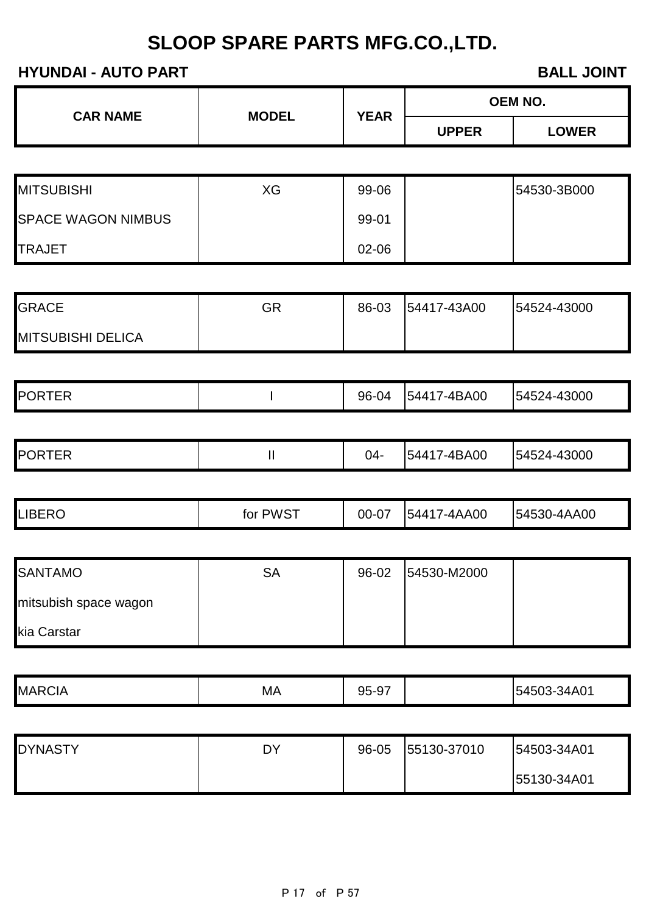# SLOOP SPARE PARTS MFG.CO.,LTD.

**HYUNDAI - AUTO PART** **BALL JOINT**

| CAR NAME | MODEL | YEAR | OEM NO. | |
|---|---|---|---|---|
| | | | UPPER | LOWER |
| MITSUBISHI | XG | 99-06 | | 54530-3B000 |
| SPACE WAGON NIMBUS | | 99-01 | | |
| TRAJET | | 02-06 | | |
| GRACE | GR | 86-03 | 54417-43A00 | 54524-43000 |
| MITSUBISHI DELICA | | | | |
| PORTER | I | 96-04 | 54417-4BA00 | 54524-43000 |
| PORTER | II | 04- | 54417-4BA00 | 54524-43000 |
| LIBERO | for PWST | 00-07 | 54417-4AA00 | 54530-4AA00 |
| SANTAMO | SA | 96-02 | 54530-M2000 | |
| mitsubish space wagon | | | | |
| kia Carstar | | | | |
| MARCIA | MA | 95-97 | | 54503-34A01 |
| DYNASTY | DY | 96-05 | 55130-37010 | 54503-34A01 |
| | | | | 55130-34A01 |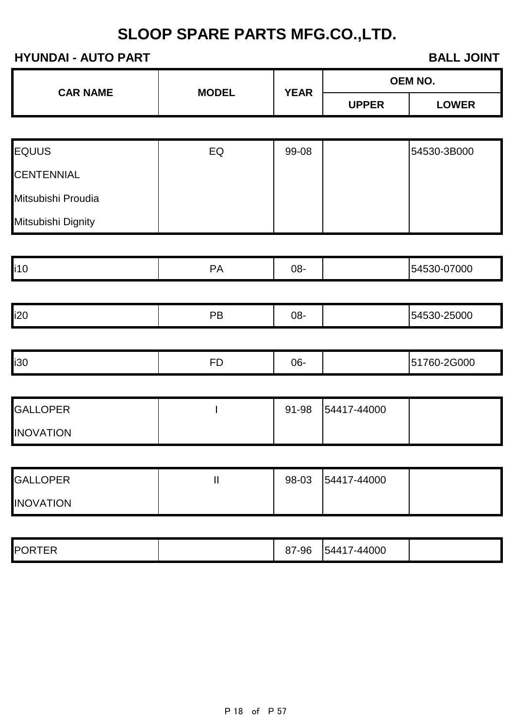# SLOOP SPARE PARTS MFG.CO.,LTD.

**HYUNDAI - AUTO PART** **BALL JOINT**

| CAR NAME | MODEL | YEAR | OEM NO. | |
|---|---|---|---|---|
| | | | UPPER | LOWER |
| EQUUS | EQ | 99-08 | | 54530-3B000 |
| CENTENNIAL | | | | |
| Mitsubishi Proudia | | | | |
| Mitsubishi Dignity | | | | |
| i10 | PA | 08- | | 54530-07000 |
| i20 | PB | 08- | | 54530-25000 |
| i30 | FD | 06- | | 51760-2G000 |
| GALLOPER | I | 91-98 | 54417-44000 | |
| INOVATION | | | | |
| GALLOPER | II | 98-03 | 54417-44000 | |
| INOVATION | | | | |
| PORTER | | 87-96 | 54417-44000 | |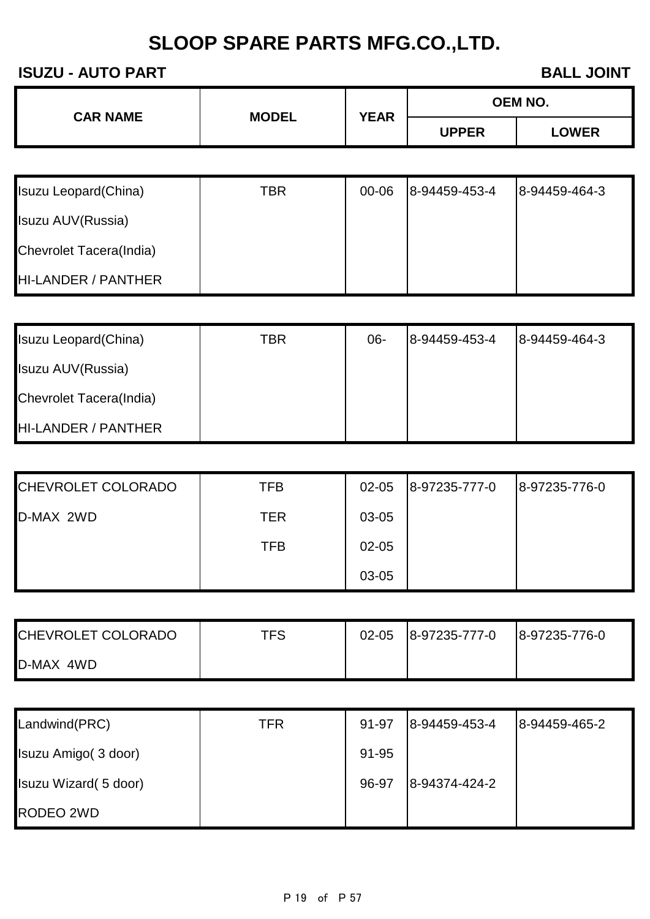# SLOOP SPARE PARTS MFG.CO.,LTD.

**ISUZU - AUTO PART** — **BALL JOINT**

| CAR NAME | MODEL | YEAR | OEM NO. | |
|---|---|---|---|---|
| | | | UPPER | LOWER |
| Isuzu Leopard(China) | TBR | 00-06 | 8-94459-453-4 | 8-94459-464-3 |
| Isuzu AUV(Russia) | | | | |
| Chevrolet Tacera(India) | | | | |
| HI-LANDER / PANTHER | | | | |
| Isuzu Leopard(China) | TBR | 06- | 8-94459-453-4 | 8-94459-464-3 |
| Isuzu AUV(Russia) | | | | |
| Chevrolet Tacera(India) | | | | |
| HI-LANDER / PANTHER | | | | |
| CHEVROLET COLORADO | TFB | 02-05 | 8-97235-777-0 | 8-97235-776-0 |
| D-MAX 2WD | TER | 03-05 | | |
| | TFB | 02-05 | | |
| | | 03-05 | | |
| CHEVROLET COLORADO | TFS | 02-05 | 8-97235-777-0 | 8-97235-776-0 |
| D-MAX 4WD | | | | |
| Landwind(PRC) | TFR | 91-97 | 8-94459-453-4 | 8-94459-465-2 |
| Isuzu Amigo( 3 door) | | 91-95 | | |
| Isuzu Wizard( 5 door) | | 96-97 | 8-94374-424-2 | |
| RODEO 2WD | | | | |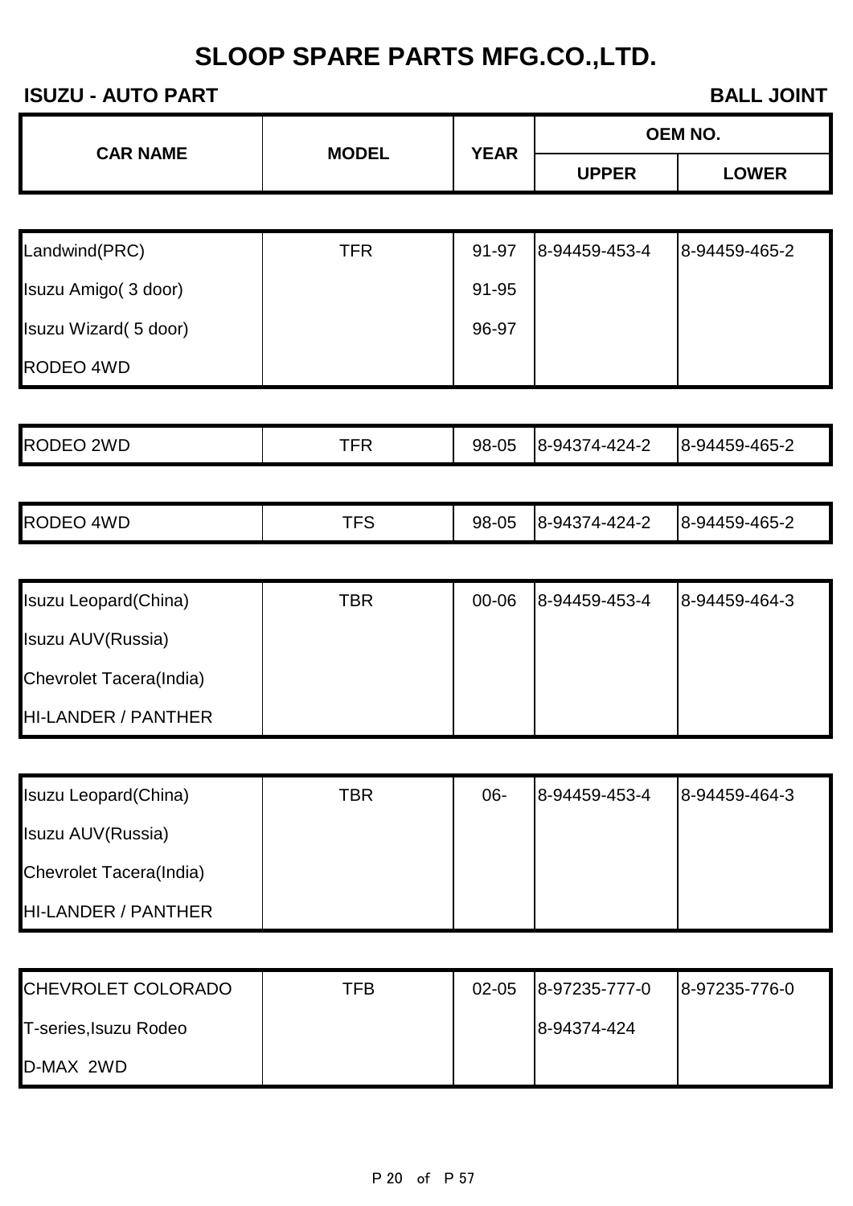# SLOOP SPARE PARTS MFG.CO.,LTD.

**ISUZU - AUTO PART** **BALL JOINT**

| CAR NAME | MODEL | YEAR | OEM NO. | |
|---|---|---|---|---|
| | | | UPPER | LOWER |
| Landwind(PRC) | TFR | 91-97 | 8-94459-453-4 | 8-94459-465-2 |
| Isuzu Amigo( 3 door) | | 91-95 | | |
| Isuzu Wizard( 5 door) | | 96-97 | | |
| RODEO 4WD | | | | |
| RODEO 2WD | TFR | 98-05 | 8-94374-424-2 | 8-94459-465-2 |
| RODEO 4WD | TFS | 98-05 | 8-94374-424-2 | 8-94459-465-2 |
| Isuzu Leopard(China) | TBR | 00-06 | 8-94459-453-4 | 8-94459-464-3 |
| Isuzu AUV(Russia) | | | | |
| Chevrolet Tacera(India) | | | | |
| HI-LANDER / PANTHER | | | | |
| Isuzu Leopard(China) | TBR | 06- | 8-94459-453-4 | 8-94459-464-3 |
| Isuzu AUV(Russia) | | | | |
| Chevrolet Tacera(India) | | | | |
| HI-LANDER / PANTHER | | | | |
| CHEVROLET COLORADO | TFB | 02-05 | 8-97235-777-0 | 8-97235-776-0 |
| T-series,Isuzu Rodeo | | | 8-94374-424 | |
| D-MAX 2WD | | | | |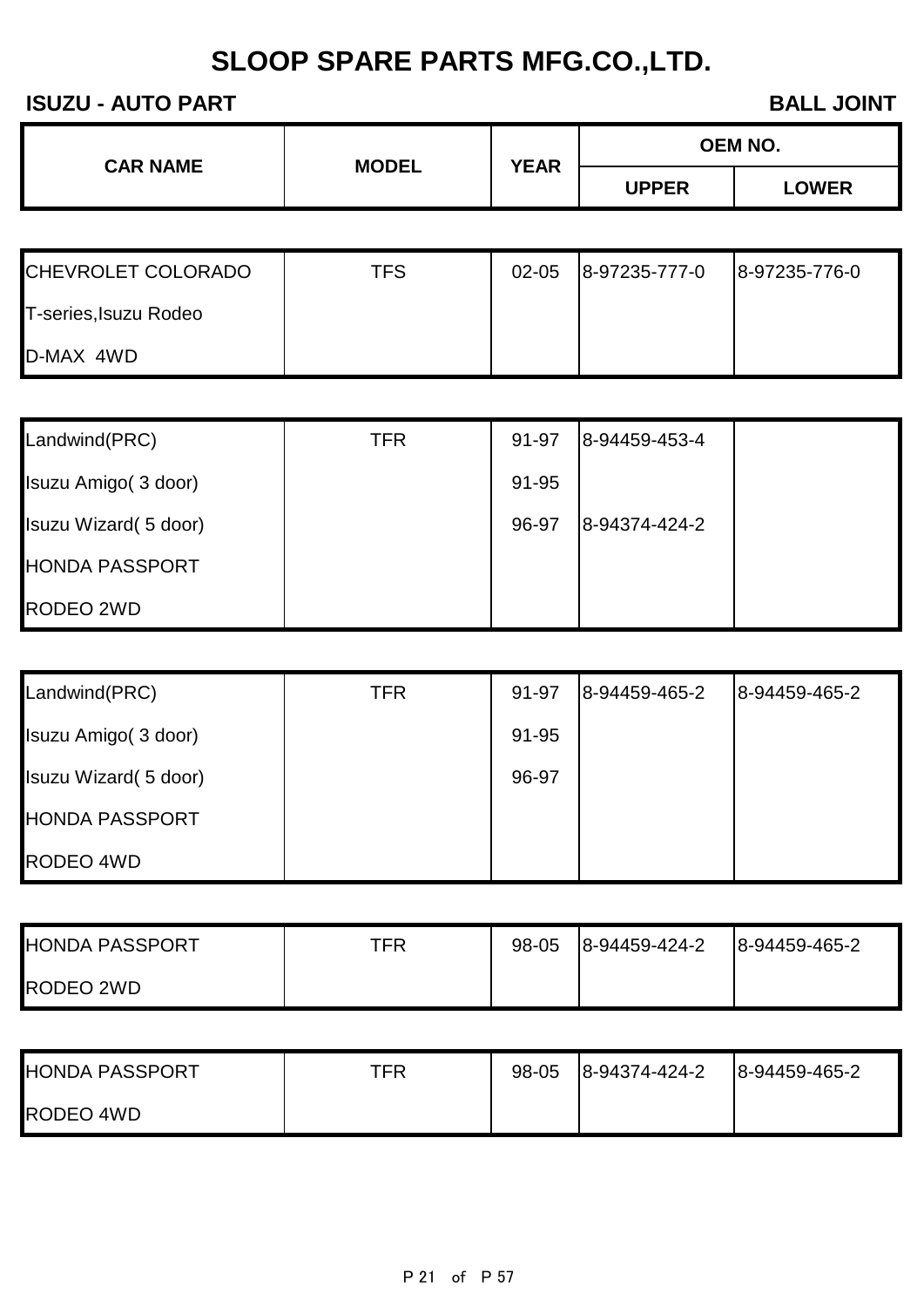# SLOOP SPARE PARTS MFG.CO.,LTD.

**ISUZU - AUTO PART** **BALL JOINT**

| CAR NAME | MODEL | YEAR | OEM NO. | |
|---|---|---|---|---|
| | | | UPPER | LOWER |
| CHEVROLET COLORADO | TFS | 02-05 | 8-97235-777-0 | 8-97235-776-0 |
| T-series,Isuzu Rodeo | | | | |
| D-MAX 4WD | | | | |
| Landwind(PRC) | TFR | 91-97 | 8-94459-453-4 | |
| Isuzu Amigo( 3 door) | | 91-95 | | |
| Isuzu Wizard( 5 door) | | 96-97 | 8-94374-424-2 | |
| HONDA PASSPORT | | | | |
| RODEO 2WD | | | | |
| Landwind(PRC) | TFR | 91-97 | 8-94459-465-2 | 8-94459-465-2 |
| Isuzu Amigo( 3 door) | | 91-95 | | |
| Isuzu Wizard( 5 door) | | 96-97 | | |
| HONDA PASSPORT | | | | |
| RODEO 4WD | | | | |
| HONDA PASSPORT | TFR | 98-05 | 8-94459-424-2 | 8-94459-465-2 |
| RODEO 2WD | | | | |
| HONDA PASSPORT | TFR | 98-05 | 8-94374-424-2 | 8-94459-465-2 |
| RODEO 4WD | | | | |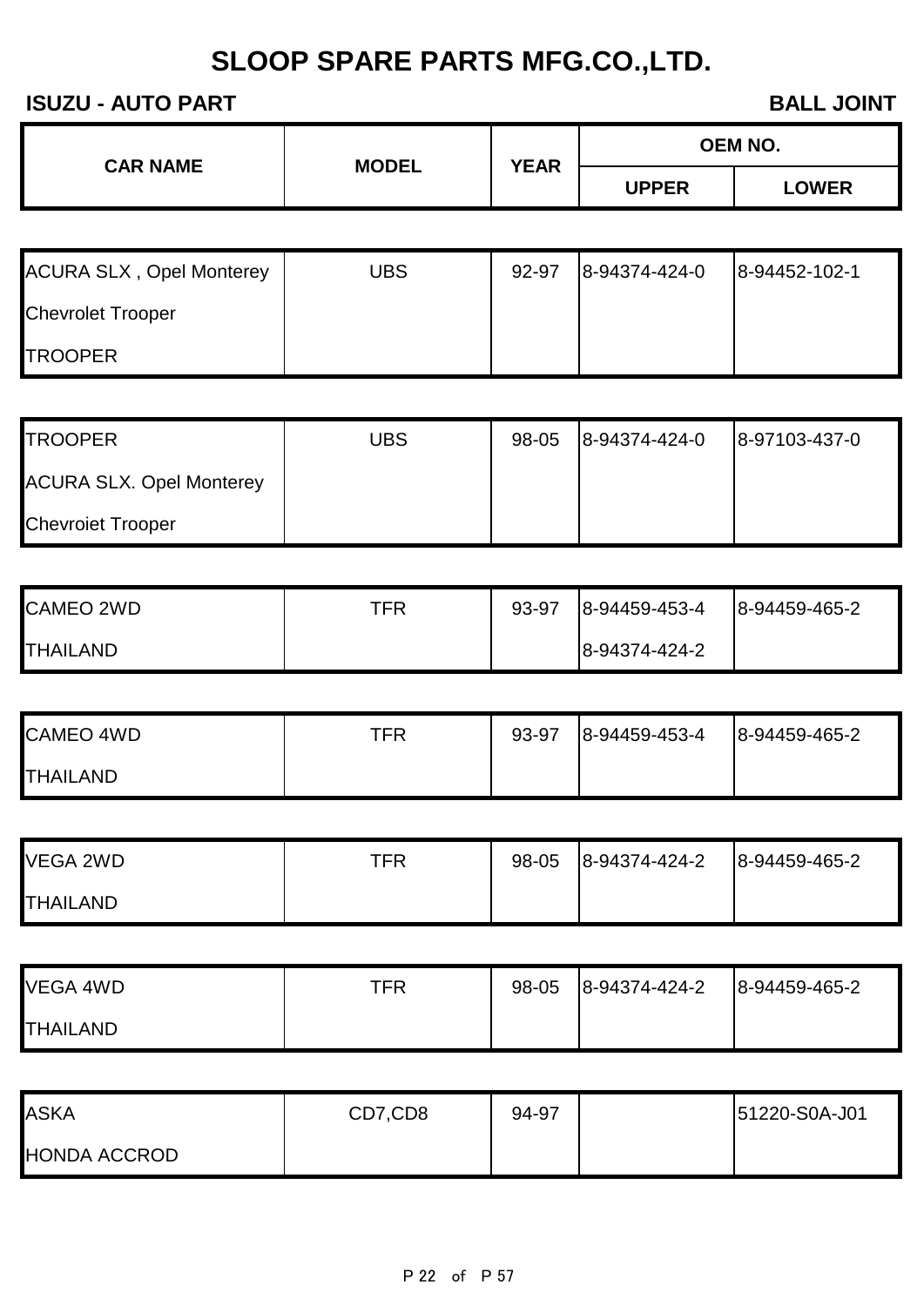# SLOOP SPARE PARTS MFG.CO.,LTD.

**ISUZU - AUTO PART** **BALL JOINT**

| CAR NAME | MODEL | YEAR | OEM NO. | |
|---|---|---|---|---|
| | | | UPPER | LOWER |
| ACURA SLX , Opel Monterey<br>Chevrolet Trooper<br>TROOPER | UBS | 92-97 | 8-94374-424-0 | 8-94452-102-1 |
| TROOPER<br>ACURA SLX. Opel Monterey<br>Chevroiet Trooper | UBS | 98-05 | 8-94374-424-0 | 8-97103-437-0 |
| CAMEO 2WD<br>THAILAND | TFR | 93-97 | 8-94459-453-4<br>8-94374-424-2 | 8-94459-465-2 |
| CAMEO 4WD<br>THAILAND | TFR | 93-97 | 8-94459-453-4 | 8-94459-465-2 |
| VEGA 2WD<br>THAILAND | TFR | 98-05 | 8-94374-424-2 | 8-94459-465-2 |
| VEGA 4WD<br>THAILAND | TFR | 98-05 | 8-94374-424-2 | 8-94459-465-2 |
| ASKA<br>HONDA ACCROD | CD7,CD8 | 94-97 | | 51220-S0A-J01 |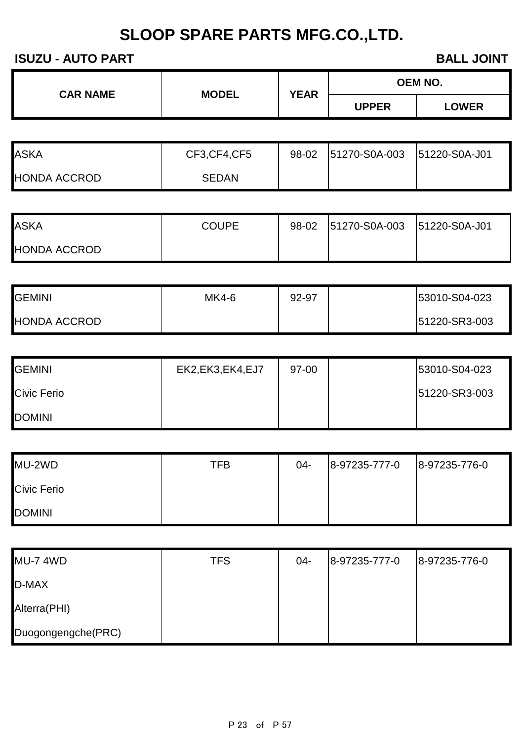# SLOOP SPARE PARTS MFG.CO.,LTD.

**ISUZU - AUTO PART** **BALL JOINT**

| CAR NAME | MODEL | YEAR | OEM NO. | |
|---|---|---|---|---|
| | | | UPPER | LOWER |
| ASKA | CF3,CF4,CF5 | 98-02 | 51270-S0A-003 | 51220-S0A-J01 |
| HONDA ACCROD | SEDAN | | | |
| ASKA | COUPE | 98-02 | 51270-S0A-003 | 51220-S0A-J01 |
| HONDA ACCROD | | | | |
| GEMINI | MK4-6 | 92-97 | | 53010-S04-023 |
| HONDA ACCROD | | | | 51220-SR3-003 |
| GEMINI | EK2,EK3,EK4,EJ7 | 97-00 | | 53010-S04-023 |
| Civic Ferio | | | | 51220-SR3-003 |
| DOMINI | | | | |
| MU-2WD | TFB | 04- | 8-97235-777-0 | 8-97235-776-0 |
| Civic Ferio | | | | |
| DOMINI | | | | |
| MU-7 4WD | TFS | 04- | 8-97235-777-0 | 8-97235-776-0 |
| D-MAX | | | | |
| Alterra(PHI) | | | | |
| Duogongengche(PRC) | | | | |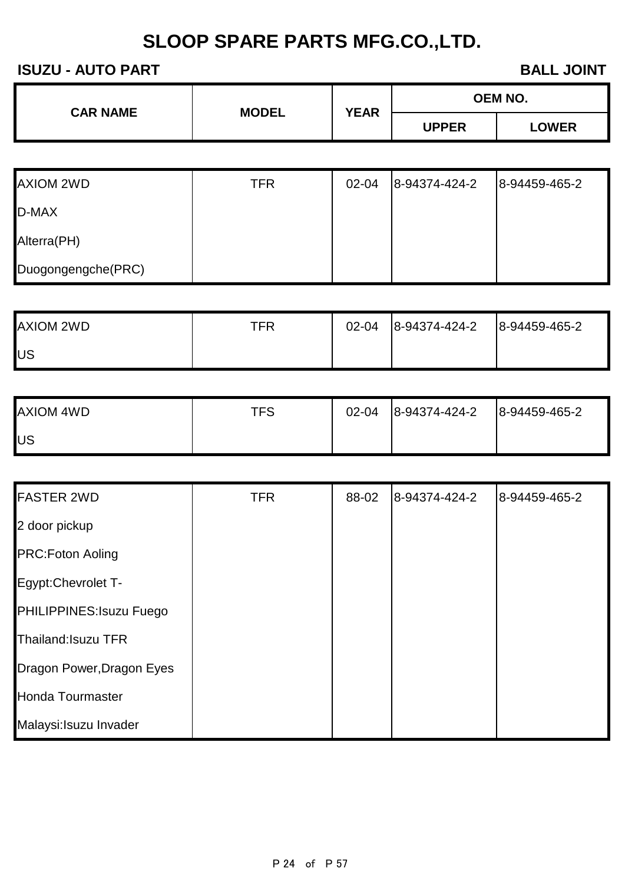# SLOOP SPARE PARTS MFG.CO.,LTD.

**ISUZU - AUTO PART** **BALL JOINT**

| CAR NAME | MODEL | YEAR | OEM NO. | |
|---|---|---|---|---|
| | | | UPPER | LOWER |
| AXIOM 2WD | TFR | 02-04 | 8-94374-424-2 | 8-94459-465-2 |
| D-MAX | | | | |
| Alterra(PH) | | | | |
| Duogongengche(PRC) | | | | |
| AXIOM 2WD | TFR | 02-04 | 8-94374-424-2 | 8-94459-465-2 |
| US | | | | |
| AXIOM 4WD | TFS | 02-04 | 8-94374-424-2 | 8-94459-465-2 |
| US | | | | |
| FASTER 2WD | TFR | 88-02 | 8-94374-424-2 | 8-94459-465-2 |
| 2 door pickup | | | | |
| PRC:Foton Aoling | | | | |
| Egypt:Chevrolet T- | | | | |
| PHILIPPINES:Isuzu Fuego | | | | |
| Thailand:Isuzu TFR | | | | |
| Dragon Power,Dragon Eyes | | | | |
| Honda Tourmaster | | | | |
| Malaysi:Isuzu Invader | | | | |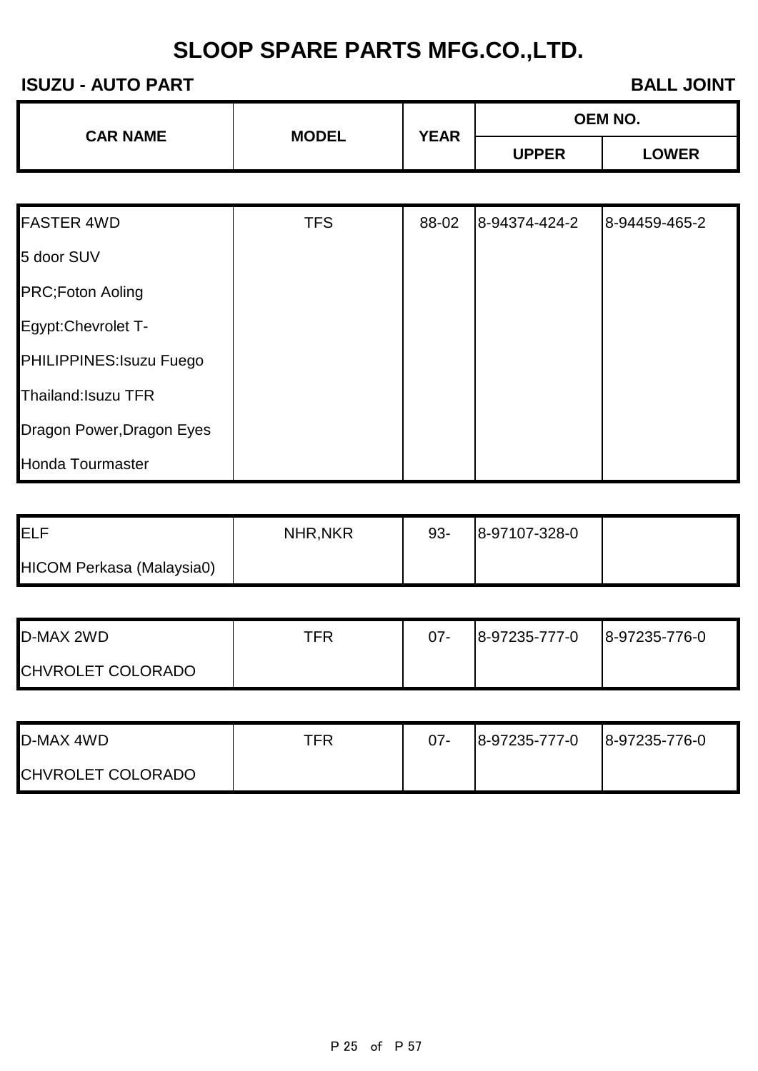# SLOOP SPARE PARTS MFG.CO.,LTD.

**ISUZU - AUTO PART** **BALL JOINT**

| CAR NAME | MODEL | YEAR | OEM NO. | |
|---|---|---|---|---|
| | | | UPPER | LOWER |
| FASTER 4WD | TFS | 88-02 | 8-94374-424-2 | 8-94459-465-2 |
| 5 door SUV | | | | |
| PRC;Foton Aoling | | | | |
| Egypt:Chevrolet T- | | | | |
| PHILIPPINES:Isuzu Fuego | | | | |
| Thailand:Isuzu TFR | | | | |
| Dragon Power,Dragon Eyes | | | | |
| Honda Tourmaster | | | | |
| ELF | NHR,NKR | 93- | 8-97107-328-0 | |
| HICOM Perkasa (Malaysia0) | | | | |
| D-MAX 2WD | TFR | 07- | 8-97235-777-0 | 8-97235-776-0 |
| CHVROLET COLORADO | | | | |
| D-MAX 4WD | TFR | 07- | 8-97235-777-0 | 8-97235-776-0 |
| CHVROLET COLORADO | | | | |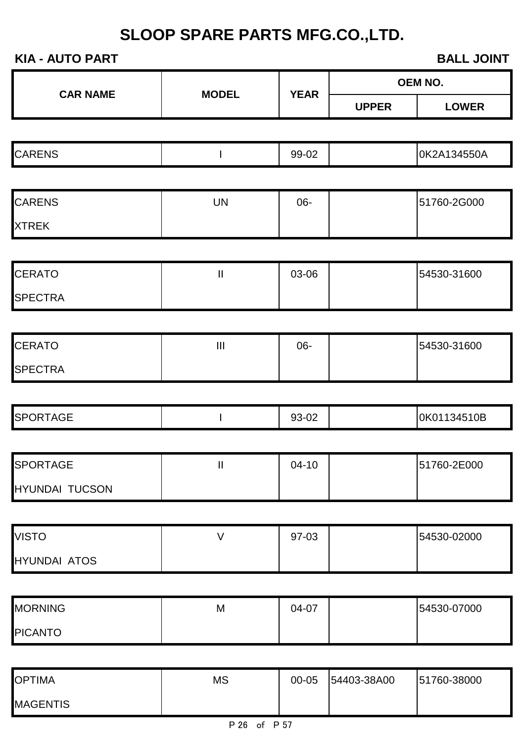# SLOOP SPARE PARTS MFG.CO.,LTD.

**KIA - AUTO PART** **BALL JOINT**

| CAR NAME | MODEL | YEAR | OEM NO. | |
|---|---|---|---|---|
| | | | UPPER | LOWER |
| CARENS | I | 99-02 | | 0K2A134550A |
| CARENS<br>XTREK | UN | 06- | | 51760-2G000 |
| CERATO<br>SPECTRA | II | 03-06 | | 54530-31600 |
| CERATO<br>SPECTRA | III | 06- | | 54530-31600 |
| SPORTAGE | I | 93-02 | | 0K01134510B |
| SPORTAGE<br>HYUNDAI TUCSON | II | 04-10 | | 51760-2E000 |
| VISTO<br>HYUNDAI ATOS | V | 97-03 | | 54530-02000 |
| MORNING<br>PICANTO | M | 04-07 | | 54530-07000 |
| OPTIMA<br>MAGENTIS | MS | 00-05 | 54403-38A00 | 51760-38000 |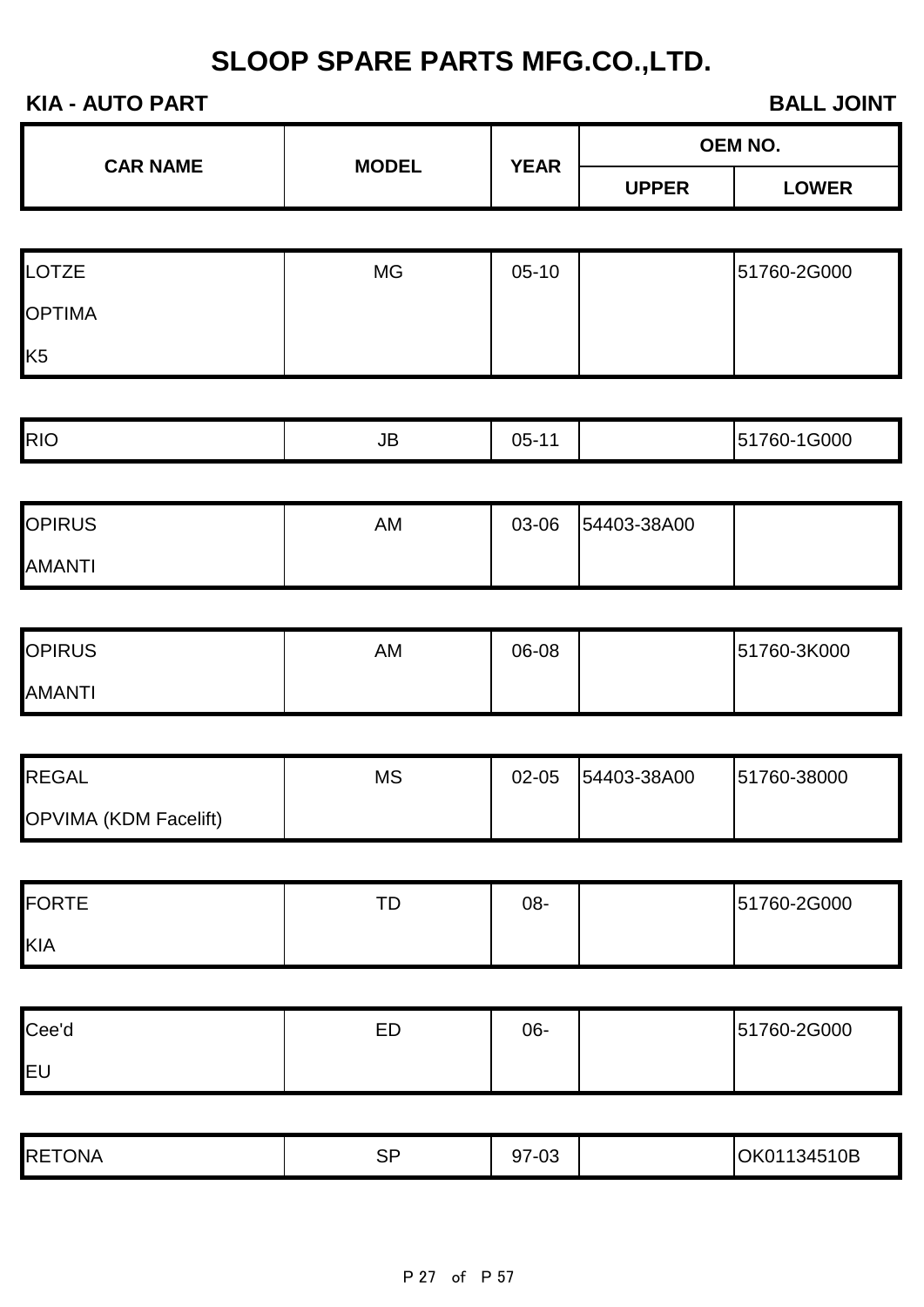# SLOOP SPARE PARTS MFG.CO.,LTD.

**KIA - AUTO PART** **BALL JOINT**

| CAR NAME | MODEL | YEAR | OEM NO. | |
|---|---|---|---|---|
| | | | UPPER | LOWER |
| LOTZE<br>OPTIMA<br>K5 | MG | 05-10 | | 51760-2G000 |
| RIO | JB | 05-11 | | 51760-1G000 |
| OPIRUS<br>AMANTI | AM | 03-06 | 54403-38A00 | |
| OPIRUS<br>AMANTI | AM | 06-08 | | 51760-3K000 |
| REGAL<br>OPVIMA (KDM Facelift) | MS | 02-05 | 54403-38A00 | 51760-38000 |
| FORTE<br>KIA | TD | 08- | | 51760-2G000 |
| Cee'd<br>EU | ED | 06- | | 51760-2G000 |
| RETONA | SP | 97-03 | | OK01134510B |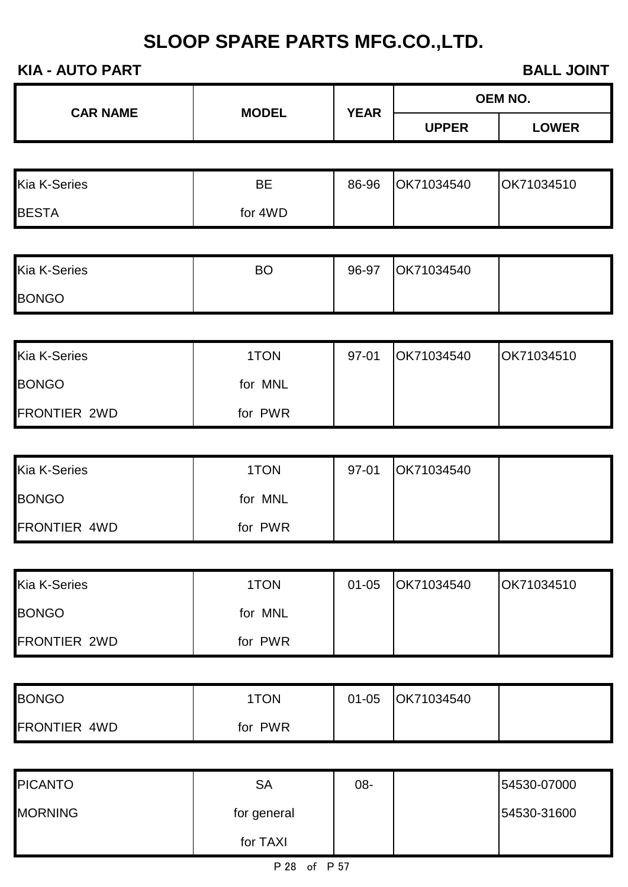# SLOOP SPARE PARTS MFG.CO.,LTD.

**KIA - AUTO PART** **BALL JOINT**

| CAR NAME | MODEL | YEAR | OEM NO. | |
|---|---|---|---|---|
| | | | UPPER | LOWER |
| Kia K-Series | BE | 86-96 | OK71034540 | OK71034510 |
| BESTA | for 4WD | | | |
| Kia K-Series | BO | 96-97 | OK71034540 | |
| BONGO | | | | |
| Kia K-Series | 1TON | 97-01 | OK71034540 | OK71034510 |
| BONGO | for MNL | | | |
| FRONTIER 2WD | for PWR | | | |
| Kia K-Series | 1TON | 97-01 | OK71034540 | |
| BONGO | for MNL | | | |
| FRONTIER 4WD | for PWR | | | |
| Kia K-Series | 1TON | 01-05 | OK71034540 | OK71034510 |
| BONGO | for MNL | | | |
| FRONTIER 2WD | for PWR | | | |
| BONGO | 1TON | 01-05 | OK71034540 | |
| FRONTIER 4WD | for PWR | | | |
| PICANTO | SA | 08- | | 54530-07000 |
| MORNING | for general | | | 54530-31600 |
| | for TAXI | | | |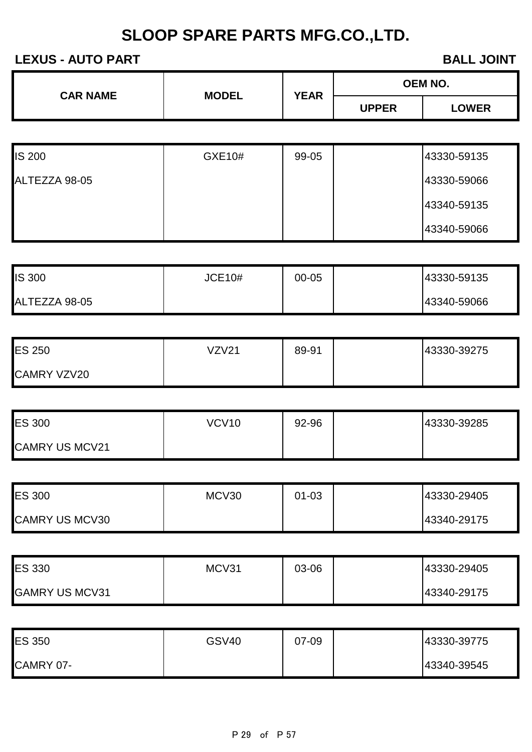# SLOOP SPARE PARTS MFG.CO.,LTD.

**LEXUS - AUTO PART** **BALL JOINT**

| CAR NAME | MODEL | YEAR | OEM NO. | |
|---|---|---|---|---|
| | | | UPPER | LOWER |
| IS 200 | GXE10# | 99-05 | | 43330-59135 |
| ALTEZZA 98-05 | | | | 43330-59066 |
| | | | | 43340-59135 |
| | | | | 43340-59066 |
| IS 300 | JCE10# | 00-05 | | 43330-59135 |
| ALTEZZA 98-05 | | | | 43340-59066 |
| ES 250 | VZV21 | 89-91 | | 43330-39275 |
| CAMRY VZV20 | | | | |
| ES 300 | VCV10 | 92-96 | | 43330-39285 |
| CAMRY US MCV21 | | | | |
| ES 300 | MCV30 | 01-03 | | 43330-29405 |
| CAMRY US MCV30 | | | | 43340-29175 |
| ES 330 | MCV31 | 03-06 | | 43330-29405 |
| GAMRY US MCV31 | | | | 43340-29175 |
| ES 350 | GSV40 | 07-09 | | 43330-39775 |
| CAMRY 07- | | | | 43340-39545 |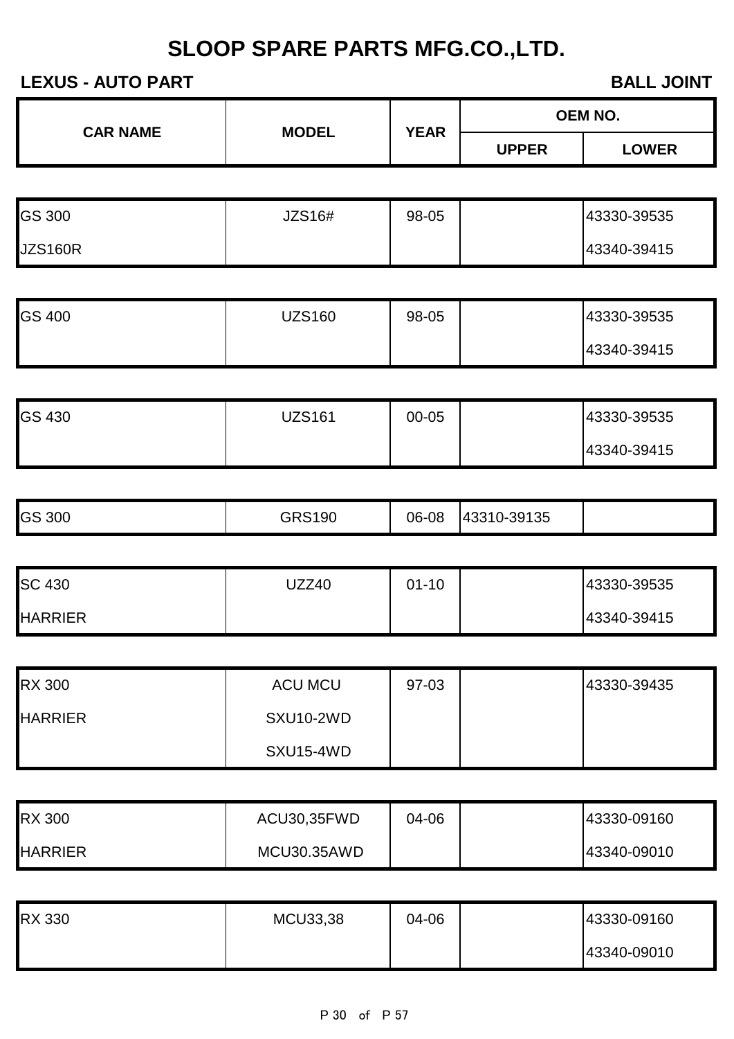# SLOOP SPARE PARTS MFG.CO.,LTD.

**LEXUS - AUTO PART** **BALL JOINT**

| CAR NAME | MODEL | YEAR | OEM NO. | |
|---|---|---|---|---|
| | | | UPPER | LOWER |
| GS 300 | JZS16# | 98-05 | | 43330-39535 |
| JZS160R | | | | 43340-39415 |
| GS 400 | UZS160 | 98-05 | | 43330-39535 |
| | | | | 43340-39415 |
| GS 430 | UZS161 | 00-05 | | 43330-39535 |
| | | | | 43340-39415 |
| GS 300 | GRS190 | 06-08 | 43310-39135 | |
| SC 430 | UZZ40 | 01-10 | | 43330-39535 |
| HARRIER | | | | 43340-39415 |
| RX 300 | ACU MCU | 97-03 | | 43330-39435 |
| HARRIER | SXU10-2WD | | | |
| | SXU15-4WD | | | |
| RX 300 | ACU30,35FWD | 04-06 | | 43330-09160 |
| HARRIER | MCU30.35AWD | | | 43340-09010 |
| RX 330 | MCU33,38 | 04-06 | | 43330-09160 |
| | | | | 43340-09010 |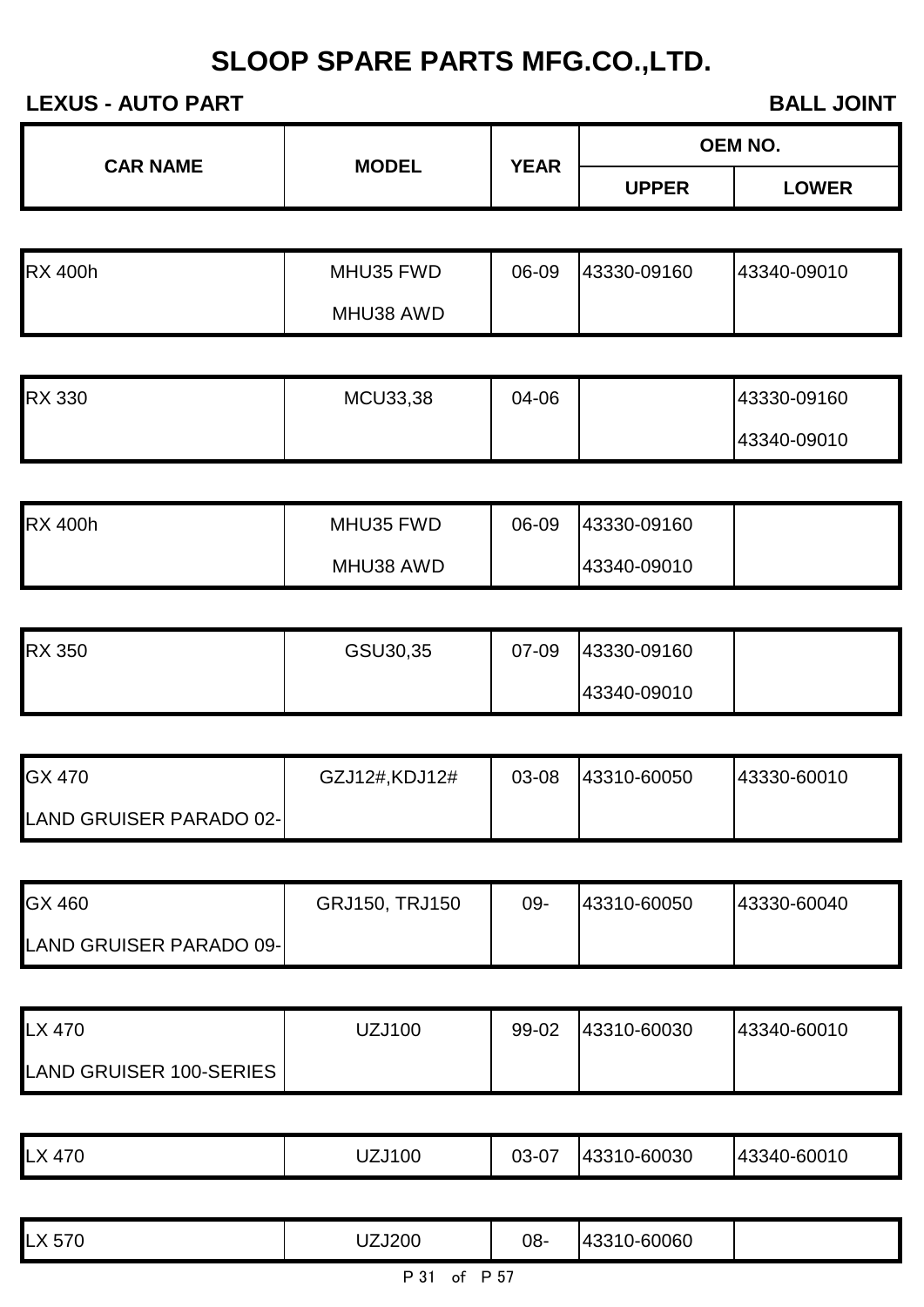# SLOOP SPARE PARTS MFG.CO.,LTD.

**LEXUS - AUTO PART** **BALL JOINT**

| CAR NAME | MODEL | YEAR | OEM NO. | |
|---|---|---|---|---|
| | | | UPPER | LOWER |
| RX 400h | MHU35 FWD | 06-09 | 43330-09160 | 43340-09010 |
| | MHU38 AWD | | | |
| RX 330 | MCU33,38 | 04-06 | | 43330-09160 |
| | | | | 43340-09010 |
| RX 400h | MHU35 FWD | 06-09 | 43330-09160 | |
| | MHU38 AWD | | 43340-09010 | |
| RX 350 | GSU30,35 | 07-09 | 43330-09160 | |
| | | | 43340-09010 | |
| GX 470 | GZJ12#,KDJ12# | 03-08 | 43310-60050 | 43330-60010 |
| LAND GRUISER PARADO 02- | | | | |
| GX 460 | GRJ150, TRJ150 | 09- | 43310-60050 | 43330-60040 |
| LAND GRUISER PARADO 09- | | | | |
| LX 470 | UZJ100 | 99-02 | 43310-60030 | 43340-60010 |
| LAND GRUISER 100-SERIES | | | | |
| LX 470 | UZJ100 | 03-07 | 43310-60030 | 43340-60010 |
| LX 570 | UZJ200 | 08- | 43310-60060 | |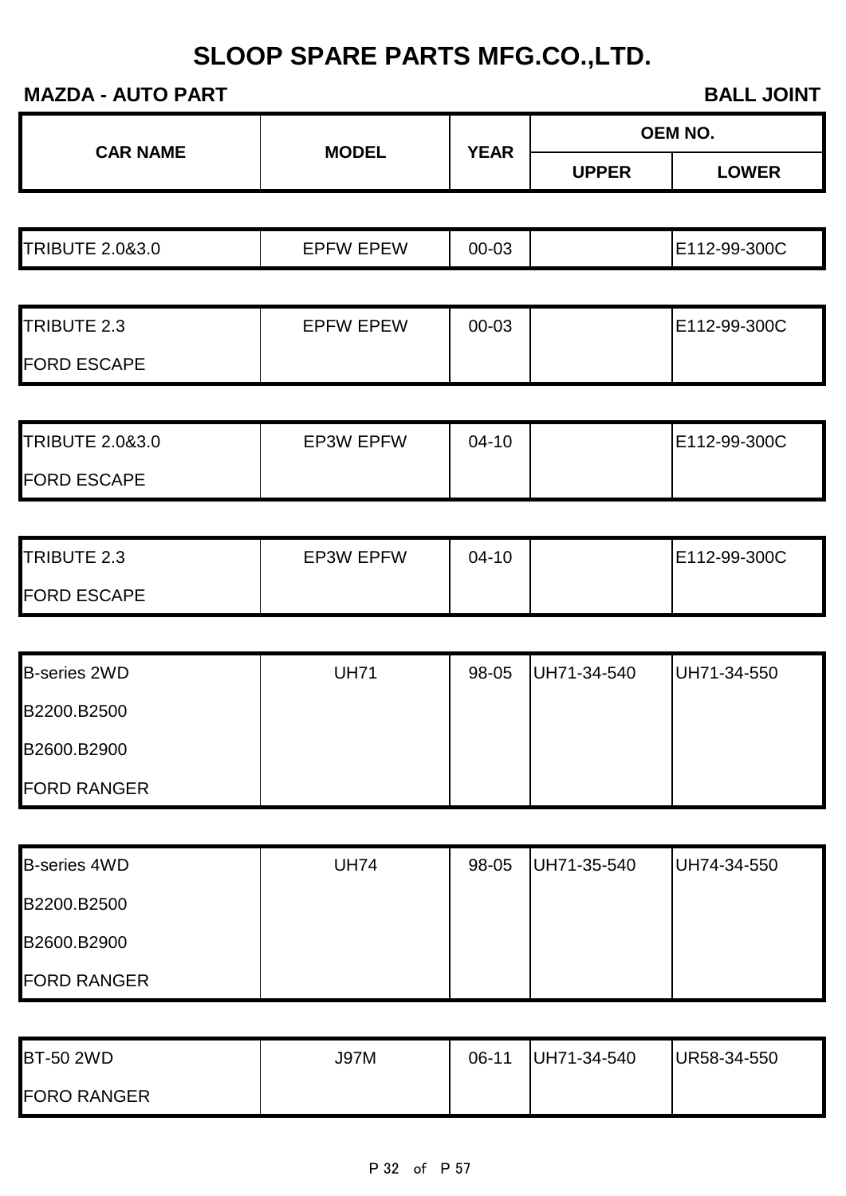# SLOOP SPARE PARTS MFG.CO.,LTD.

**MAZDA - AUTO PART** **BALL JOINT**

| CAR NAME | MODEL | YEAR | OEM NO. | |
|---|---|---|---|---|
| | | | UPPER | LOWER |
| TRIBUTE 2.0&3.0 | EPFW EPEW | 00-03 | | E112-99-300C |
| TRIBUTE 2.3<br>FORD ESCAPE | EPFW EPEW | 00-03 | | E112-99-300C |
| TRIBUTE 2.0&3.0<br>FORD ESCAPE | EP3W EPFW | 04-10 | | E112-99-300C |
| TRIBUTE 2.3<br>FORD ESCAPE | EP3W EPFW | 04-10 | | E112-99-300C |
| B-series 2WD<br>B2200.B2500<br>B2600.B2900<br>FORD RANGER | UH71 | 98-05 | UH71-34-540 | UH71-34-550 |
| B-series 4WD<br>B2200.B2500<br>B2600.B2900<br>FORD RANGER | UH74 | 98-05 | UH71-35-540 | UH74-34-550 |
| BT-50 2WD<br>FORO RANGER | J97M | 06-11 | UH71-34-540 | UR58-34-550 |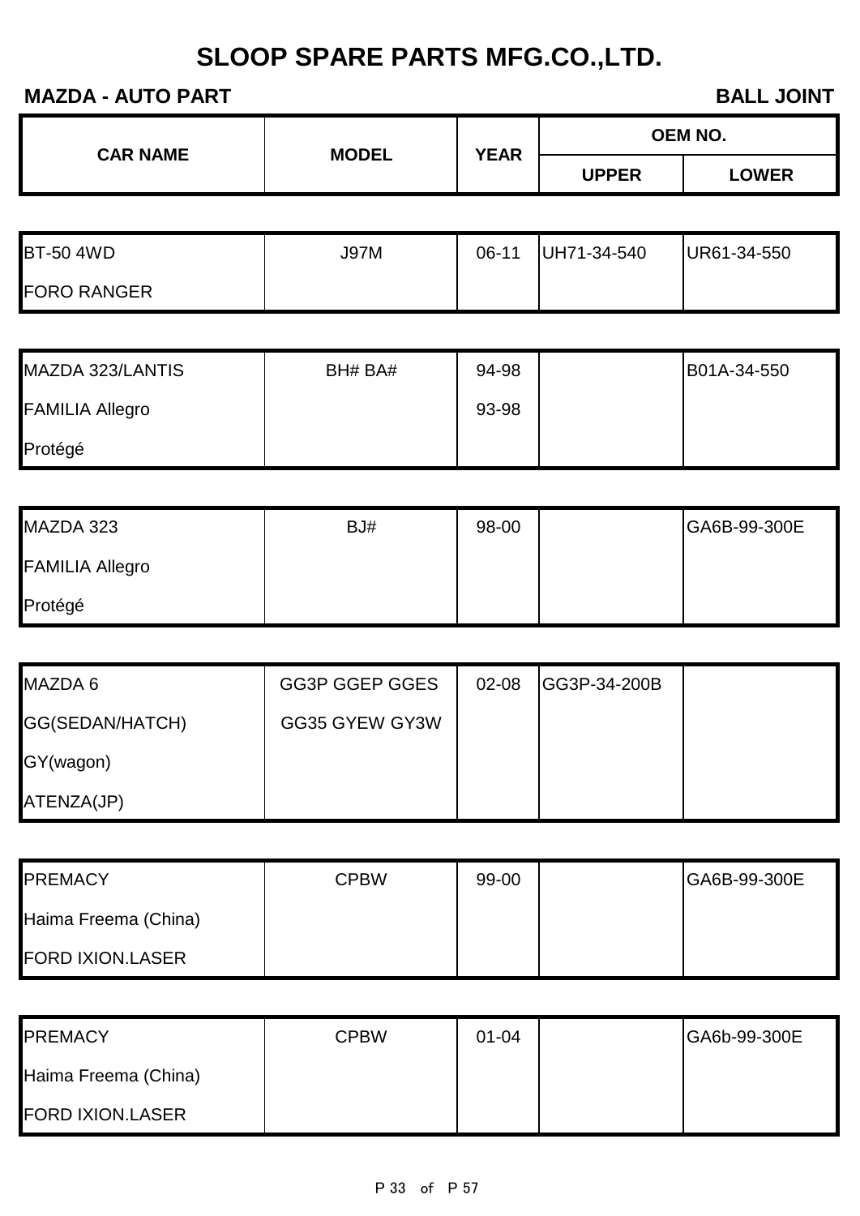# SLOOP SPARE PARTS MFG.CO.,LTD.

**MAZDA - AUTO PART** | **BALL JOINT**

| CAR NAME | MODEL | YEAR | OEM NO. | |
|---|---|---|---|---|
| | | | UPPER | LOWER |
| BT-50 4WD<br>FORO RANGER | J97M | 06-11 | UH71-34-540 | UR61-34-550 |
| MAZDA 323/LANTIS<br>FAMILIA Allegro<br>Protégé | BH# BA# | 94-98<br>93-98 | | B01A-34-550 |
| MAZDA 323<br>FAMILIA Allegro<br>Protégé | BJ# | 98-00 | | GA6B-99-300E |
| MAZDA 6<br>GG(SEDAN/HATCH)<br>GY(wagon)<br>ATENZA(JP) | GG3P GGEP GGES<br>GG35 GYEW GY3W | 02-08 | GG3P-34-200B | |
| PREMACY<br>Haima Freema (China)<br>FORD IXION.LASER | CPBW | 99-00 | | GA6B-99-300E |
| PREMACY<br>Haima Freema (China)<br>FORD IXION.LASER | CPBW | 01-04 | | GA6b-99-300E |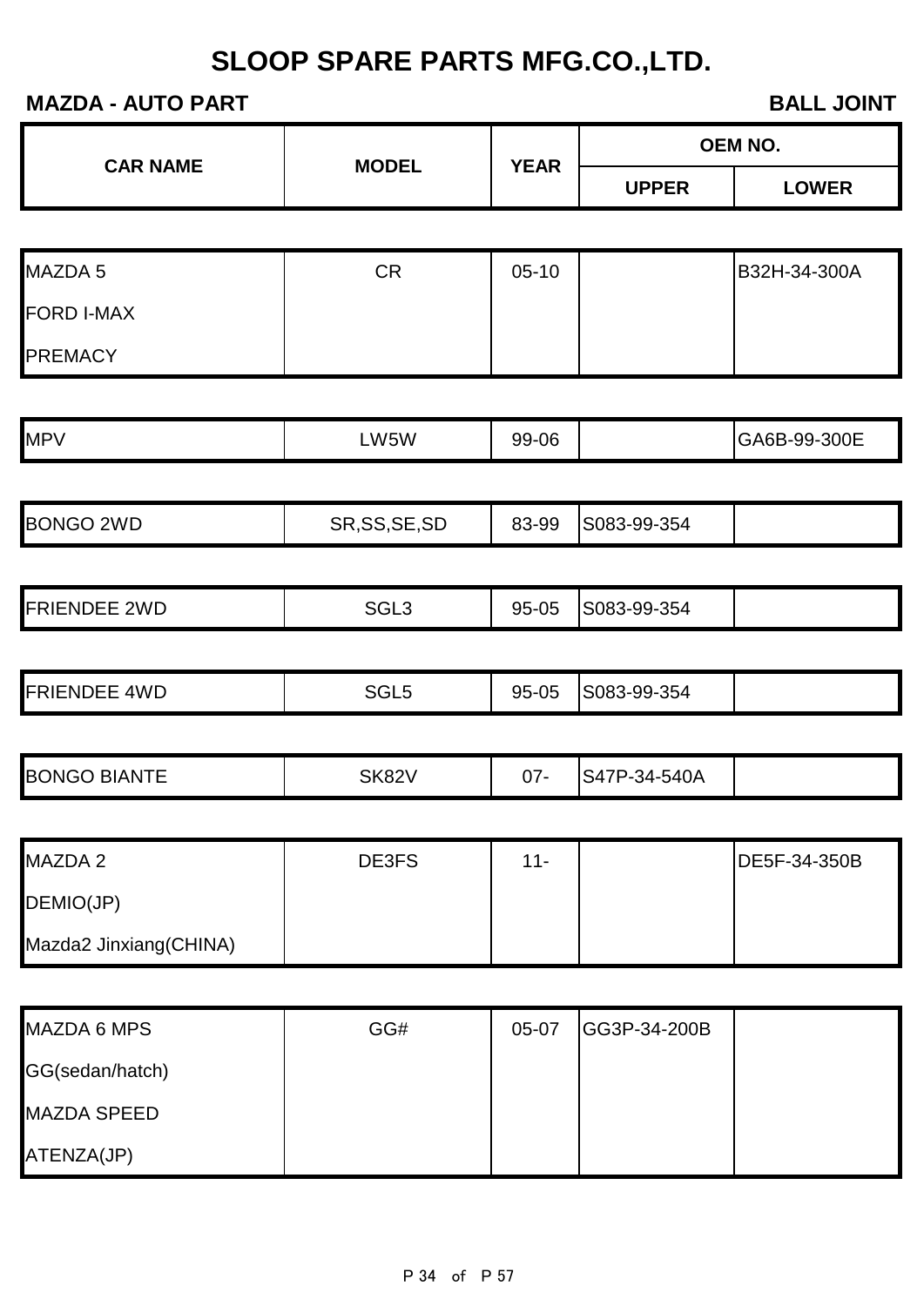# SLOOP SPARE PARTS MFG.CO.,LTD.

**MAZDA - AUTO PART** **BALL JOINT**

| CAR NAME | MODEL | YEAR | OEM NO. | |
|---|---|---|---|---|
| | | | UPPER | LOWER |
| MAZDA 5 | CR | 05-10 | | B32H-34-300A |
| FORD I-MAX | | | | |
| PREMACY | | | | |
| MPV | LW5W | 99-06 | | GA6B-99-300E |
| BONGO 2WD | SR,SS,SE,SD | 83-99 | S083-99-354 | |
| FRIENDEE 2WD | SGL3 | 95-05 | S083-99-354 | |
| FRIENDEE 4WD | SGL5 | 95-05 | S083-99-354 | |
| BONGO BIANTE | SK82V | 07- | S47P-34-540A | |
| MAZDA 2 | DE3FS | 11- | | DE5F-34-350B |
| DEMIO(JP) | | | | |
| Mazda2 Jinxiang(CHINA) | | | | |
| MAZDA 6 MPS | GG# | 05-07 | GG3P-34-200B | |
| GG(sedan/hatch) | | | | |
| MAZDA SPEED | | | | |
| ATENZA(JP) | | | | |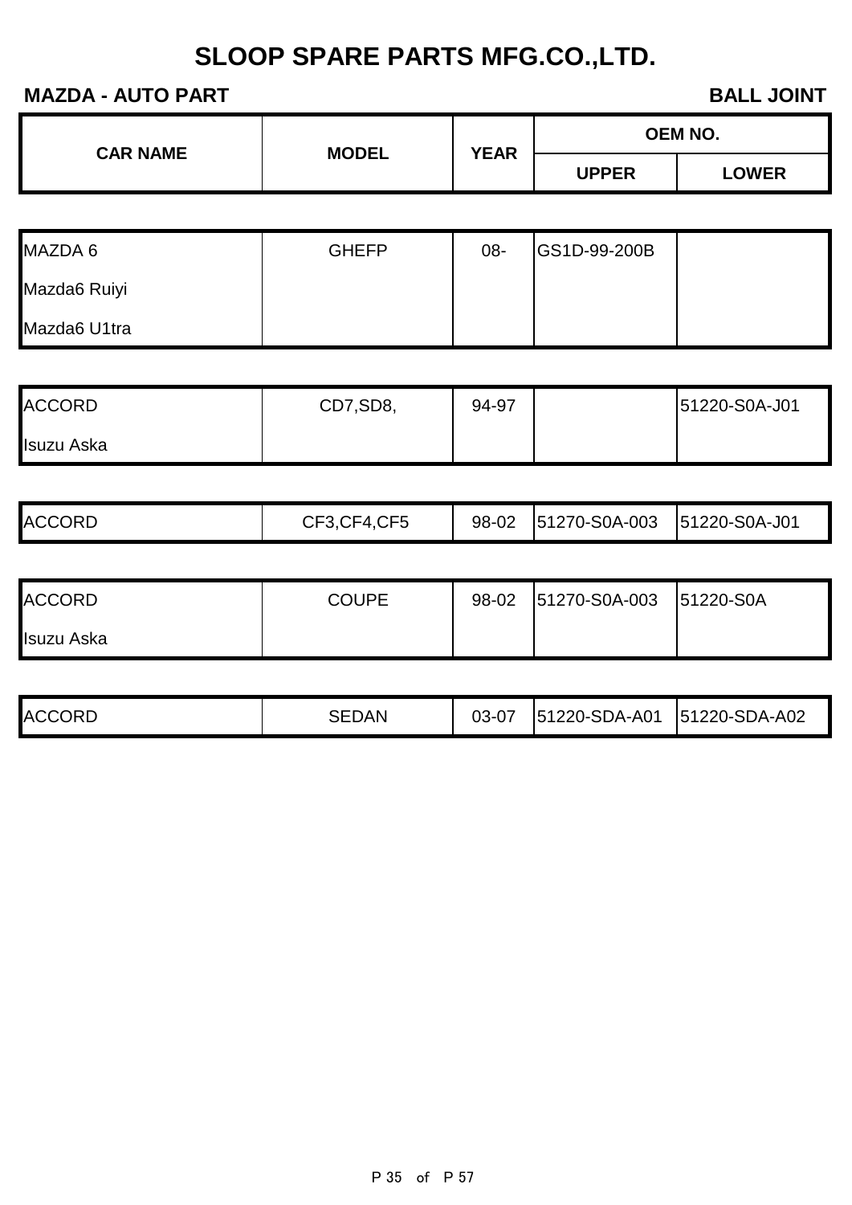# SLOOP SPARE PARTS MFG.CO.,LTD.

**MAZDA - AUTO PART** **BALL JOINT**

| CAR NAME | MODEL | YEAR | OEM NO. | |
|---|---|---|---|---|
| | | | UPPER | LOWER |
| MAZDA 6 | GHEFP | 08- | GS1D-99-200B | |
| Mazda6 Ruiyi | | | | |
| Mazda6 U1tra | | | | |
| ACCORD | CD7,SD8, | 94-97 | | 51220-S0A-J01 |
| Isuzu Aska | | | | |
| ACCORD | CF3,CF4,CF5 | 98-02 | 51270-S0A-003 | 51220-S0A-J01 |
| ACCORD | COUPE | 98-02 | 51270-S0A-003 | 51220-S0A |
| Isuzu Aska | | | | |
| ACCORD | SEDAN | 03-07 | 51220-SDA-A01 | 51220-SDA-A02 |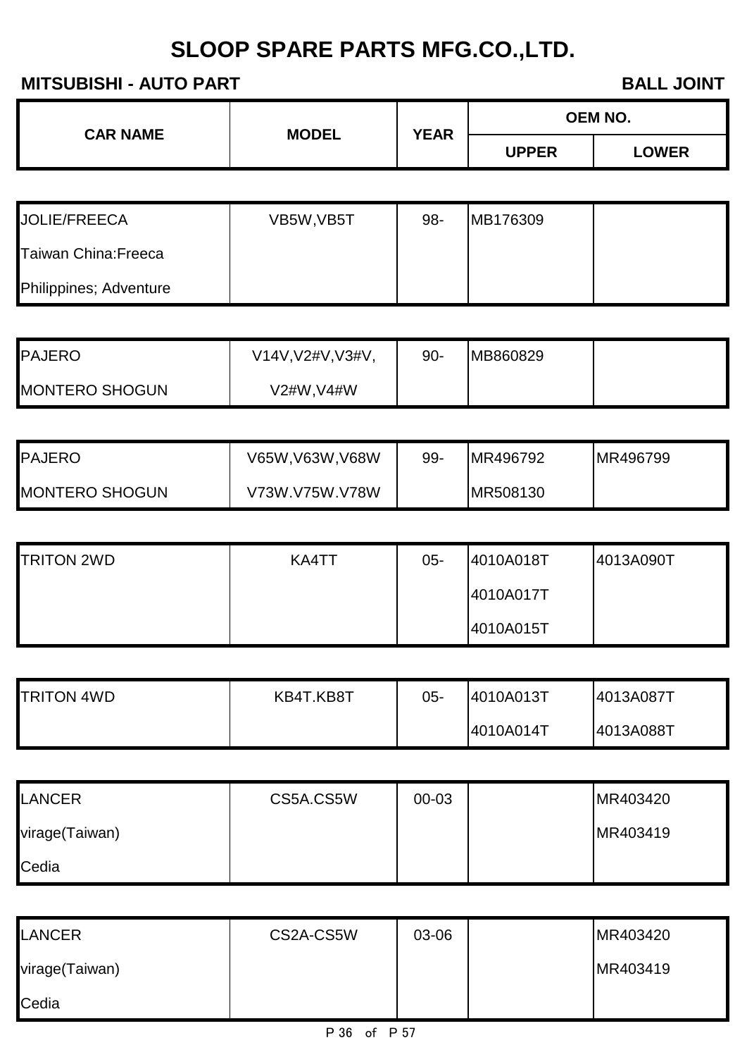# SLOOP SPARE PARTS MFG.CO.,LTD.

**MITSUBISHI - AUTO PART** **BALL JOINT**

| CAR NAME | MODEL | YEAR | OEM NO. | |
|---|---|---|---|---|
| | | | UPPER | LOWER |
| JOLIE/FREECA | VB5W,VB5T | 98- | MB176309 | |
| Taiwan China:Freeca | | | | |
| Philippines; Adventure | | | | |
| PAJERO | V14V,V2#V,V3#V, | 90- | MB860829 | |
| MONTERO SHOGUN | V2#W,V4#W | | | |
| PAJERO | V65W,V63W,V68W | 99- | MR496792 | MR496799 |
| MONTERO SHOGUN | V73W.V75W.V78W | | MR508130 | |
| TRITON 2WD | KA4TT | 05- | 4010A018T | 4013A090T |
| | | | 4010A017T | |
| | | | 4010A015T | |
| TRITON 4WD | KB4T.KB8T | 05- | 4010A013T | 4013A087T |
| | | | 4010A014T | 4013A088T |
| LANCER | CS5A.CS5W | 00-03 | | MR403420 |
| virage(Taiwan) | | | | MR403419 |
| Cedia | | | | |
| LANCER | CS2A-CS5W | 03-06 | | MR403420 |
| virage(Taiwan) | | | | MR403419 |
| Cedia | | | | |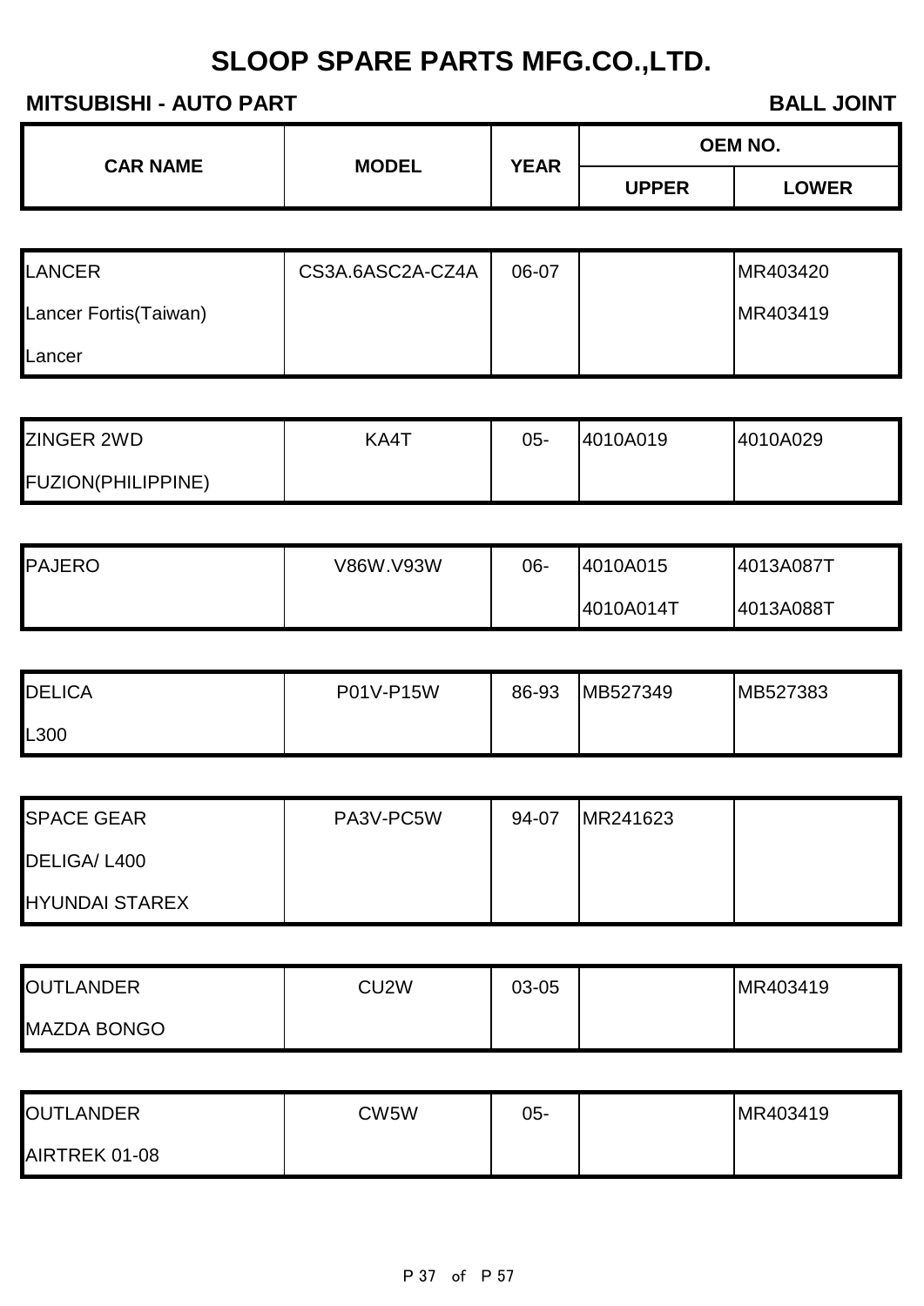# SLOOP SPARE PARTS MFG.CO.,LTD.

**MITSUBISHI - AUTO PART** **BALL JOINT**

| CAR NAME | MODEL | YEAR | OEM NO. | |
|---|---|---|---|---|
| | | | UPPER | LOWER |
| LANCER | CS3A.6ASC2A-CZ4A | 06-07 | | MR403420 |
| Lancer Fortis(Taiwan) | | | | MR403419 |
| Lancer | | | | |
| ZINGER 2WD | KA4T | 05- | 4010A019 | 4010A029 |
| FUZION(PHILIPPINE) | | | | |
| PAJERO | V86W.V93W | 06- | 4010A015 | 4013A087T |
| | | | 4010A014T | 4013A088T |
| DELICA | P01V-P15W | 86-93 | MB527349 | MB527383 |
| L300 | | | | |
| SPACE GEAR | PA3V-PC5W | 94-07 | MR241623 | |
| DELIGA/ L400 | | | | |
| HYUNDAI STAREX | | | | |
| OUTLANDER | CU2W | 03-05 | | MR403419 |
| MAZDA BONGO | | | | |
| OUTLANDER | CW5W | 05- | | MR403419 |
| AIRTREK 01-08 | | | | |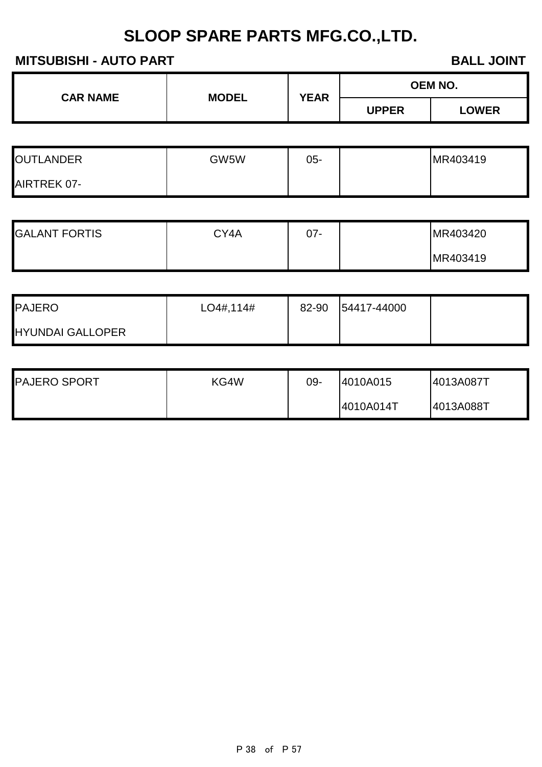# SLOOP SPARE PARTS MFG.CO.,LTD.

**MITSUBISHI - AUTO PART** **BALL JOINT**

| CAR NAME | MODEL | YEAR | OEM NO. | |
|---|---|---|---|---|
| | | | UPPER | LOWER |
| OUTLANDER | GW5W | 05- | | MR403419 |
| AIRTREK 07- | | | | |
| GALANT FORTIS | CY4A | 07- | | MR403420 |
| | | | | MR403419 |
| PAJERO | LO4#,114# | 82-90 | 54417-44000 | |
| HYUNDAI GALLOPER | | | | |
| PAJERO SPORT | KG4W | 09- | 4010A015 | 4013A087T |
| | | | 4010A014T | 4013A088T |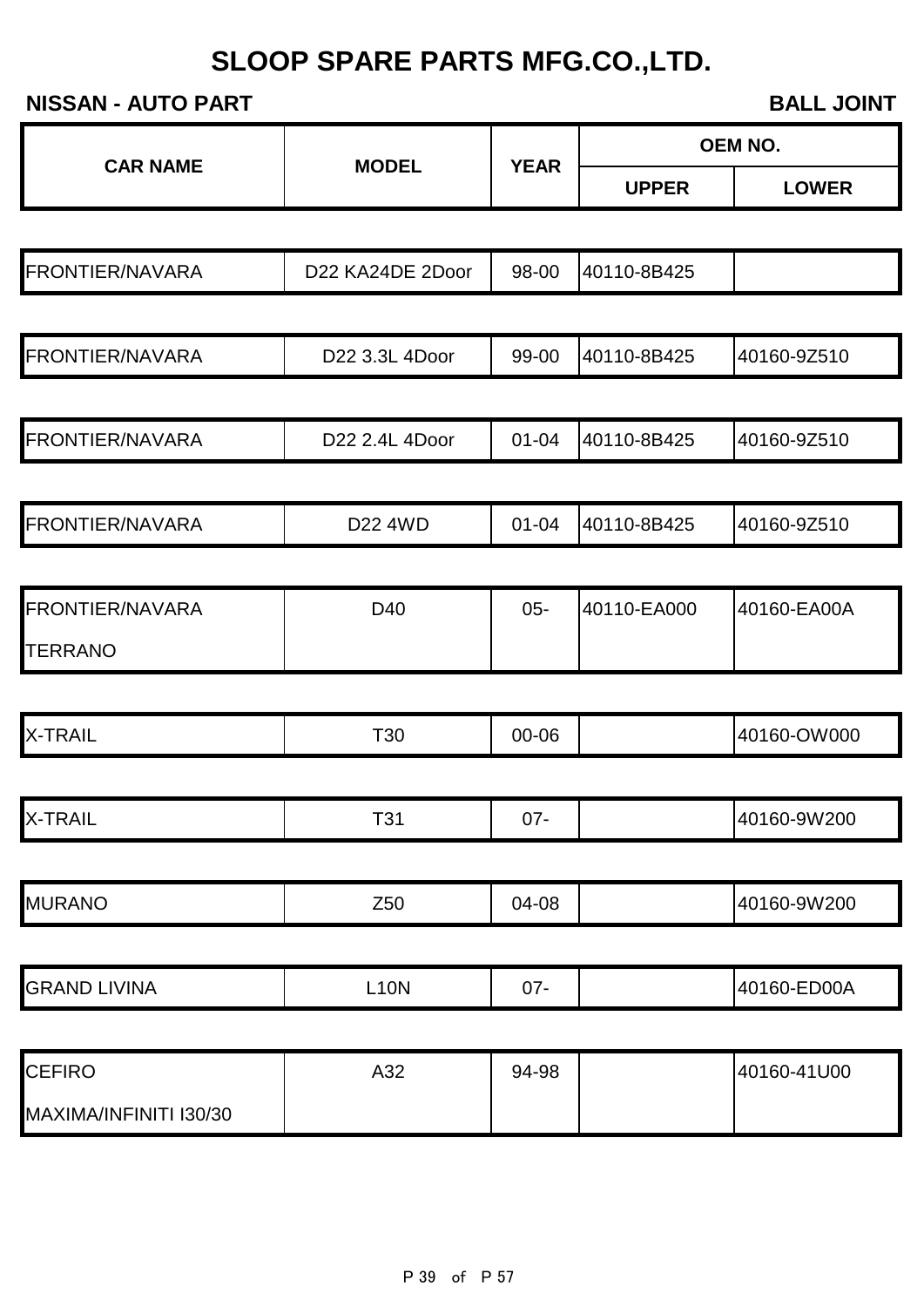# SLOOP SPARE PARTS MFG.CO.,LTD.

**NISSAN - AUTO PART** **BALL JOINT**

| CAR NAME | MODEL | YEAR | OEM NO. | |
|---|---|---|---|---|
| | | | UPPER | LOWER |
| FRONTIER/NAVARA | D22 KA24DE 2Door | 98-00 | 40110-8B425 | |
| FRONTIER/NAVARA | D22 3.3L 4Door | 99-00 | 40110-8B425 | 40160-9Z510 |
| FRONTIER/NAVARA | D22 2.4L 4Door | 01-04 | 40110-8B425 | 40160-9Z510 |
| FRONTIER/NAVARA | D22 4WD | 01-04 | 40110-8B425 | 40160-9Z510 |
| FRONTIER/NAVARA<br>TERRANO | D40 | 05- | 40110-EA000 | 40160-EA00A |
| X-TRAIL | T30 | 00-06 | | 40160-OW000 |
| X-TRAIL | T31 | 07- | | 40160-9W200 |
| MURANO | Z50 | 04-08 | | 40160-9W200 |
| GRAND LIVINA | L10N | 07- | | 40160-ED00A |
| CEFIRO<br>MAXIMA/INFINITI I30/30 | A32 | 94-98 | | 40160-41U00 |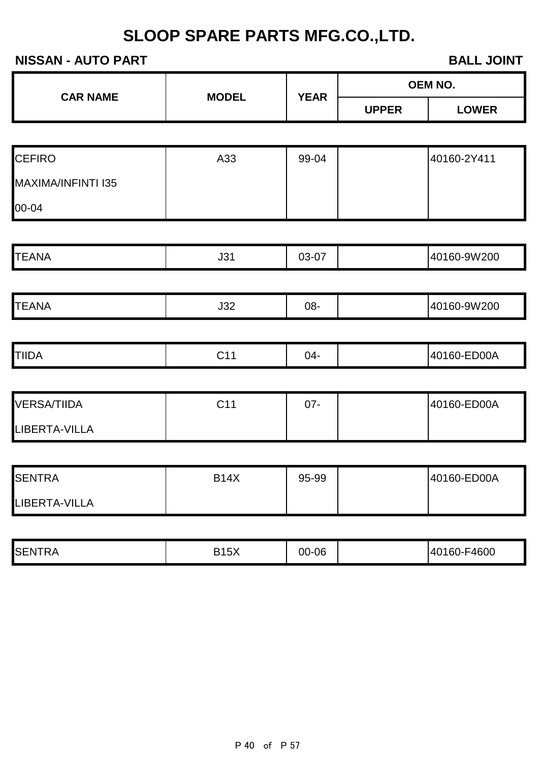# SLOOP SPARE PARTS MFG.CO.,LTD.

**NISSAN - AUTO PART** **BALL JOINT**

| CAR NAME | MODEL | YEAR | OEM NO. | |
|---|---|---|---|---|
| | | | UPPER | LOWER |
| CEFIRO<br>MAXIMA/INFINTI I35<br>00-04 | A33 | 99-04 | | 40160-2Y411 |
| TEANA | J31 | 03-07 | | 40160-9W200 |
| TEANA | J32 | 08- | | 40160-9W200 |
| TIIDA | C11 | 04- | | 40160-ED00A |
| VERSA/TIIDA<br>LIBERTA-VILLA | C11 | 07- | | 40160-ED00A |
| SENTRA<br>LIBERTA-VILLA | B14X | 95-99 | | 40160-ED00A |
| SENTRA | B15X | 00-06 | | 40160-F4600 |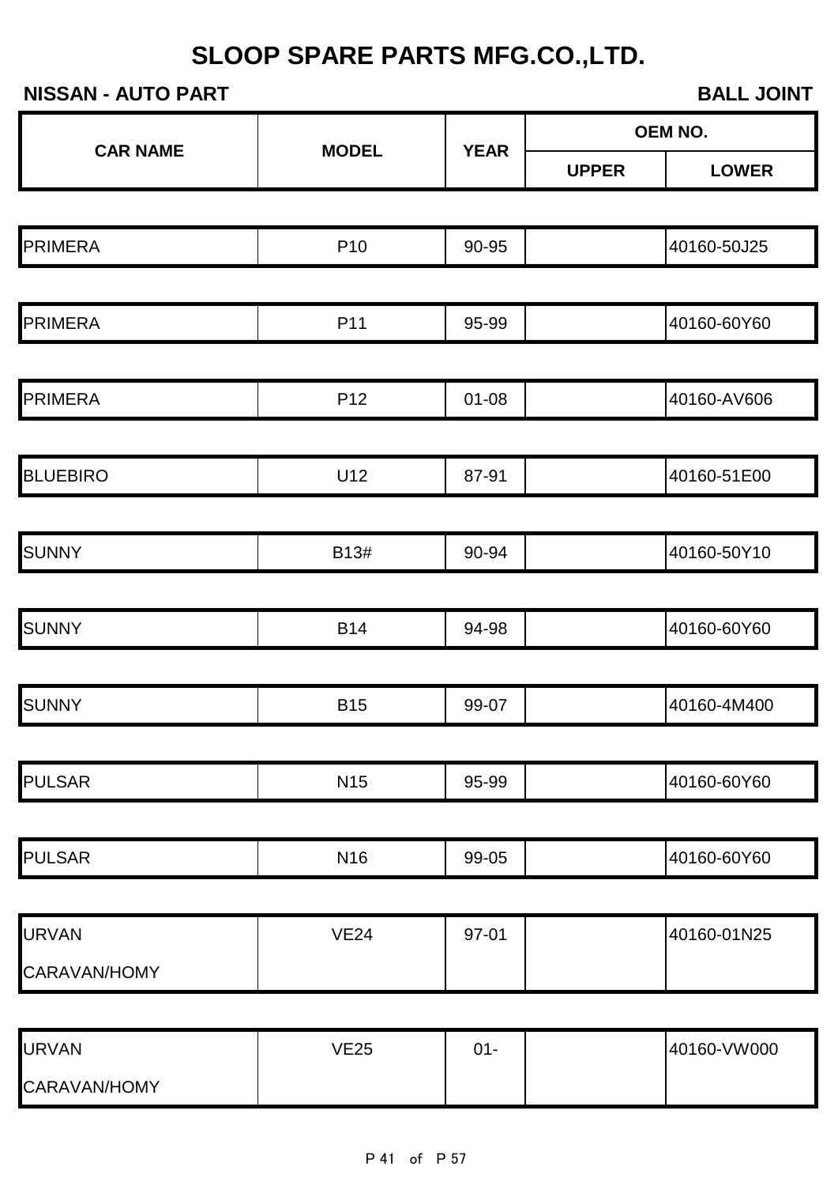# SLOOP SPARE PARTS MFG.CO.,LTD.

**NISSAN - AUTO PART** **BALL JOINT**

| CAR NAME | MODEL | YEAR | OEM NO. | |
|---|---|---|---|---|
| | | | UPPER | LOWER |
| PRIMERA | P10 | 90-95 | | 40160-50J25 |
| PRIMERA | P11 | 95-99 | | 40160-60Y60 |
| PRIMERA | P12 | 01-08 | | 40160-AV606 |
| BLUEBIRO | U12 | 87-91 | | 40160-51E00 |
| SUNNY | B13# | 90-94 | | 40160-50Y10 |
| SUNNY | B14 | 94-98 | | 40160-60Y60 |
| SUNNY | B15 | 99-07 | | 40160-4M400 |
| PULSAR | N15 | 95-99 | | 40160-60Y60 |
| PULSAR | N16 | 99-05 | | 40160-60Y60 |
| URVAN CARAVAN/HOMY | VE24 | 97-01 | | 40160-01N25 |
| URVAN CARAVAN/HOMY | VE25 | 01- | | 40160-VW000 |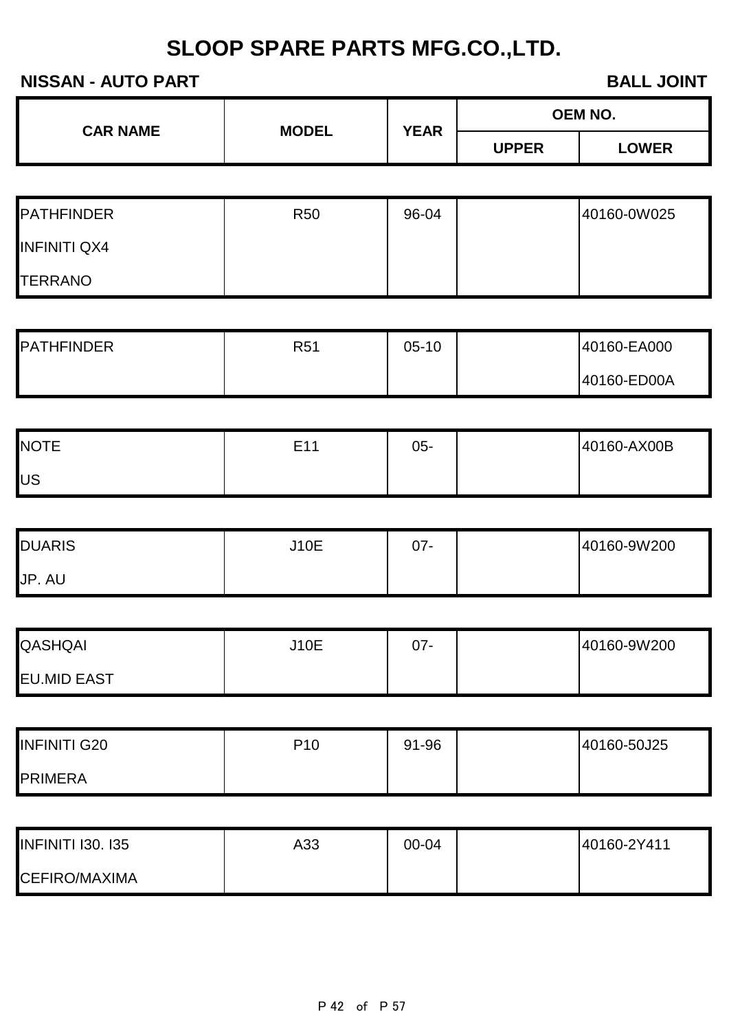# SLOOP SPARE PARTS MFG.CO.,LTD.

**NISSAN - AUTO PART** **BALL JOINT**

| CAR NAME | MODEL | YEAR | OEM NO. | |
|---|---|---|---|---|
| | | | UPPER | LOWER |
| PATHFINDER | R50 | 96-04 | | 40160-0W025 |
| INFINITI QX4 | | | | |
| TERRANO | | | | |
| PATHFINDER | R51 | 05-10 | | 40160-EA000 |
| | | | | 40160-ED00A |
| NOTE | E11 | 05- | | 40160-AX00B |
| US | | | | |
| DUARIS | J10E | 07- | | 40160-9W200 |
| JP. AU | | | | |
| QASHQAI | J10E | 07- | | 40160-9W200 |
| EU.MID EAST | | | | |
| INFINITI G20 | P10 | 91-96 | | 40160-50J25 |
| PRIMERA | | | | |
| INFINITI I30. I35 | A33 | 00-04 | | 40160-2Y411 |
| CEFIRO/MAXIMA | | | | |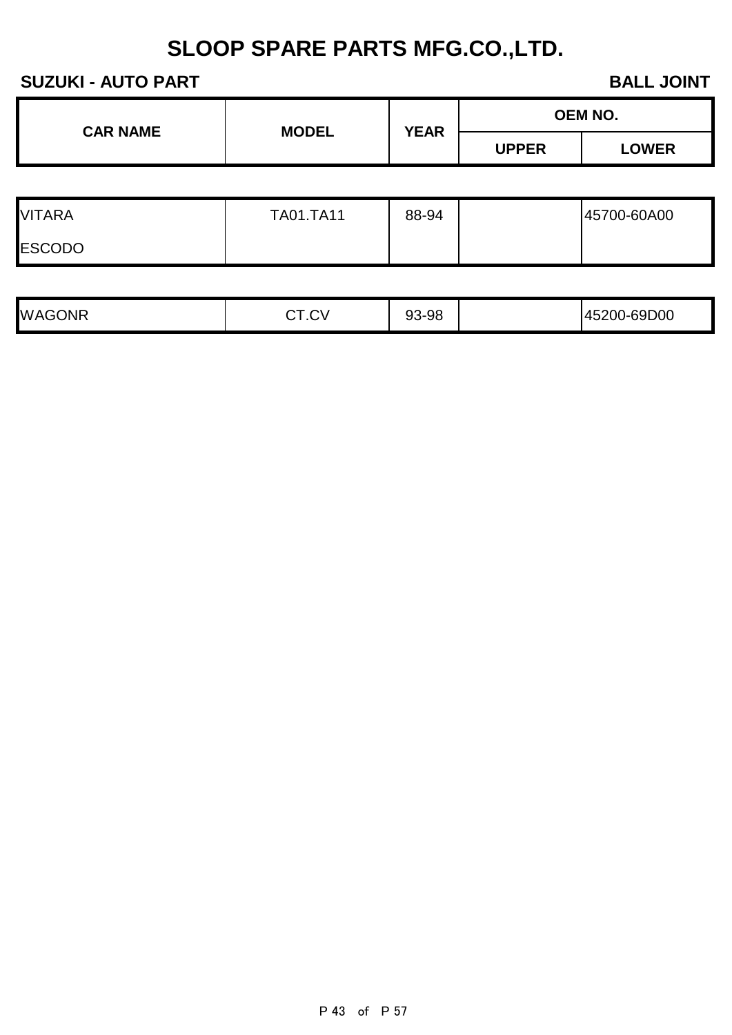# SLOOP SPARE PARTS MFG.CO.,LTD.

**SUZUKI - AUTO PART** **BALL JOINT**

| CAR NAME | MODEL | YEAR | OEM NO. | |
|---|---|---|---|---|
| | | | UPPER | LOWER |
| VITARA | TA01.TA11 | 88-94 | | 45700-60A00 |
| ESCODO | | | | |
| WAGONR | CT.CV | 93-98 | | 45200-69D00 |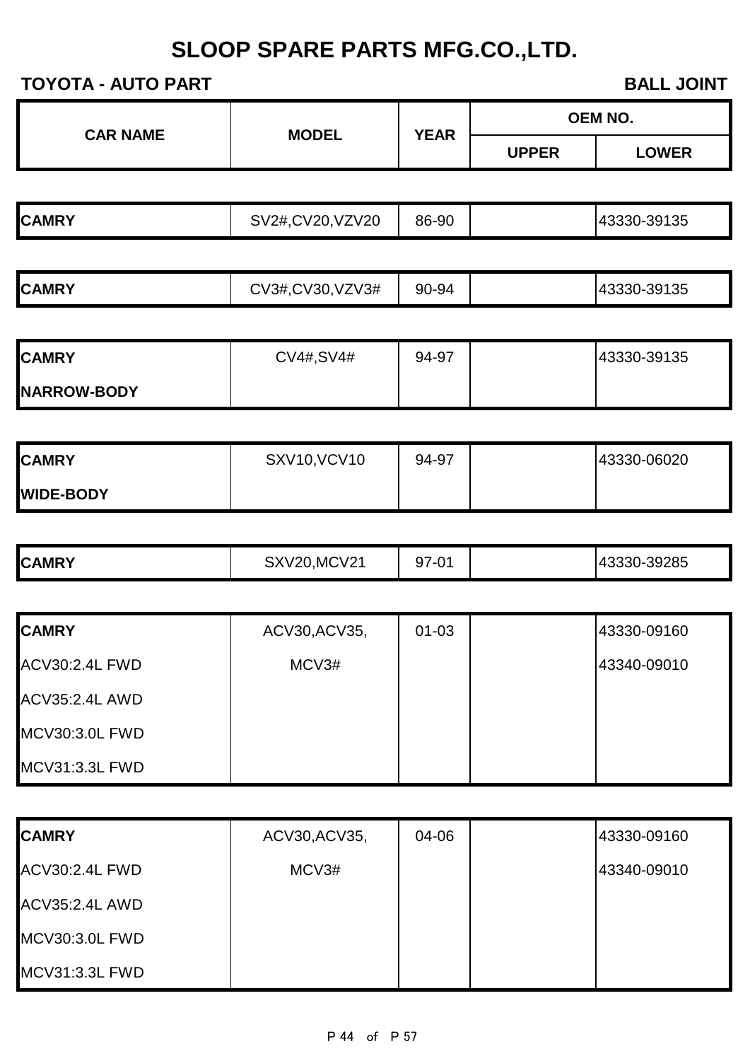# SLOOP SPARE PARTS MFG.CO.,LTD.

**TOYOTA - AUTO PART** **BALL JOINT**

| CAR NAME | MODEL | YEAR | OEM NO. | |
|---|---|---|---|---|
| | | | UPPER | LOWER |
| **CAMRY** | SV2#,CV20,VZV20 | 86-90 | | 43330-39135 |
| **CAMRY** | CV3#,CV30,VZV3# | 90-94 | | 43330-39135 |
| **CAMRY** | CV4#,SV4# | 94-97 | | 43330-39135 |
| **NARROW-BODY** | | | | |
| **CAMRY** | SXV10,VCV10 | 94-97 | | 43330-06020 |
| **WIDE-BODY** | | | | |
| **CAMRY** | SXV20,MCV21 | 97-01 | | 43330-39285 |
| **CAMRY** | ACV30,ACV35, | 01-03 | | 43330-09160 |
| ACV30:2.4L FWD | MCV3# | | | 43340-09010 |
| ACV35:2.4L AWD | | | | |
| MCV30:3.0L FWD | | | | |
| MCV31:3.3L FWD | | | | |
| **CAMRY** | ACV30,ACV35, | 04-06 | | 43330-09160 |
| ACV30:2.4L FWD | MCV3# | | | 43340-09010 |
| ACV35:2.4L AWD | | | | |
| MCV30:3.0L FWD | | | | |
| MCV31:3.3L FWD | | | | |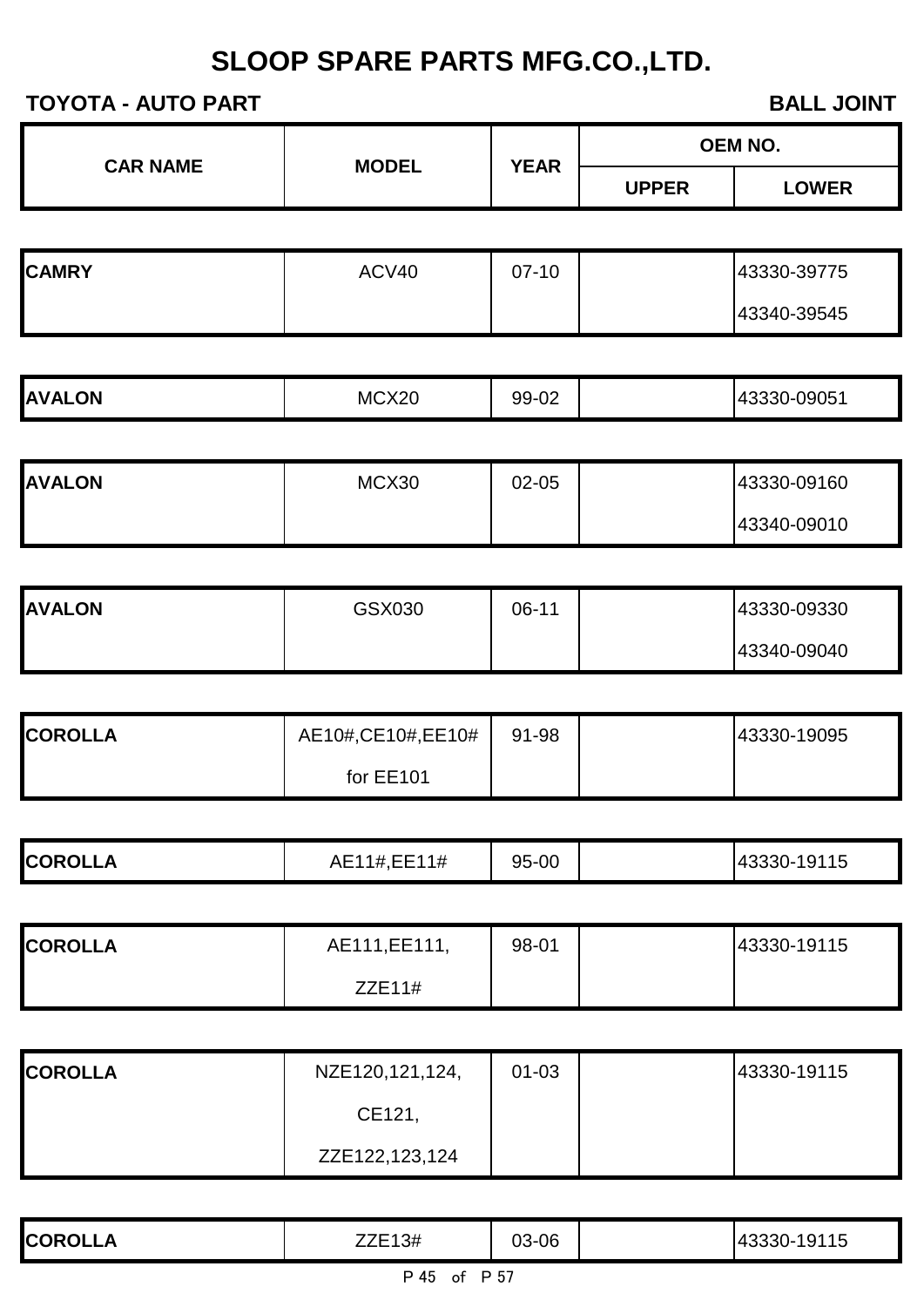# SLOOP SPARE PARTS MFG.CO.,LTD.

**TOYOTA - AUTO PART** | **BALL JOINT**

| CAR NAME | MODEL | YEAR | OEM NO. | |
|---|---|---|---|---|
| | | | UPPER | LOWER |
| **CAMRY** | ACV40 | 07-10 | | 43330-39775 |
| | | | | 43340-39545 |
| **AVALON** | MCX20 | 99-02 | | 43330-09051 |
| **AVALON** | MCX30 | 02-05 | | 43330-09160 |
| | | | | 43340-09010 |
| **AVALON** | GSX030 | 06-11 | | 43330-09330 |
| | | | | 43340-09040 |
| **COROLLA** | AE10#,CE10#,EE10# | 91-98 | | 43330-19095 |
| | for EE101 | | | |
| **COROLLA** | AE11#,EE11# | 95-00 | | 43330-19115 |
| **COROLLA** | AE111,EE111, | 98-01 | | 43330-19115 |
| | ZZE11# | | | |
| **COROLLA** | NZE120,121,124, | 01-03 | | 43330-19115 |
| | CE121, | | | |
| | ZZE122,123,124 | | | |
| **COROLLA** | ZZE13# | 03-06 | | 43330-19115 |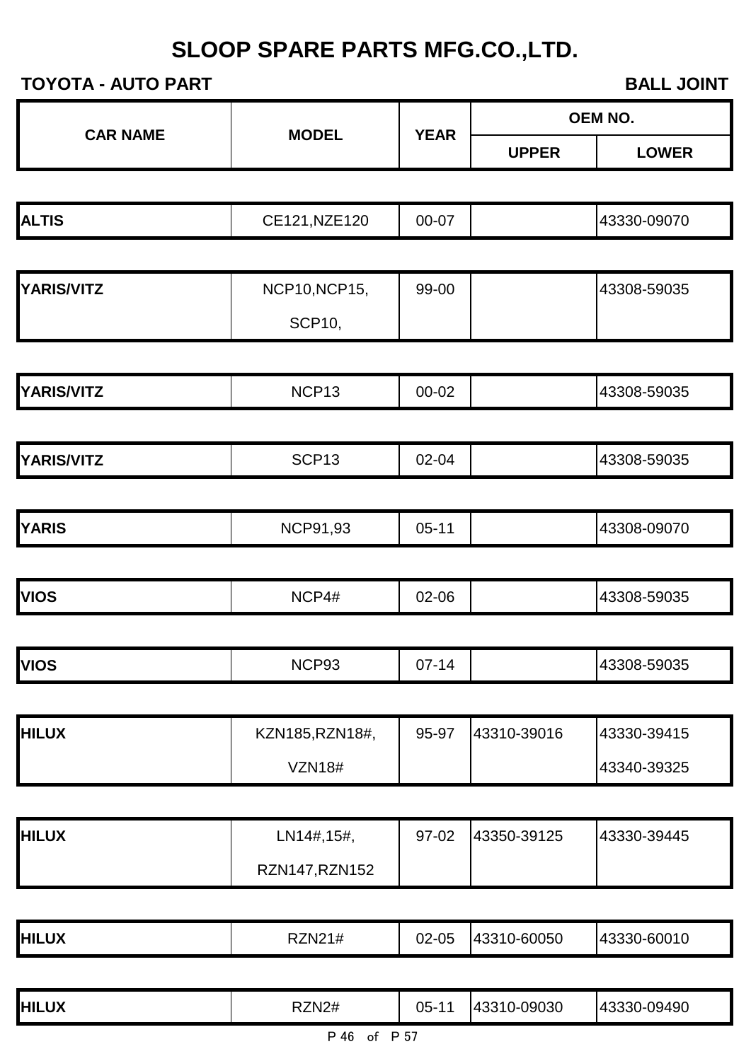# SLOOP SPARE PARTS MFG.CO.,LTD.

**TOYOTA - AUTO PART** **BALL JOINT**

| CAR NAME | MODEL | YEAR | OEM NO. | |
|---|---|---|---|---|
| | | | UPPER | LOWER |
| ALTIS | CE121,NZE120 | 00-07 | | 43330-09070 |
| YARIS/VITZ | NCP10,NCP15, SCP10, | 99-00 | | 43308-59035 |
| YARIS/VITZ | NCP13 | 00-02 | | 43308-59035 |
| YARIS/VITZ | SCP13 | 02-04 | | 43308-59035 |
| YARIS | NCP91,93 | 05-11 | | 43308-09070 |
| VIOS | NCP4# | 02-06 | | 43308-59035 |
| VIOS | NCP93 | 07-14 | | 43308-59035 |
| HILUX | KZN185,RZN18#, VZN18# | 95-97 | 43310-39016 | 43330-39415 43340-39325 |
| HILUX | LN14#,15#, RZN147,RZN152 | 97-02 | 43350-39125 | 43330-39445 |
| HILUX | RZN21# | 02-05 | 43310-60050 | 43330-60010 |
| HILUX | RZN2# | 05-11 | 43310-09030 | 43330-09490 |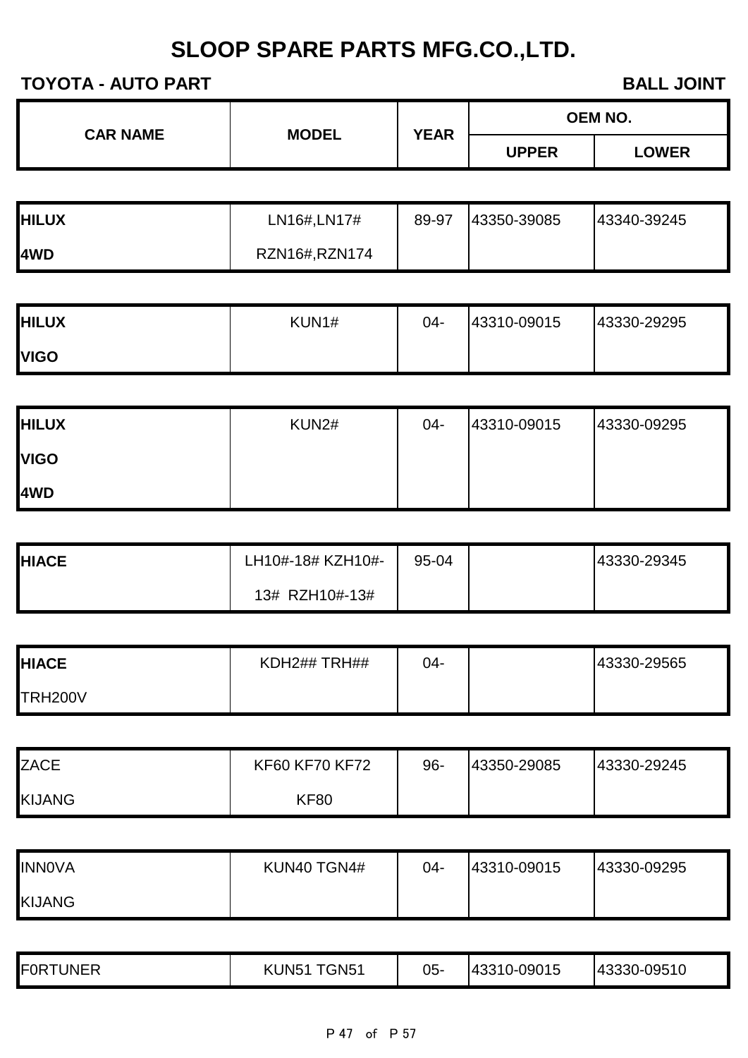# SLOOP SPARE PARTS MFG.CO.,LTD.

**TOYOTA - AUTO PART** **BALL JOINT**

| CAR NAME | MODEL | YEAR | OEM NO. | |
|---|---|---|---|---|
| | | | UPPER | LOWER |
| **HILUX 4WD** | LN16#,LN17# RZN16#,RZN174 | 89-97 | 43350-39085 | 43340-39245 |
| **HILUX VIGO** | KUN1# | 04- | 43310-09015 | 43330-29295 |
| **HILUX VIGO 4WD** | KUN2# | 04- | 43310-09015 | 43330-09295 |
| **HIACE** | LH10#-18# KZH10#-13# RZH10#-13# | 95-04 | | 43330-29345 |
| **HIACE** TRH200V | KDH2## TRH## | 04- | | 43330-29565 |
| ZACE KIJANG | KF60 KF70 KF72 KF80 | 96- | 43350-29085 | 43330-29245 |
| INN0VA KIJANG | KUN40 TGN4# | 04- | 43310-09015 | 43330-09295 |
| F0RTUNER | KUN51 TGN51 | 05- | 43310-09015 | 43330-09510 |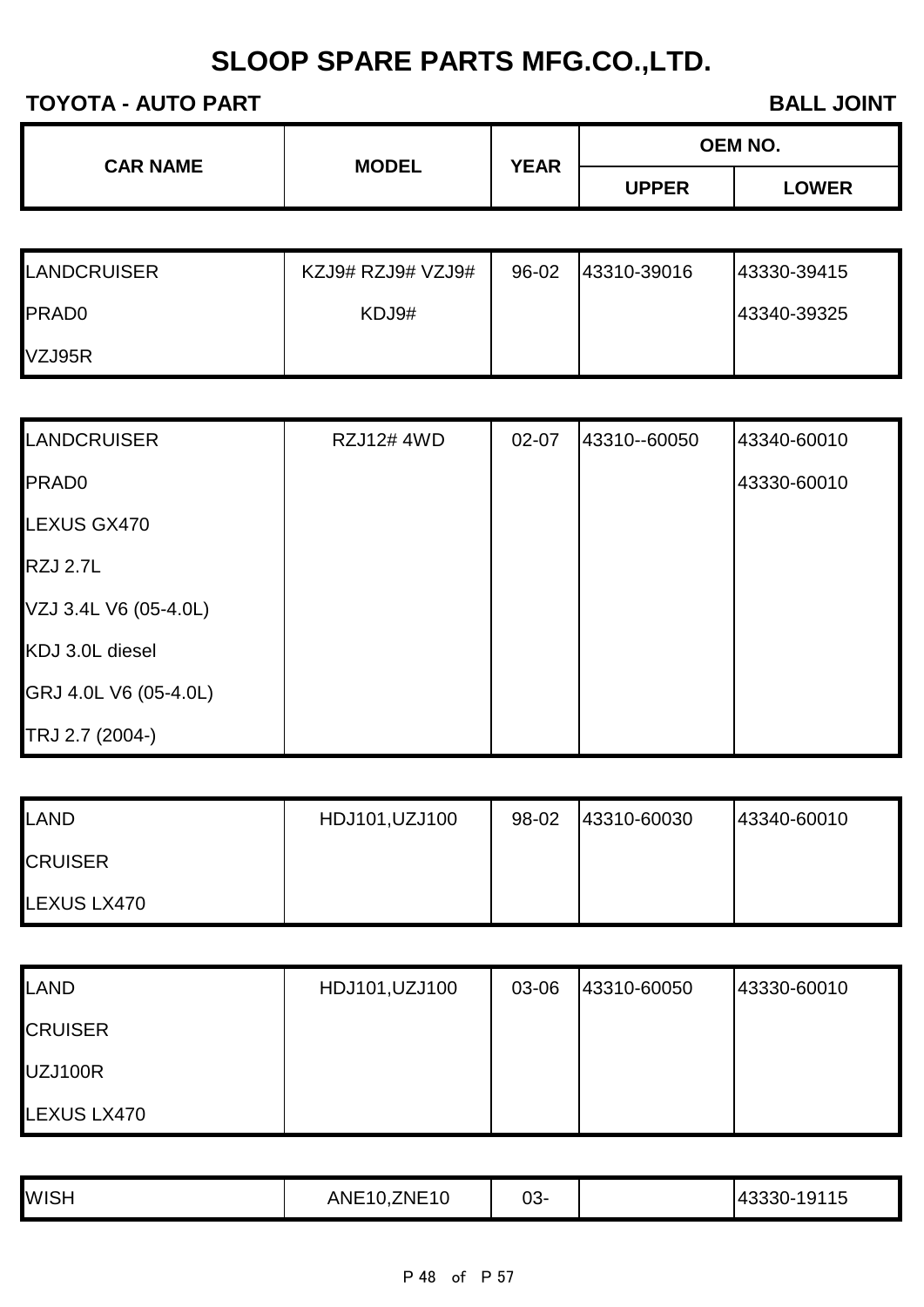# SLOOP SPARE PARTS MFG.CO.,LTD.

**TOYOTA - AUTO PART** **BALL JOINT**

| CAR NAME | MODEL | YEAR | OEM NO. | |
|---|---|---|---|---|
| | | | UPPER | LOWER |
| LANDCRUISER | KZJ9# RZJ9# VZJ9# | 96-02 | 43310-39016 | 43330-39415 |
| PRAD0 | KDJ9# | | | 43340-39325 |
| VZJ95R | | | | |
| LANDCRUISER | RZJ12# 4WD | 02-07 | 43310--60050 | 43340-60010 |
| PRAD0 | | | | 43330-60010 |
| LEXUS GX470 | | | | |
| RZJ 2.7L | | | | |
| VZJ 3.4L V6 (05-4.0L) | | | | |
| KDJ 3.0L diesel | | | | |
| GRJ 4.0L V6 (05-4.0L) | | | | |
| TRJ 2.7 (2004-) | | | | |
| LAND | HDJ101,UZJ100 | 98-02 | 43310-60030 | 43340-60010 |
| CRUISER | | | | |
| LEXUS LX470 | | | | |
| LAND | HDJ101,UZJ100 | 03-06 | 43310-60050 | 43330-60010 |
| CRUISER | | | | |
| UZJ100R | | | | |
| LEXUS LX470 | | | | |
| WISH | ANE10,ZNE10 | 03- | | 43330-19115 |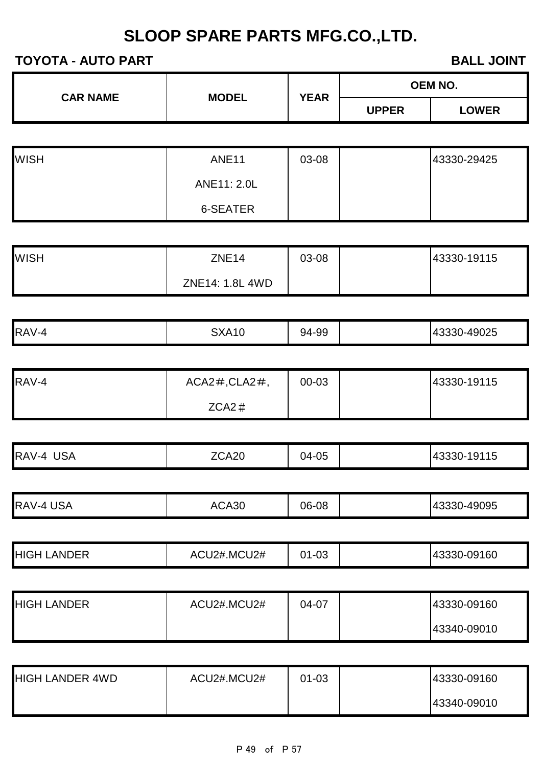# SLOOP SPARE PARTS MFG.CO.,LTD.

**TOYOTA - AUTO PART** **BALL JOINT**

| CAR NAME | MODEL | YEAR | OEM NO. | |
|---|---|---|---|---|
| | | | UPPER | LOWER |
| WISH | ANE11<br>ANE11: 2.0L<br>6-SEATER | 03-08 | | 43330-29425 |
| WISH | ZNE14<br>ZNE14: 1.8L 4WD | 03-08 | | 43330-19115 |
| RAV-4 | SXA10 | 94-99 | | 43330-49025 |
| RAV-4 | ACA2＃,CLA2＃,<br>ZCA2＃ | 00-03 | | 43330-19115 |
| RAV-4 USA | ZCA20 | 04-05 | | 43330-19115 |
| RAV-4 USA | ACA30 | 06-08 | | 43330-49095 |
| HIGH LANDER | ACU2#.MCU2# | 01-03 | | 43330-09160 |
| HIGH LANDER | ACU2#.MCU2# | 04-07 | | 43330-09160<br>43340-09010 |
| HIGH LANDER 4WD | ACU2#.MCU2# | 01-03 | | 43330-09160<br>43340-09010 |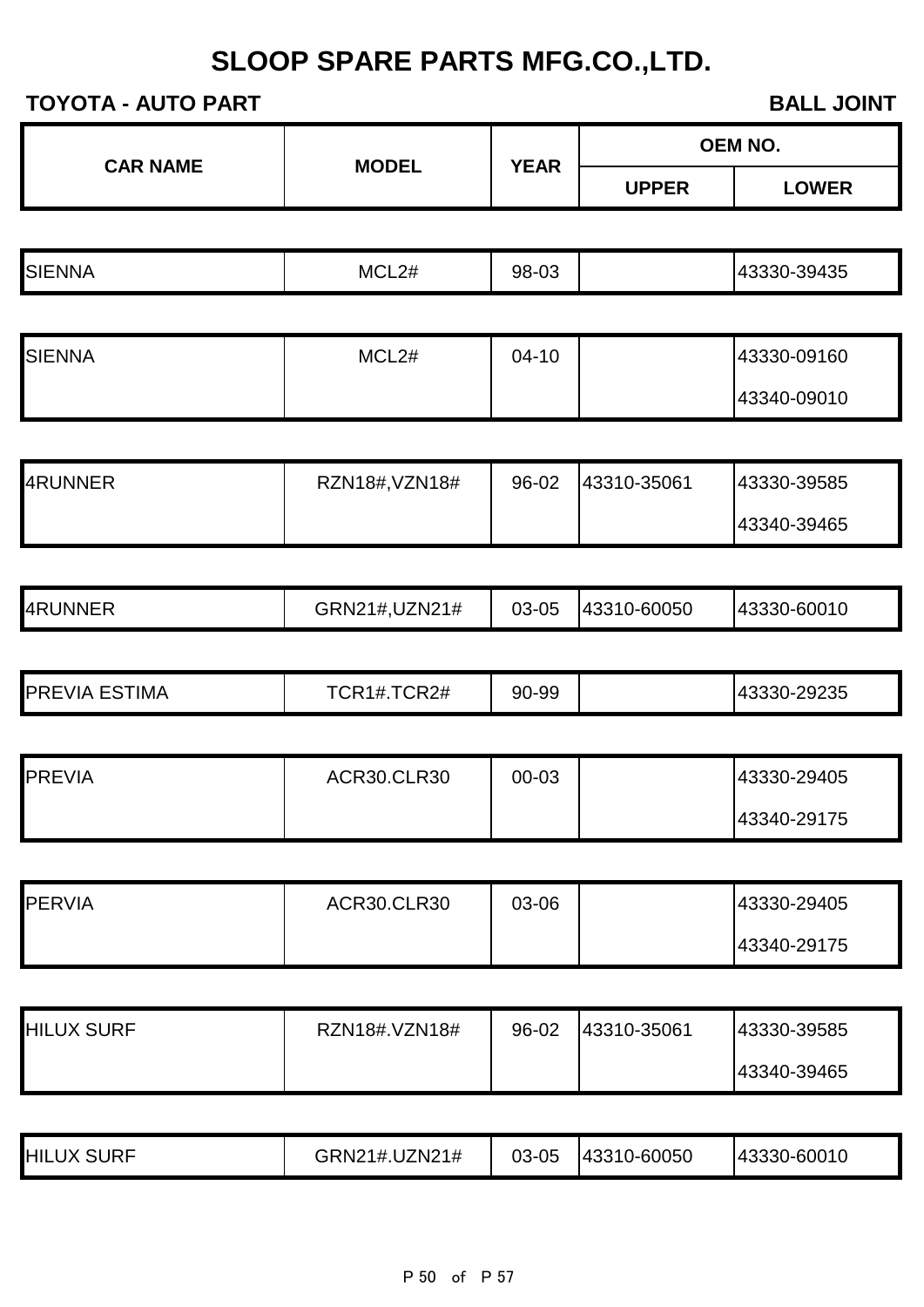# SLOOP SPARE PARTS MFG.CO.,LTD.

**TOYOTA - AUTO PART** **BALL JOINT**

| CAR NAME | MODEL | YEAR | OEM NO. | |
|---|---|---|---|---|
| | | | UPPER | LOWER |
| SIENNA | MCL2# | 98-03 | | 43330-39435 |
| SIENNA | MCL2# | 04-10 | | 43330-09160 |
| | | | | 43340-09010 |
| 4RUNNER | RZN18#,VZN18# | 96-02 | 43310-35061 | 43330-39585 |
| | | | | 43340-39465 |
| 4RUNNER | GRN21#,UZN21# | 03-05 | 43310-60050 | 43330-60010 |
| PREVIA ESTIMA | TCR1#.TCR2# | 90-99 | | 43330-29235 |
| PREVIA | ACR30.CLR30 | 00-03 | | 43330-29405 |
| | | | | 43340-29175 |
| PERVIA | ACR30.CLR30 | 03-06 | | 43330-29405 |
| | | | | 43340-29175 |
| HILUX SURF | RZN18#.VZN18# | 96-02 | 43310-35061 | 43330-39585 |
| | | | | 43340-39465 |
| HILUX SURF | GRN21#.UZN21# | 03-05 | 43310-60050 | 43330-60010 |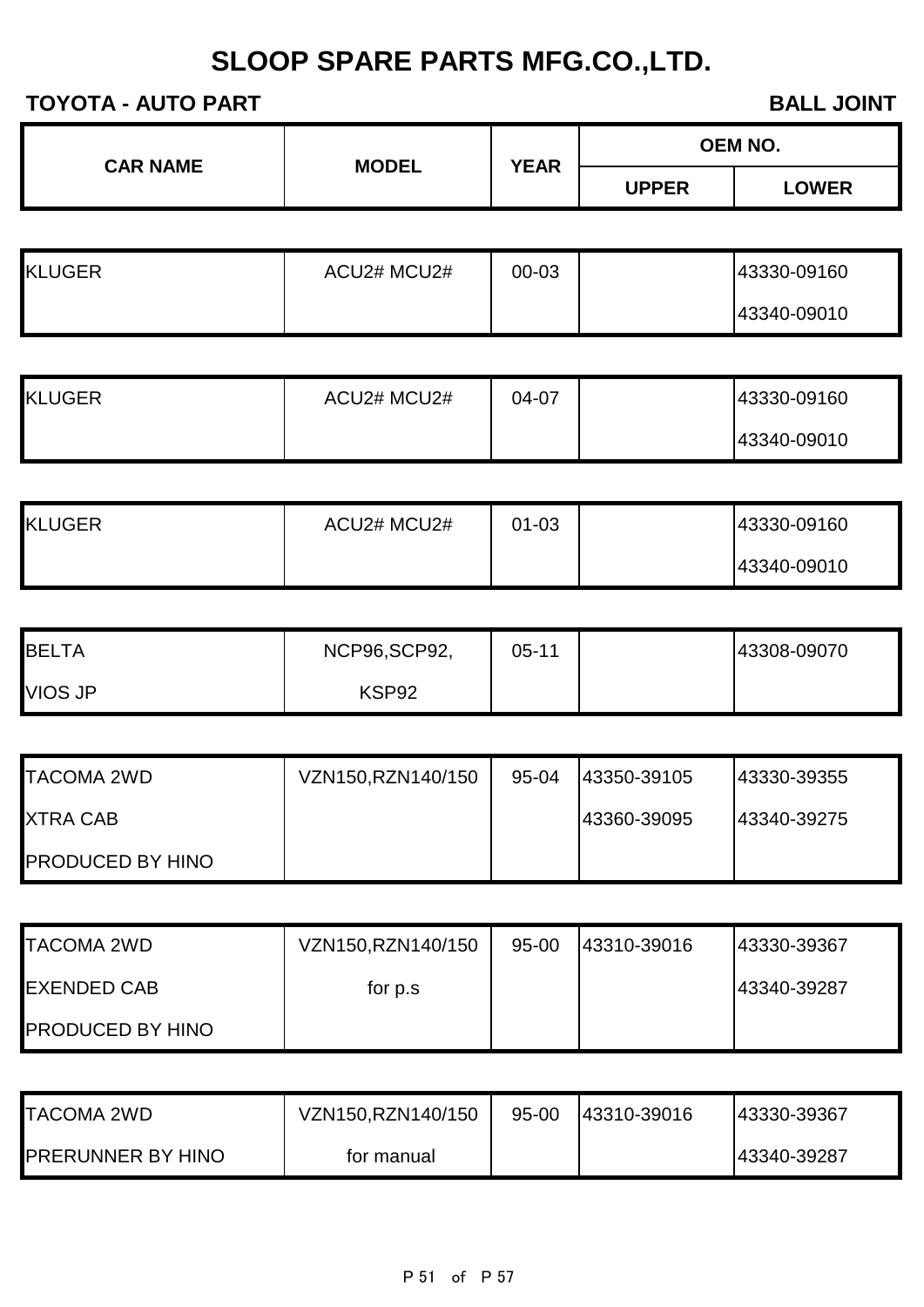# SLOOP SPARE PARTS MFG.CO.,LTD.

**TOYOTA - AUTO PART** | **BALL JOINT**

| CAR NAME | MODEL | YEAR | OEM NO. | |
|---|---|---|---|---|
| | | | UPPER | LOWER |
| KLUGER | ACU2# MCU2# | 00-03 | | 43330-09160 |
| | | | | 43340-09010 |
| KLUGER | ACU2# MCU2# | 04-07 | | 43330-09160 |
| | | | | 43340-09010 |
| KLUGER | ACU2# MCU2# | 01-03 | | 43330-09160 |
| | | | | 43340-09010 |
| BELTA | NCP96,SCP92, | 05-11 | | 43308-09070 |
| VIOS JP | KSP92 | | | |
| TACOMA 2WD | VZN150,RZN140/150 | 95-04 | 43350-39105 | 43330-39355 |
| XTRA CAB | | | 43360-39095 | 43340-39275 |
| PRODUCED BY HINO | | | | |
| TACOMA 2WD | VZN150,RZN140/150 | 95-00 | 43310-39016 | 43330-39367 |
| EXENDED CAB | for p.s | | | 43340-39287 |
| PRODUCED BY HINO | | | | |
| TACOMA 2WD | VZN150,RZN140/150 | 95-00 | 43310-39016 | 43330-39367 |
| PRERUNNER BY HINO | for manual | | | 43340-39287 |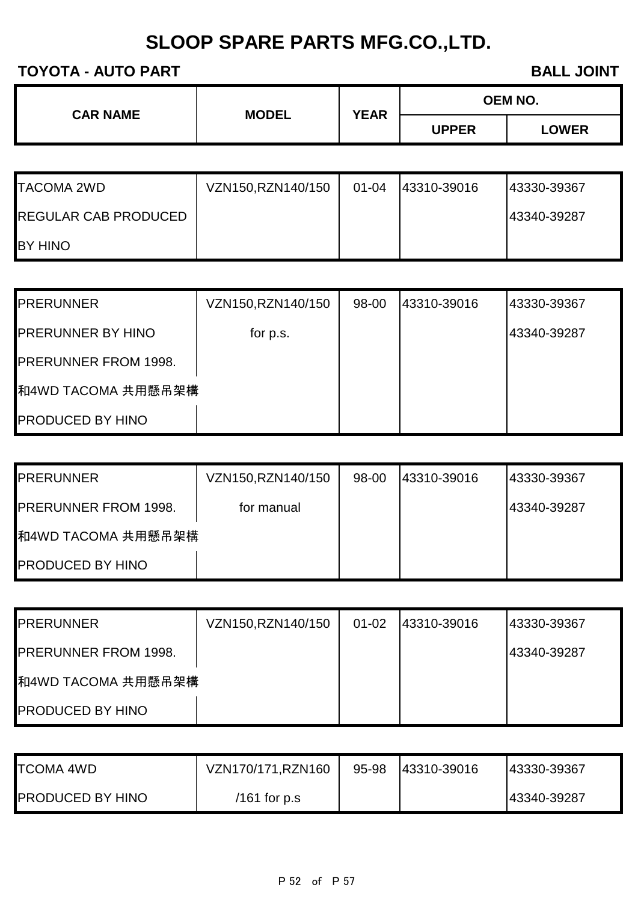# SLOOP SPARE PARTS MFG.CO.,LTD.

**TOYOTA - AUTO PART** **BALL JOINT**

| CAR NAME | MODEL | YEAR | OEM NO. | |
|---|---|---|---|---|
| | | | UPPER | LOWER |
| TACOMA 2WD | VZN150,RZN140/150 | 01-04 | 43310-39016 | 43330-39367 |
| REGULAR CAB PRODUCED | | | | 43340-39287 |
| BY HINO | | | | |
| PRERUNNER | VZN150,RZN140/150 | 98-00 | 43310-39016 | 43330-39367 |
| PRERUNNER BY HINO | for p.s. | | | 43340-39287 |
| PRERUNNER FROM 1998. | | | | |
| 和4WD TACOMA 共用懸吊架構 | | | | |
| PRODUCED BY HINO | | | | |
| PRERUNNER | VZN150,RZN140/150 | 98-00 | 43310-39016 | 43330-39367 |
| PRERUNNER FROM 1998. | for manual | | | 43340-39287 |
| 和4WD TACOMA 共用懸吊架構 | | | | |
| PRODUCED BY HINO | | | | |
| PRERUNNER | VZN150,RZN140/150 | 01-02 | 43310-39016 | 43330-39367 |
| PRERUNNER FROM 1998. | | | | 43340-39287 |
| 和4WD TACOMA 共用懸吊架構 | | | | |
| PRODUCED BY HINO | | | | |
| TCOMA 4WD | VZN170/171,RZN160 | 95-98 | 43310-39016 | 43330-39367 |
| PRODUCED BY HINO | /161 for p.s | | | 43340-39287 |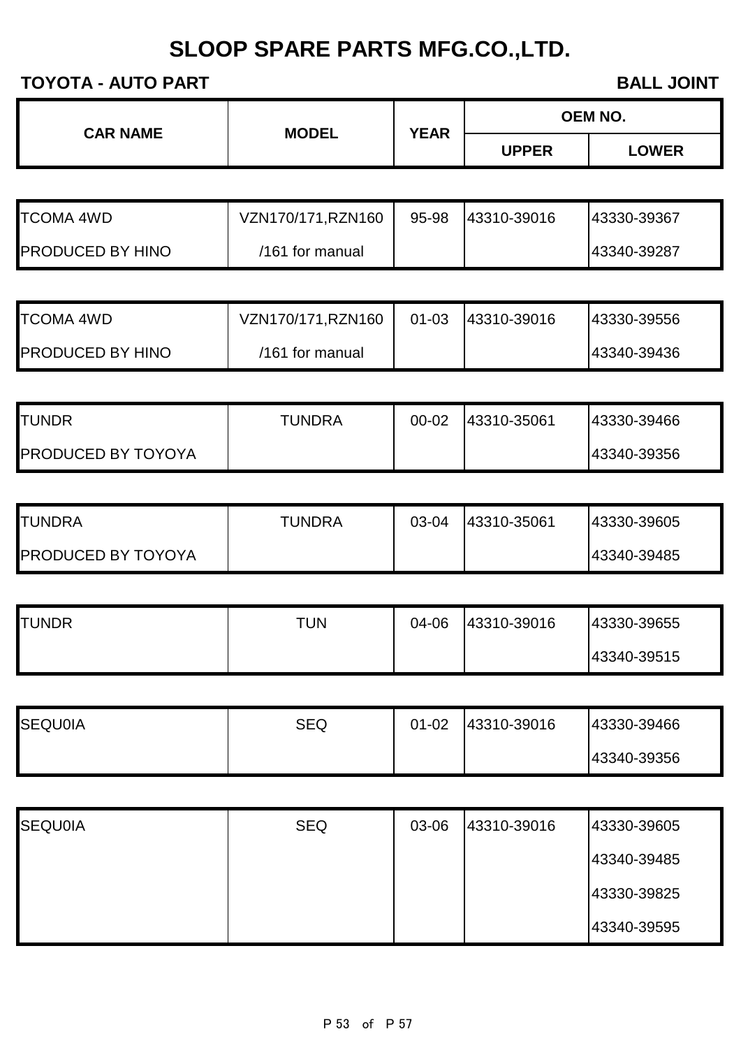# SLOOP SPARE PARTS MFG.CO.,LTD.

**TOYOTA - AUTO PART** **BALL JOINT**

| CAR NAME | MODEL | YEAR | OEM NO. | |
|---|---|---|---|---|
| | | | UPPER | LOWER |
| TCOMA 4WD | VZN170/171,RZN160 | 95-98 | 43310-39016 | 43330-39367 |
| PRODUCED BY HINO | /161 for manual | | | 43340-39287 |
| TCOMA 4WD | VZN170/171,RZN160 | 01-03 | 43310-39016 | 43330-39556 |
| PRODUCED BY HINO | /161 for manual | | | 43340-39436 |
| TUNDR | TUNDRA | 00-02 | 43310-35061 | 43330-39466 |
| PRODUCED BY TOYOYA | | | | 43340-39356 |
| TUNDRA | TUNDRA | 03-04 | 43310-35061 | 43330-39605 |
| PRODUCED BY TOYOYA | | | | 43340-39485 |
| TUNDR | TUN | 04-06 | 43310-39016 | 43330-39655 |
| | | | | 43340-39515 |
| SEQU0IA | SEQ | 01-02 | 43310-39016 | 43330-39466 |
| | | | | 43340-39356 |
| SEQU0IA | SEQ | 03-06 | 43310-39016 | 43330-39605 |
| | | | | 43340-39485 |
| | | | | 43330-39825 |
| | | | | 43340-39595 |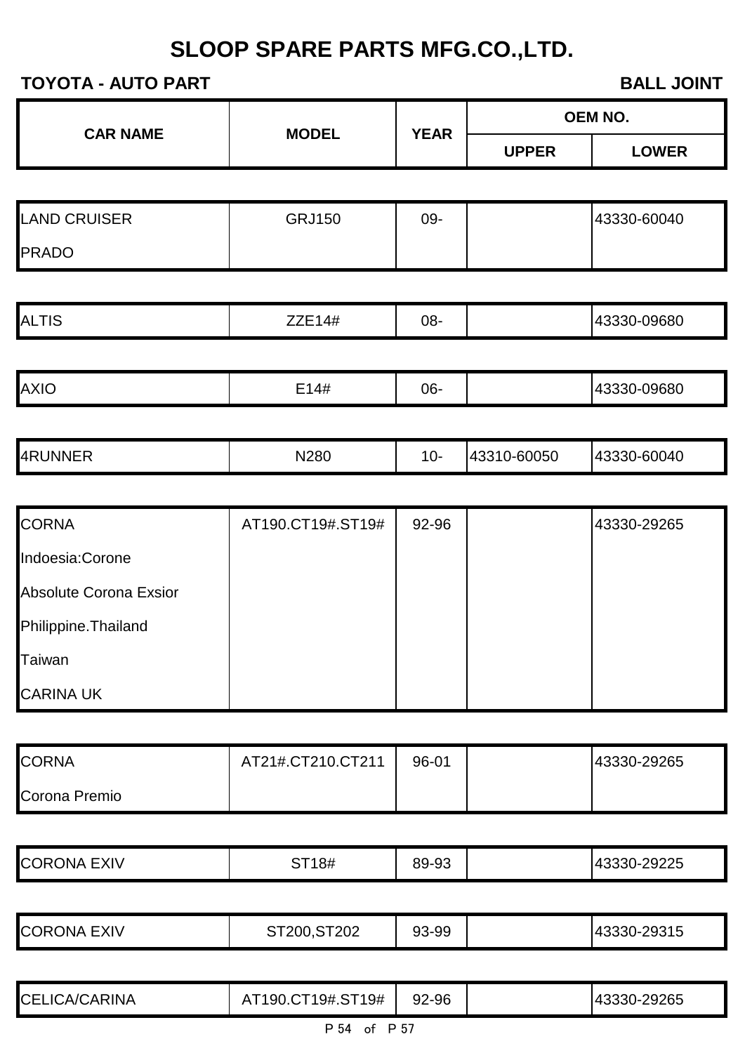# SLOOP SPARE PARTS MFG.CO.,LTD.

**TOYOTA - AUTO PART** **BALL JOINT**

| CAR NAME | MODEL | YEAR | OEM NO. | |
|---|---|---|---|---|
| | | | UPPER | LOWER |
| LAND CRUISER<br>PRADO | GRJ150 | 09- | | 43330-60040 |
| ALTIS | ZZE14# | 08- | | 43330-09680 |
| AXIO | E14# | 06- | | 43330-09680 |
| 4RUNNER | N280 | 10- | 43310-60050 | 43330-60040 |
| CORNA<br>Indoesia:Corone<br>Absolute Corona Exsior<br>Philippine.Thailand<br>Taiwan<br>CARINA UK | AT190.CT19#.ST19# | 92-96 | | 43330-29265 |
| CORNA<br>Corona Premio | AT21#.CT210.CT211 | 96-01 | | 43330-29265 |
| CORONA EXIV | ST18# | 89-93 | | 43330-29225 |
| CORONA EXIV | ST200,ST202 | 93-99 | | 43330-29315 |
| CELICA/CARINA | AT190.CT19#.ST19# | 92-96 | | 43330-29265 |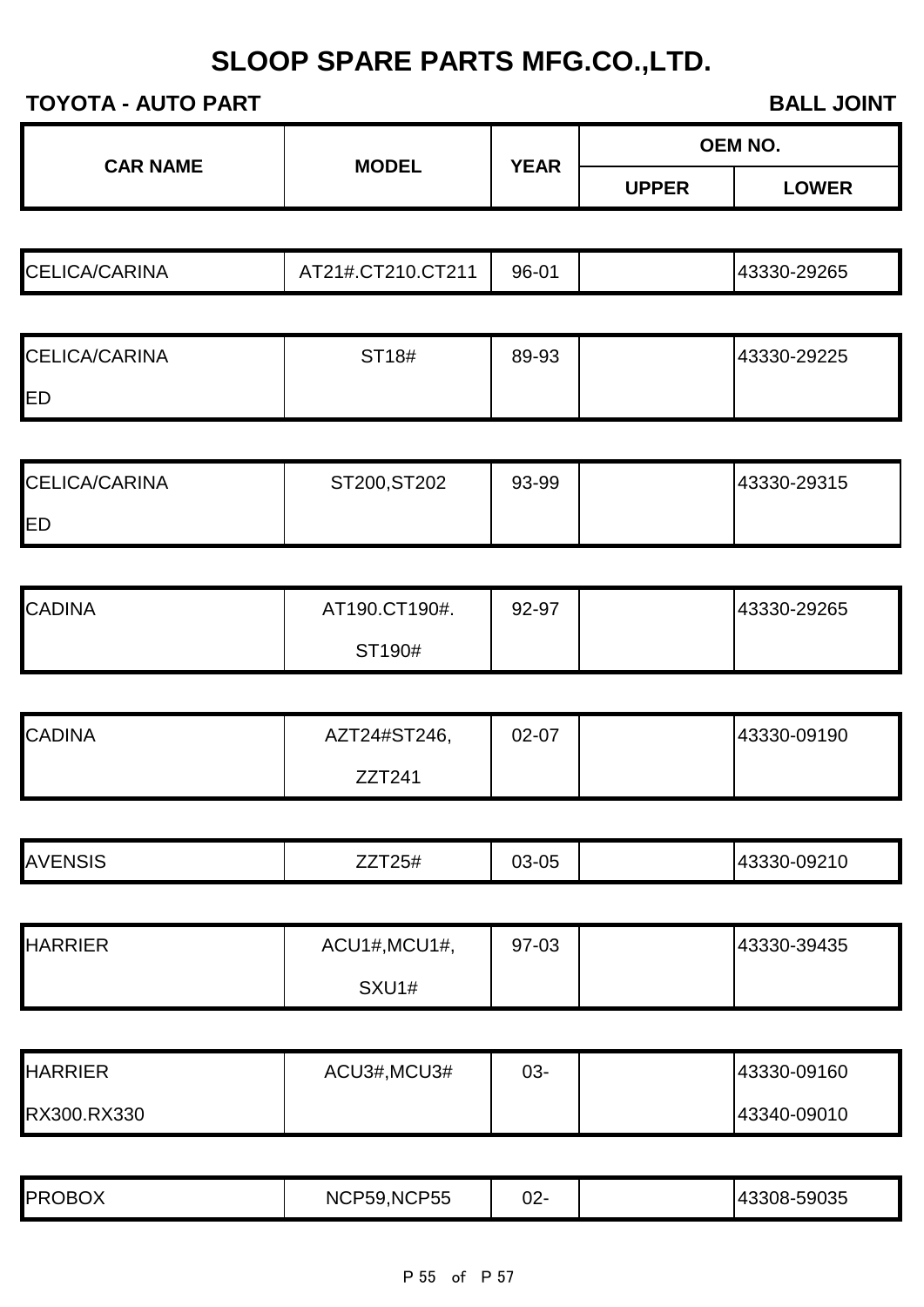# SLOOP SPARE PARTS MFG.CO.,LTD.

**TOYOTA - AUTO PART** **BALL JOINT**

| CAR NAME | MODEL | YEAR | OEM NO. | |
|---|---|---|---|---|
| | | | UPPER | LOWER |
| CELICA/CARINA | AT21#.CT210.CT211 | 96-01 | | 43330-29265 |
| CELICA/CARINA ED | ST18# | 89-93 | | 43330-29225 |
| CELICA/CARINA ED | ST200,ST202 | 93-99 | | 43330-29315 |
| CADINA | AT190.CT190#. ST190# | 92-97 | | 43330-29265 |
| CADINA | AZT24#ST246, ZZT241 | 02-07 | | 43330-09190 |
| AVENSIS | ZZT25# | 03-05 | | 43330-09210 |
| HARRIER | ACU1#,MCU1#, SXU1# | 97-03 | | 43330-39435 |
| HARRIER RX300.RX330 | ACU3#,MCU3# | 03- | | 43330-09160 43340-09010 |
| PROBOX | NCP59,NCP55 | 02- | | 43308-59035 |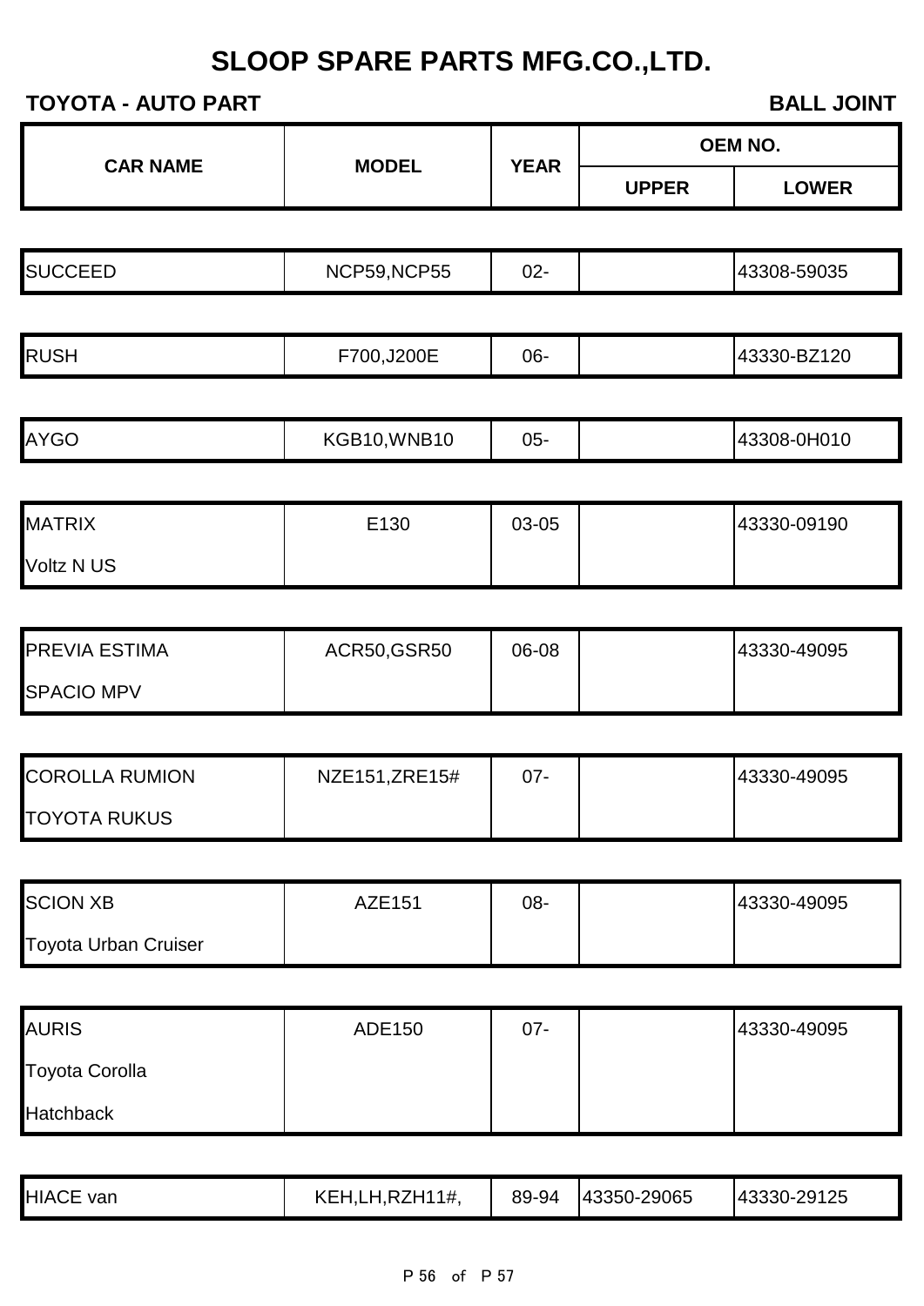# SLOOP SPARE PARTS MFG.CO.,LTD.

**TOYOTA - AUTO PART** **BALL JOINT**

| CAR NAME | MODEL | YEAR | OEM NO. | |
|---|---|---|---|---|
| | | | UPPER | LOWER |
| SUCCEED | NCP59,NCP55 | 02- | | 43308-59035 |
| RUSH | F700,J200E | 06- | | 43330-BZ120 |
| AYGO | KGB10,WNB10 | 05- | | 43308-0H010 |
| MATRIX Voltz N US | E130 | 03-05 | | 43330-09190 |
| PREVIA ESTIMA SPACIO MPV | ACR50,GSR50 | 06-08 | | 43330-49095 |
| COROLLA RUMION TOYOTA RUKUS | NZE151,ZRE15# | 07- | | 43330-49095 |
| SCION XB Toyota Urban Cruiser | AZE151 | 08- | | 43330-49095 |
| AURIS Toyota Corolla Hatchback | ADE150 | 07- | | 43330-49095 |
| HIACE van | KEH,LH,RZH11#, | 89-94 | 43350-29065 | 43330-29125 |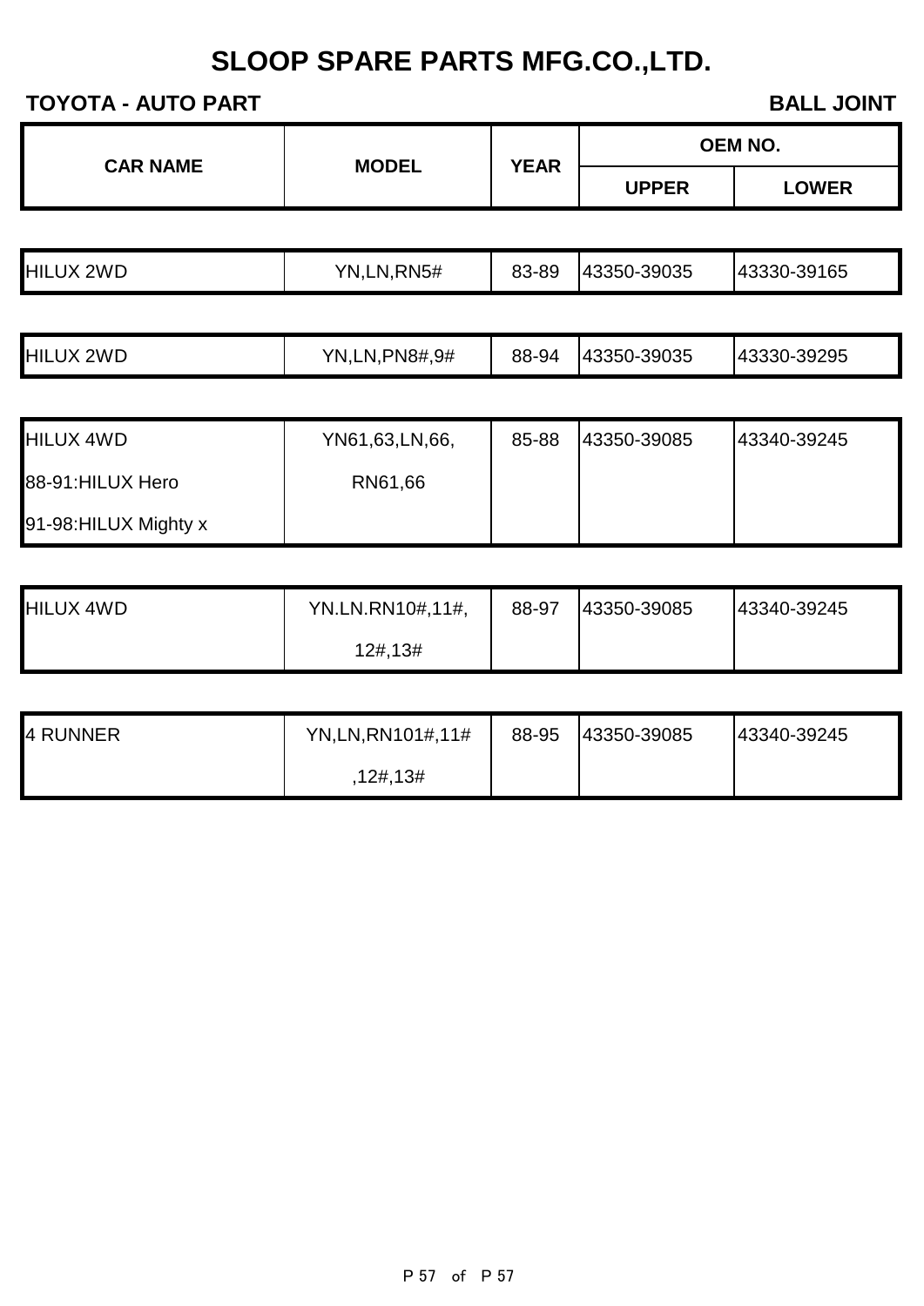# SLOOP SPARE PARTS MFG.CO.,LTD.

**TOYOTA - AUTO PART** **BALL JOINT**

| CAR NAME | MODEL | YEAR | OEM NO. | |
|---|---|---|---|---|
| | | | UPPER | LOWER |
| HILUX 2WD | YN,LN,RN5# | 83-89 | 43350-39035 | 43330-39165 |
| HILUX 2WD | YN,LN,PN8#,9# | 88-94 | 43350-39035 | 43330-39295 |
| HILUX 4WD<br>88-91:HILUX Hero<br>91-98:HILUX Mighty x | YN61,63,LN,66,<br>RN61,66 | 85-88 | 43350-39085 | 43340-39245 |
| HILUX 4WD | YN.LN.RN10#,11#,<br>12#,13# | 88-97 | 43350-39085 | 43340-39245 |
| 4 RUNNER | YN,LN,RN101#,11#<br>,12#,13# | 88-95 | 43350-39085 | 43340-39245 |